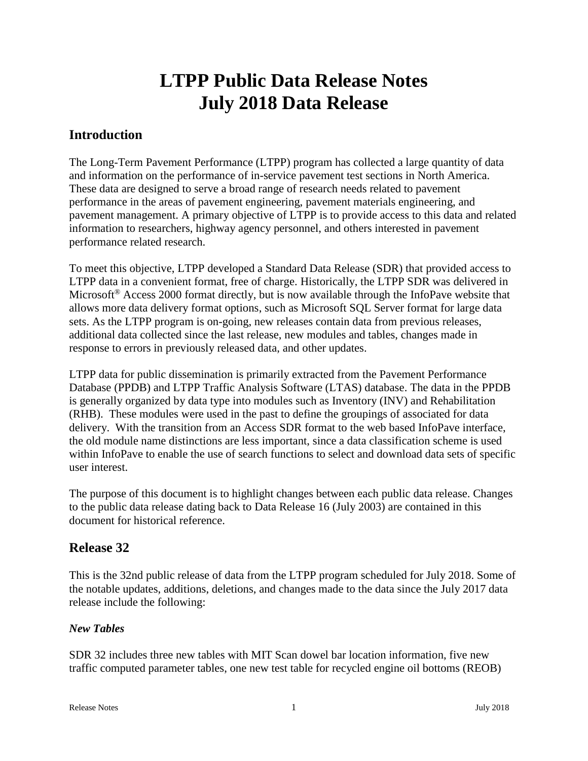# LTPP Public Data Release Notes
# July 2018 Data Release

## Introduction

The Long-Term Pavement Performance (LTPP) program has collected a large quantity of data and information on the performance of in-service pavement test sections in North America. These data are designed to serve a broad range of research needs related to pavement performance in the areas of pavement engineering, pavement materials engineering, and pavement management. A primary objective of LTPP is to provide access to this data and related information to researchers, highway agency personnel, and others interested in pavement performance related research.

To meet this objective, LTPP developed a Standard Data Release (SDR) that provided access to LTPP data in a convenient format, free of charge. Historically, the LTPP SDR was delivered in Microsoft® Access 2000 format directly, but is now available through the InfoPave website that allows more data delivery format options, such as Microsoft SQL Server format for large data sets. As the LTPP program is on-going, new releases contain data from previous releases, additional data collected since the last release, new modules and tables, changes made in response to errors in previously released data, and other updates.

LTPP data for public dissemination is primarily extracted from the Pavement Performance Database (PPDB) and LTPP Traffic Analysis Software (LTAS) database. The data in the PPDB is generally organized by data type into modules such as Inventory (INV) and Rehabilitation (RHB). These modules were used in the past to define the groupings of associated for data delivery. With the transition from an Access SDR format to the web based InfoPave interface, the old module name distinctions are less important, since a data classification scheme is used within InfoPave to enable the use of search functions to select and download data sets of specific user interest.

The purpose of this document is to highlight changes between each public data release. Changes to the public data release dating back to Data Release 16 (July 2003) are contained in this document for historical reference.

## Release 32

This is the 32nd public release of data from the LTPP program scheduled for July 2018. Some of the notable updates, additions, deletions, and changes made to the data since the July 2017 data release include the following:

### *New Tables*

SDR 32 includes three new tables with MIT Scan dowel bar location information, five new traffic computed parameter tables, one new test table for recycled engine oil bottoms (REOB)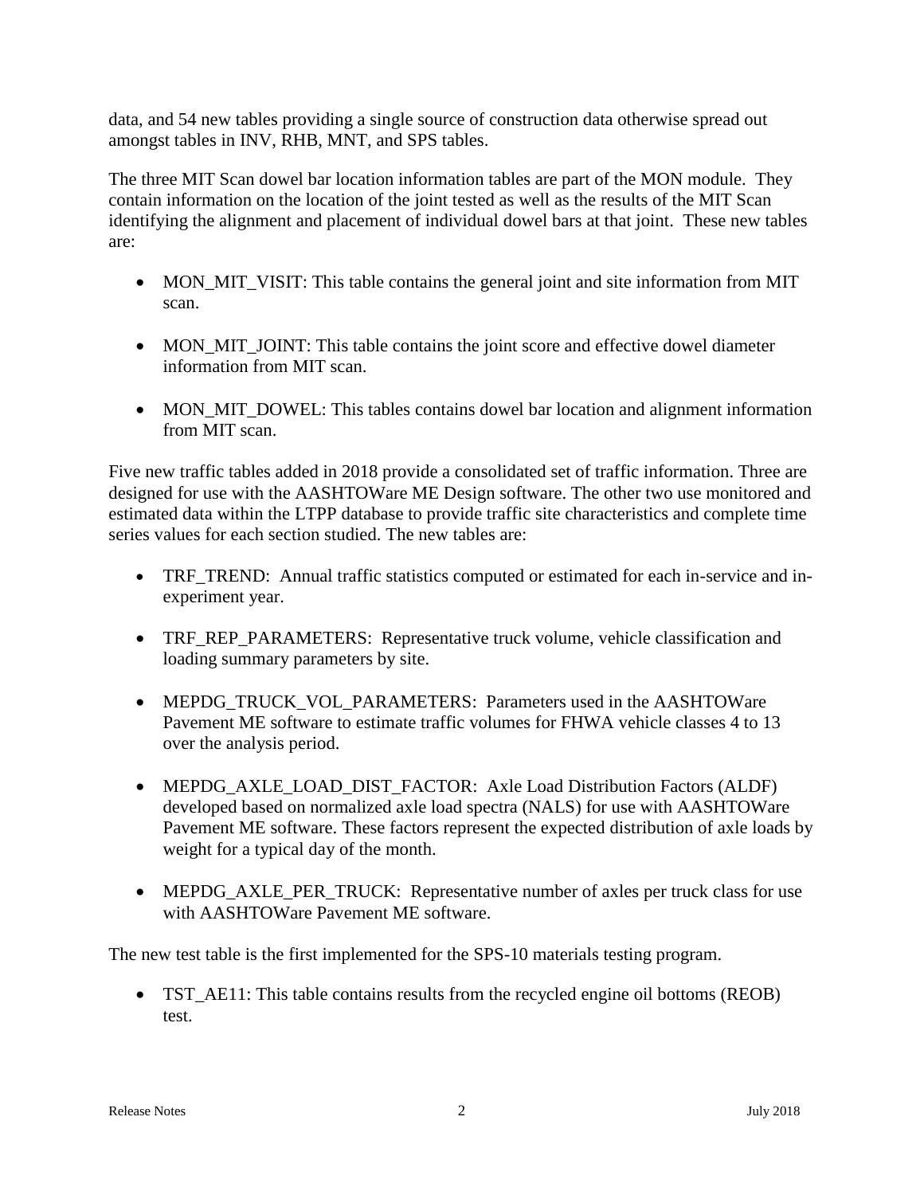data, and 54 new tables providing a single source of construction data otherwise spread out amongst tables in INV, RHB, MNT, and SPS tables.

The three MIT Scan dowel bar location information tables are part of the MON module. They contain information on the location of the joint tested as well as the results of the MIT Scan identifying the alignment and placement of individual dowel bars at that joint. These new tables are:

- MON_MIT_VISIT: This table contains the general joint and site information from MIT scan.
- MON_MIT_JOINT: This table contains the joint score and effective dowel diameter information from MIT scan.
- MON_MIT_DOWEL: This tables contains dowel bar location and alignment information from MIT scan.

Five new traffic tables added in 2018 provide a consolidated set of traffic information. Three are designed for use with the AASHTOWare ME Design software. The other two use monitored and estimated data within the LTPP database to provide traffic site characteristics and complete time series values for each section studied. The new tables are:

- TRF_TREND: Annual traffic statistics computed or estimated for each in-service and in-experiment year.
- TRF_REP_PARAMETERS: Representative truck volume, vehicle classification and loading summary parameters by site.
- MEPDG_TRUCK_VOL_PARAMETERS: Parameters used in the AASHTOWare Pavement ME software to estimate traffic volumes for FHWA vehicle classes 4 to 13 over the analysis period.
- MEPDG_AXLE_LOAD_DIST_FACTOR: Axle Load Distribution Factors (ALDF) developed based on normalized axle load spectra (NALS) for use with AASHTOWare Pavement ME software. These factors represent the expected distribution of axle loads by weight for a typical day of the month.
- MEPDG_AXLE_PER_TRUCK: Representative number of axles per truck class for use with AASHTOWare Pavement ME software.

The new test table is the first implemented for the SPS-10 materials testing program.

- TST_AE11: This table contains results from the recycled engine oil bottoms (REOB) test.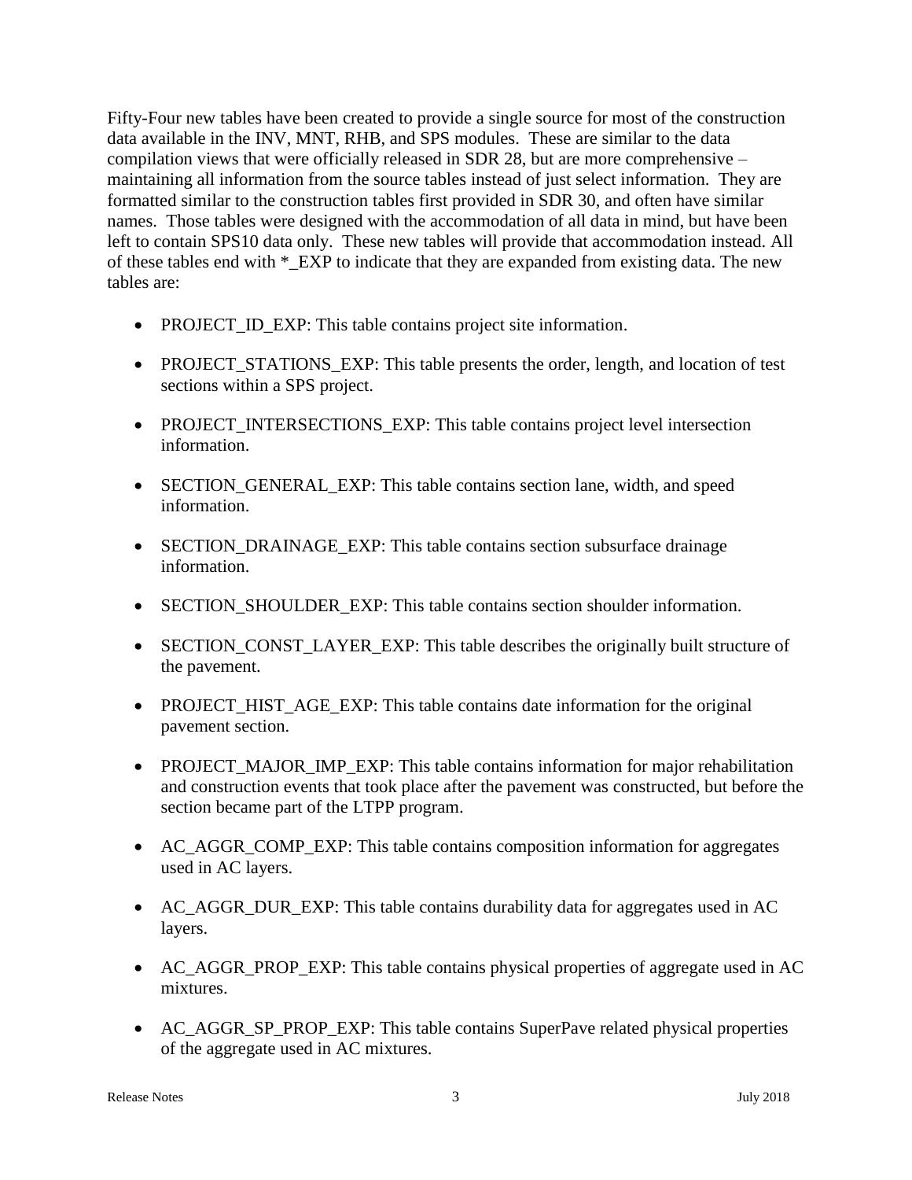Fifty-Four new tables have been created to provide a single source for most of the construction data available in the INV, MNT, RHB, and SPS modules. These are similar to the data compilation views that were officially released in SDR 28, but are more comprehensive – maintaining all information from the source tables instead of just select information. They are formatted similar to the construction tables first provided in SDR 30, and often have similar names. Those tables were designed with the accommodation of all data in mind, but have been left to contain SPS10 data only. These new tables will provide that accommodation instead. All of these tables end with *_EXP to indicate that they are expanded from existing data. The new tables are:

- PROJECT_ID_EXP: This table contains project site information.
- PROJECT_STATIONS_EXP: This table presents the order, length, and location of test sections within a SPS project.
- PROJECT_INTERSECTIONS_EXP: This table contains project level intersection information.
- SECTION_GENERAL_EXP: This table contains section lane, width, and speed information.
- SECTION_DRAINAGE_EXP: This table contains section subsurface drainage information.
- SECTION_SHOULDER_EXP: This table contains section shoulder information.
- SECTION_CONST_LAYER_EXP: This table describes the originally built structure of the pavement.
- PROJECT_HIST_AGE_EXP: This table contains date information for the original pavement section.
- PROJECT_MAJOR_IMP_EXP: This table contains information for major rehabilitation and construction events that took place after the pavement was constructed, but before the section became part of the LTPP program.
- AC_AGGR_COMP_EXP: This table contains composition information for aggregates used in AC layers.
- AC_AGGR_DUR_EXP: This table contains durability data for aggregates used in AC layers.
- AC_AGGR_PROP_EXP: This table contains physical properties of aggregate used in AC mixtures.
- AC_AGGR_SP_PROP_EXP: This table contains SuperPave related physical properties of the aggregate used in AC mixtures.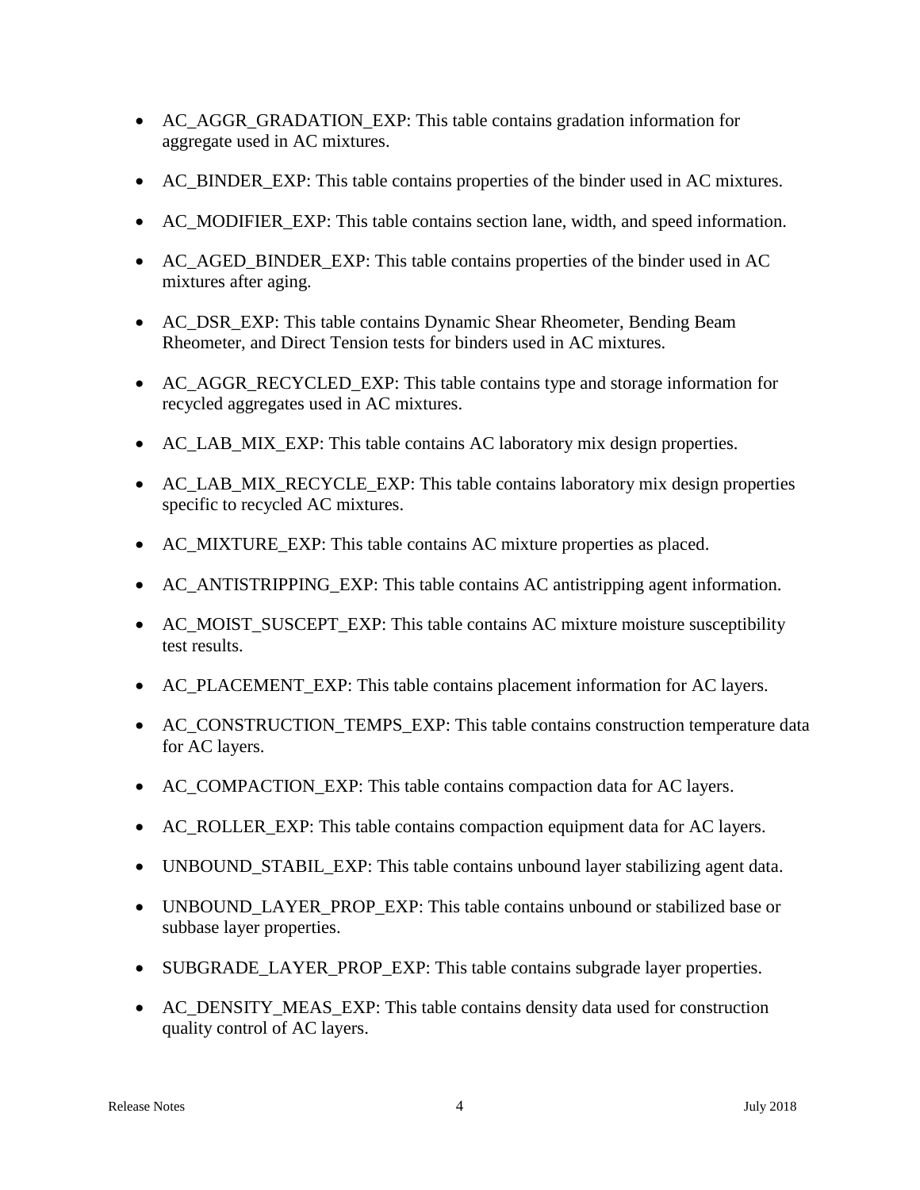- AC_AGGR_GRADATION_EXP: This table contains gradation information for aggregate used in AC mixtures.
- AC_BINDER_EXP: This table contains properties of the binder used in AC mixtures.
- AC_MODIFIER_EXP: This table contains section lane, width, and speed information.
- AC_AGED_BINDER_EXP: This table contains properties of the binder used in AC mixtures after aging.
- AC_DSR_EXP: This table contains Dynamic Shear Rheometer, Bending Beam Rheometer, and Direct Tension tests for binders used in AC mixtures.
- AC_AGGR_RECYCLED_EXP: This table contains type and storage information for recycled aggregates used in AC mixtures.
- AC_LAB_MIX_EXP: This table contains AC laboratory mix design properties.
- AC_LAB_MIX_RECYCLE_EXP: This table contains laboratory mix design properties specific to recycled AC mixtures.
- AC_MIXTURE_EXP: This table contains AC mixture properties as placed.
- AC_ANTISTRIPPING_EXP: This table contains AC antistripping agent information.
- AC_MOIST_SUSCEPT_EXP: This table contains AC mixture moisture susceptibility test results.
- AC_PLACEMENT_EXP: This table contains placement information for AC layers.
- AC_CONSTRUCTION_TEMPS_EXP: This table contains construction temperature data for AC layers.
- AC_COMPACTION_EXP: This table contains compaction data for AC layers.
- AC_ROLLER_EXP: This table contains compaction equipment data for AC layers.
- UNBOUND_STABIL_EXP: This table contains unbound layer stabilizing agent data.
- UNBOUND_LAYER_PROP_EXP: This table contains unbound or stabilized base or subbase layer properties.
- SUBGRADE_LAYER_PROP_EXP: This table contains subgrade layer properties.
- AC_DENSITY_MEAS_EXP: This table contains density data used for construction quality control of AC layers.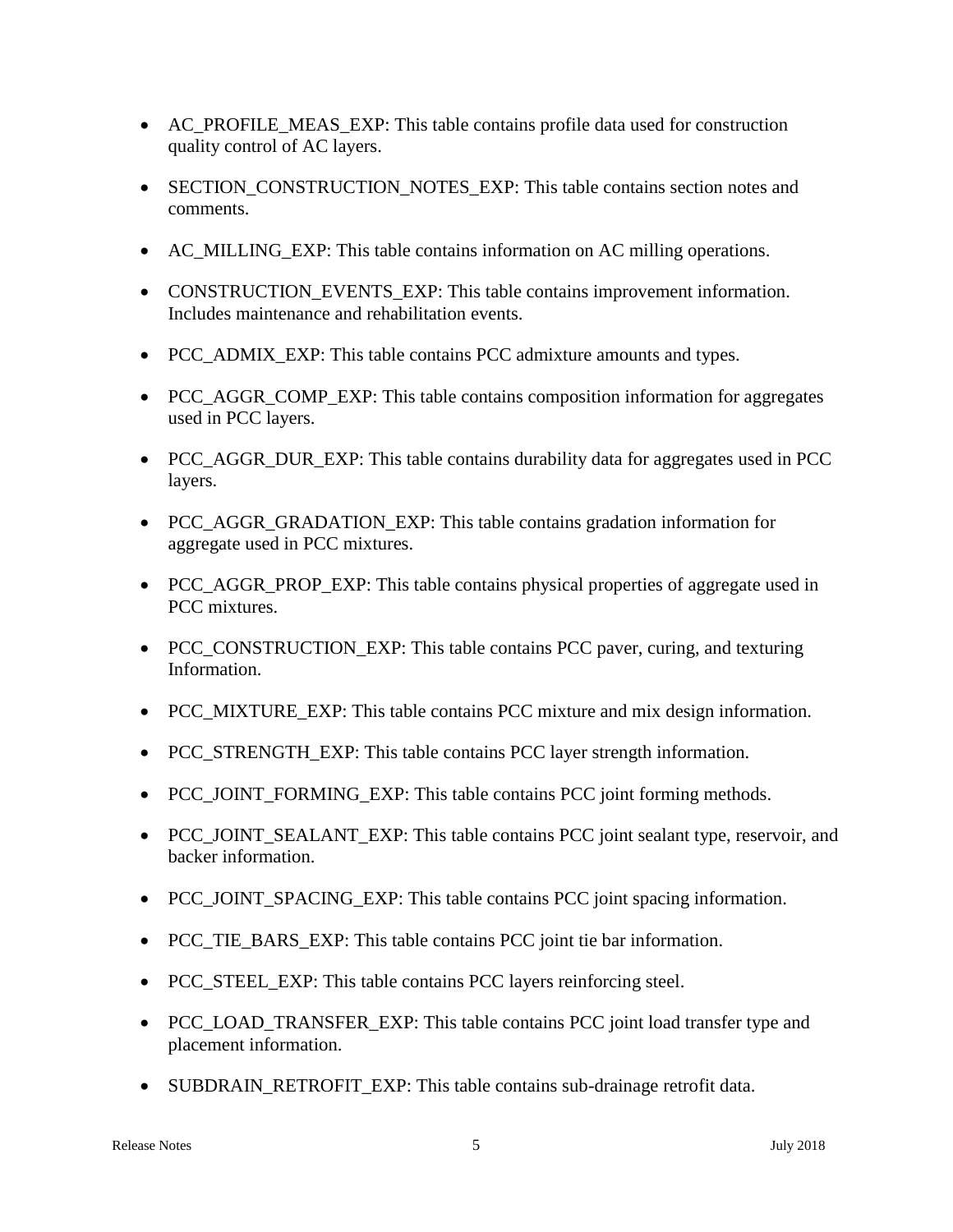- AC_PROFILE_MEAS_EXP: This table contains profile data used for construction quality control of AC layers.
- SECTION_CONSTRUCTION_NOTES_EXP: This table contains section notes and comments.
- AC_MILLING_EXP: This table contains information on AC milling operations.
- CONSTRUCTION_EVENTS_EXP: This table contains improvement information. Includes maintenance and rehabilitation events.
- PCC_ADMIX_EXP: This table contains PCC admixture amounts and types.
- PCC_AGGR_COMP_EXP: This table contains composition information for aggregates used in PCC layers.
- PCC_AGGR_DUR_EXP: This table contains durability data for aggregates used in PCC layers.
- PCC_AGGR_GRADATION_EXP: This table contains gradation information for aggregate used in PCC mixtures.
- PCC_AGGR_PROP_EXP: This table contains physical properties of aggregate used in PCC mixtures.
- PCC_CONSTRUCTION_EXP: This table contains PCC paver, curing, and texturing Information.
- PCC_MIXTURE_EXP: This table contains PCC mixture and mix design information.
- PCC_STRENGTH_EXP: This table contains PCC layer strength information.
- PCC_JOINT_FORMING_EXP: This table contains PCC joint forming methods.
- PCC_JOINT_SEALANT_EXP: This table contains PCC joint sealant type, reservoir, and backer information.
- PCC_JOINT_SPACING_EXP: This table contains PCC joint spacing information.
- PCC_TIE_BARS_EXP: This table contains PCC joint tie bar information.
- PCC_STEEL_EXP: This table contains PCC layers reinforcing steel.
- PCC_LOAD_TRANSFER_EXP: This table contains PCC joint load transfer type and placement information.
- SUBDRAIN_RETROFIT_EXP: This table contains sub-drainage retrofit data.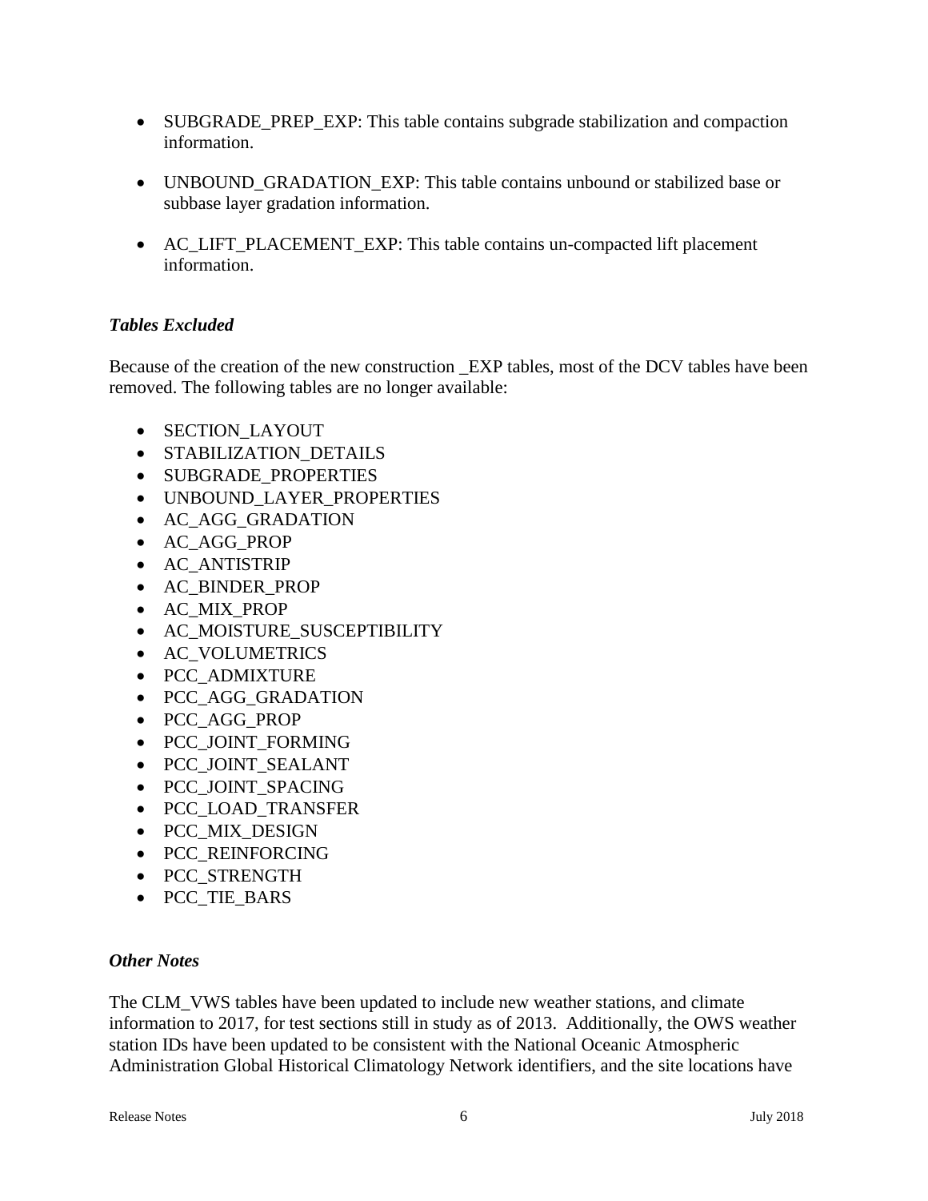- SUBGRADE_PREP_EXP: This table contains subgrade stabilization and compaction information.

- UNBOUND_GRADATION_EXP: This table contains unbound or stabilized base or subbase layer gradation information.

- AC_LIFT_PLACEMENT_EXP: This table contains un-compacted lift placement information.

### *Tables Excluded*

Because of the creation of the new construction _EXP tables, most of the DCV tables have been removed. The following tables are no longer available:

- SECTION_LAYOUT
- STABILIZATION_DETAILS
- SUBGRADE_PROPERTIES
- UNBOUND_LAYER_PROPERTIES
- AC_AGG_GRADATION
- AC_AGG_PROP
- AC_ANTISTRIP
- AC_BINDER_PROP
- AC_MIX_PROP
- AC_MOISTURE_SUSCEPTIBILITY
- AC_VOLUMETRICS
- PCC_ADMIXTURE
- PCC_AGG_GRADATION
- PCC_AGG_PROP
- PCC_JOINT_FORMING
- PCC_JOINT_SEALANT
- PCC_JOINT_SPACING
- PCC_LOAD_TRANSFER
- PCC_MIX_DESIGN
- PCC_REINFORCING
- PCC_STRENGTH
- PCC_TIE_BARS

### *Other Notes*

The CLM_VWS tables have been updated to include new weather stations, and climate information to 2017, for test sections still in study as of 2013. Additionally, the OWS weather station IDs have been updated to be consistent with the National Oceanic Atmospheric Administration Global Historical Climatology Network identifiers, and the site locations have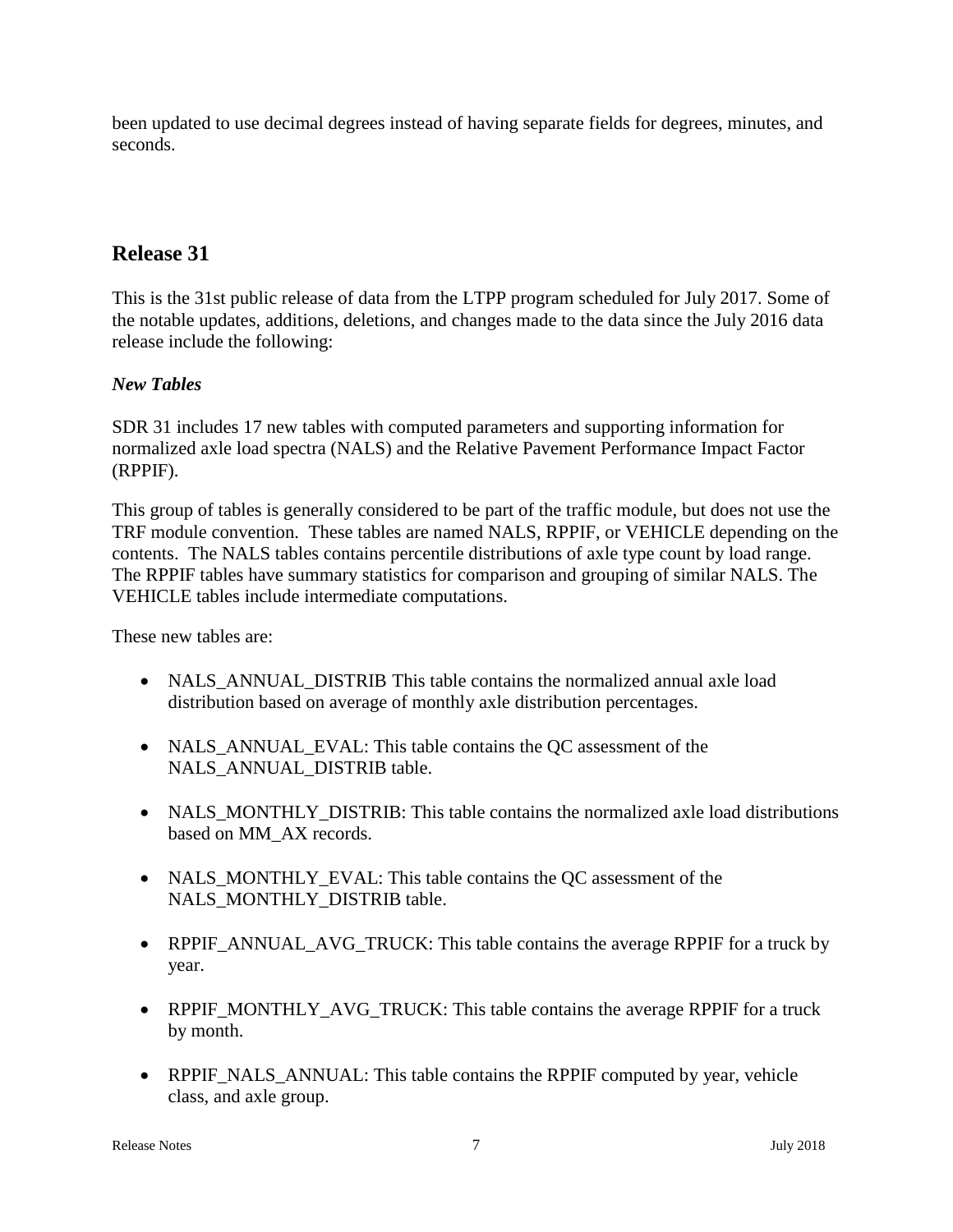been updated to use decimal degrees instead of having separate fields for degrees, minutes, and seconds.

## Release 31

This is the 31st public release of data from the LTPP program scheduled for July 2017. Some of the notable updates, additions, deletions, and changes made to the data since the July 2016 data release include the following:

### *New Tables*

SDR 31 includes 17 new tables with computed parameters and supporting information for normalized axle load spectra (NALS) and the Relative Pavement Performance Impact Factor (RPPIF).

This group of tables is generally considered to be part of the traffic module, but does not use the TRF module convention. These tables are named NALS, RPPIF, or VEHICLE depending on the contents. The NALS tables contains percentile distributions of axle type count by load range. The RPPIF tables have summary statistics for comparison and grouping of similar NALS. The VEHICLE tables include intermediate computations.

These new tables are:

- NALS_ANNUAL_DISTRIB This table contains the normalized annual axle load distribution based on average of monthly axle distribution percentages.
- NALS_ANNUAL_EVAL: This table contains the QC assessment of the NALS_ANNUAL_DISTRIB table.
- NALS_MONTHLY_DISTRIB: This table contains the normalized axle load distributions based on MM_AX records.
- NALS_MONTHLY_EVAL: This table contains the QC assessment of the NALS_MONTHLY_DISTRIB table.
- RPPIF_ANNUAL_AVG_TRUCK: This table contains the average RPPIF for a truck by year.
- RPPIF_MONTHLY_AVG_TRUCK: This table contains the average RPPIF for a truck by month.
- RPPIF_NALS_ANNUAL: This table contains the RPPIF computed by year, vehicle class, and axle group.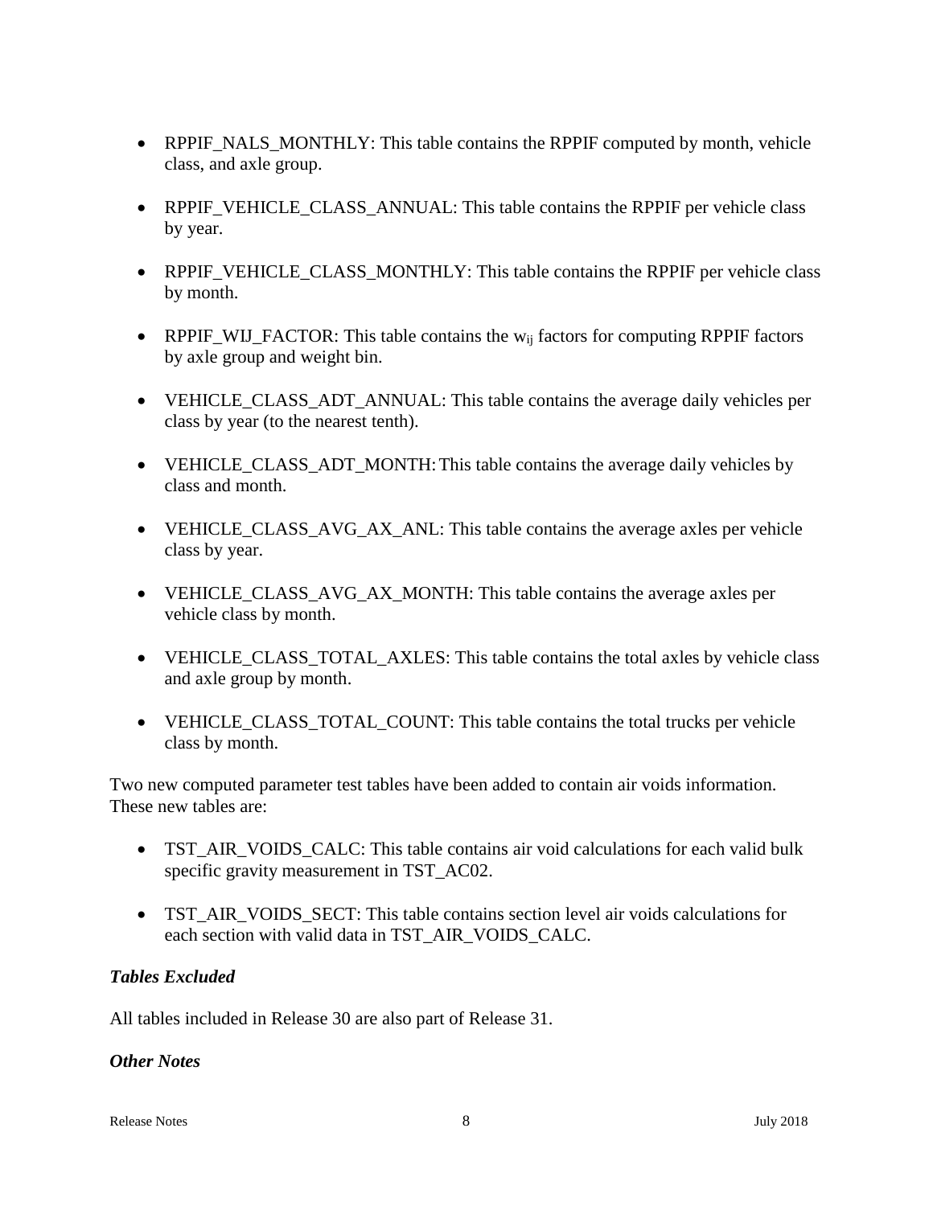- RPPIF_NALS_MONTHLY: This table contains the RPPIF computed by month, vehicle class, and axle group.
- RPPIF_VEHICLE_CLASS_ANNUAL: This table contains the RPPIF per vehicle class by year.
- RPPIF_VEHICLE_CLASS_MONTHLY: This table contains the RPPIF per vehicle class by month.
- RPPIF_WIJ_FACTOR: This table contains the $w_{ij}$ factors for computing RPPIF factors by axle group and weight bin.
- VEHICLE_CLASS_ADT_ANNUAL: This table contains the average daily vehicles per class by year (to the nearest tenth).
- VEHICLE_CLASS_ADT_MONTH: This table contains the average daily vehicles by class and month.
- VEHICLE_CLASS_AVG_AX_ANL: This table contains the average axles per vehicle class by year.
- VEHICLE_CLASS_AVG_AX_MONTH: This table contains the average axles per vehicle class by month.
- VEHICLE_CLASS_TOTAL_AXLES: This table contains the total axles by vehicle class and axle group by month.
- VEHICLE_CLASS_TOTAL_COUNT: This table contains the total trucks per vehicle class by month.

Two new computed parameter test tables have been added to contain air voids information. These new tables are:

- TST_AIR_VOIDS_CALC: This table contains air void calculations for each valid bulk specific gravity measurement in TST_AC02.
- TST_AIR_VOIDS_SECT: This table contains section level air voids calculations for each section with valid data in TST_AIR_VOIDS_CALC.

### *Tables Excluded*

All tables included in Release 30 are also part of Release 31.

### *Other Notes*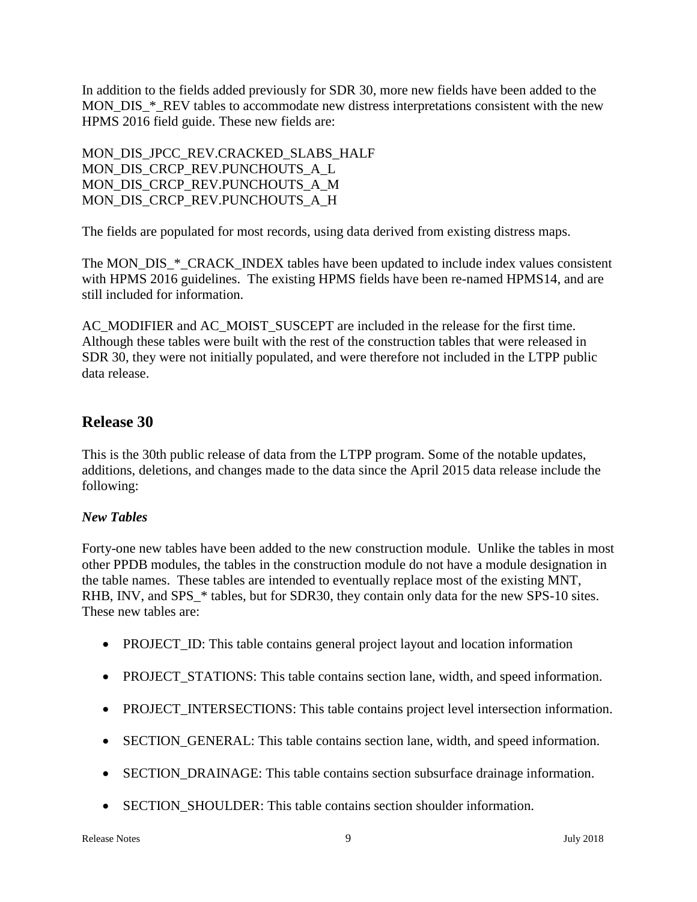In addition to the fields added previously for SDR 30, more new fields have been added to the MON_DIS_*_REV tables to accommodate new distress interpretations consistent with the new HPMS 2016 field guide. These new fields are:

MON_DIS_JPCC_REV.CRACKED_SLABS_HALF
MON_DIS_CRCP_REV.PUNCHOUTS_A_L
MON_DIS_CRCP_REV.PUNCHOUTS_A_M
MON_DIS_CRCP_REV.PUNCHOUTS_A_H

The fields are populated for most records, using data derived from existing distress maps.

The MON_DIS_*_CRACK_INDEX tables have been updated to include index values consistent with HPMS 2016 guidelines. The existing HPMS fields have been re-named HPMS14, and are still included for information.

AC_MODIFIER and AC_MOIST_SUSCEPT are included in the release for the first time. Although these tables were built with the rest of the construction tables that were released in SDR 30, they were not initially populated, and were therefore not included in the LTPP public data release.

## Release 30

This is the 30th public release of data from the LTPP program. Some of the notable updates, additions, deletions, and changes made to the data since the April 2015 data release include the following:

### *New Tables*

Forty-one new tables have been added to the new construction module. Unlike the tables in most other PPDB modules, the tables in the construction module do not have a module designation in the table names. These tables are intended to eventually replace most of the existing MNT, RHB, INV, and SPS_* tables, but for SDR30, they contain only data for the new SPS-10 sites. These new tables are:

- PROJECT_ID: This table contains general project layout and location information
- PROJECT_STATIONS: This table contains section lane, width, and speed information.
- PROJECT_INTERSECTIONS: This table contains project level intersection information.
- SECTION_GENERAL: This table contains section lane, width, and speed information.
- SECTION_DRAINAGE: This table contains section subsurface drainage information.
- SECTION_SHOULDER: This table contains section shoulder information.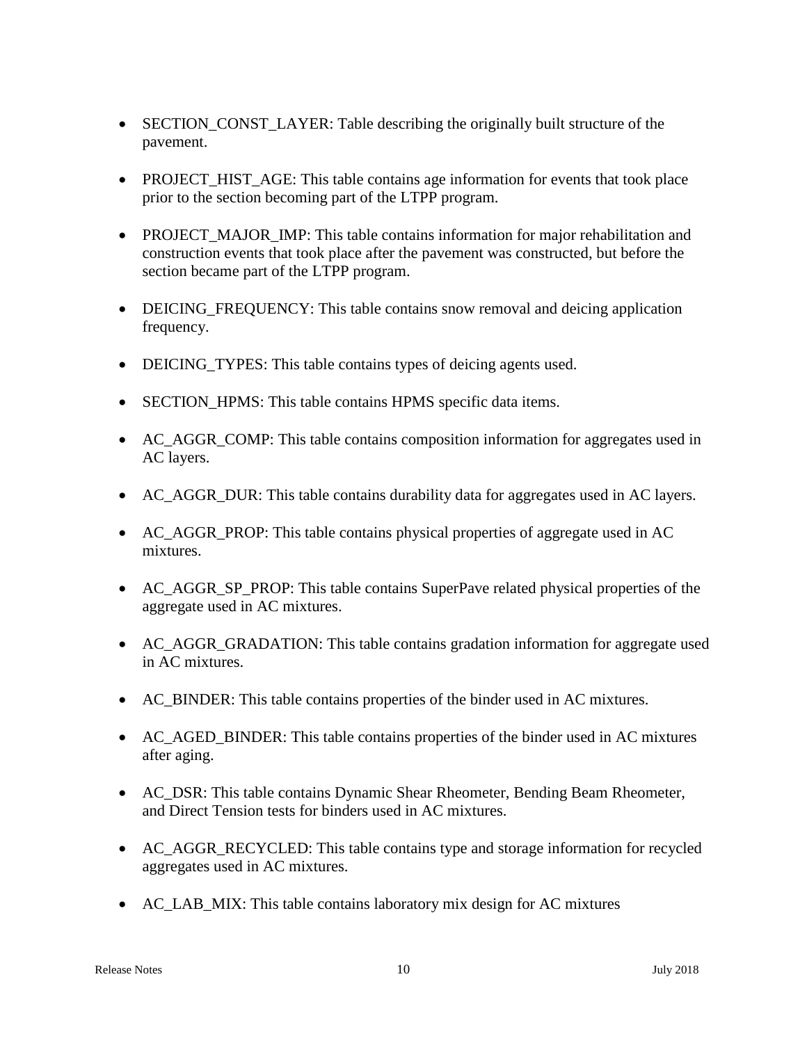- SECTION_CONST_LAYER: Table describing the originally built structure of the pavement.
- PROJECT_HIST_AGE: This table contains age information for events that took place prior to the section becoming part of the LTPP program.
- PROJECT_MAJOR_IMP: This table contains information for major rehabilitation and construction events that took place after the pavement was constructed, but before the section became part of the LTPP program.
- DEICING_FREQUENCY: This table contains snow removal and deicing application frequency.
- DEICING_TYPES: This table contains types of deicing agents used.
- SECTION_HPMS: This table contains HPMS specific data items.
- AC_AGGR_COMP: This table contains composition information for aggregates used in AC layers.
- AC_AGGR_DUR: This table contains durability data for aggregates used in AC layers.
- AC_AGGR_PROP: This table contains physical properties of aggregate used in AC mixtures.
- AC_AGGR_SP_PROP: This table contains SuperPave related physical properties of the aggregate used in AC mixtures.
- AC_AGGR_GRADATION: This table contains gradation information for aggregate used in AC mixtures.
- AC_BINDER: This table contains properties of the binder used in AC mixtures.
- AC_AGED_BINDER: This table contains properties of the binder used in AC mixtures after aging.
- AC_DSR: This table contains Dynamic Shear Rheometer, Bending Beam Rheometer, and Direct Tension tests for binders used in AC mixtures.
- AC_AGGR_RECYCLED: This table contains type and storage information for recycled aggregates used in AC mixtures.
- AC_LAB_MIX: This table contains laboratory mix design for AC mixtures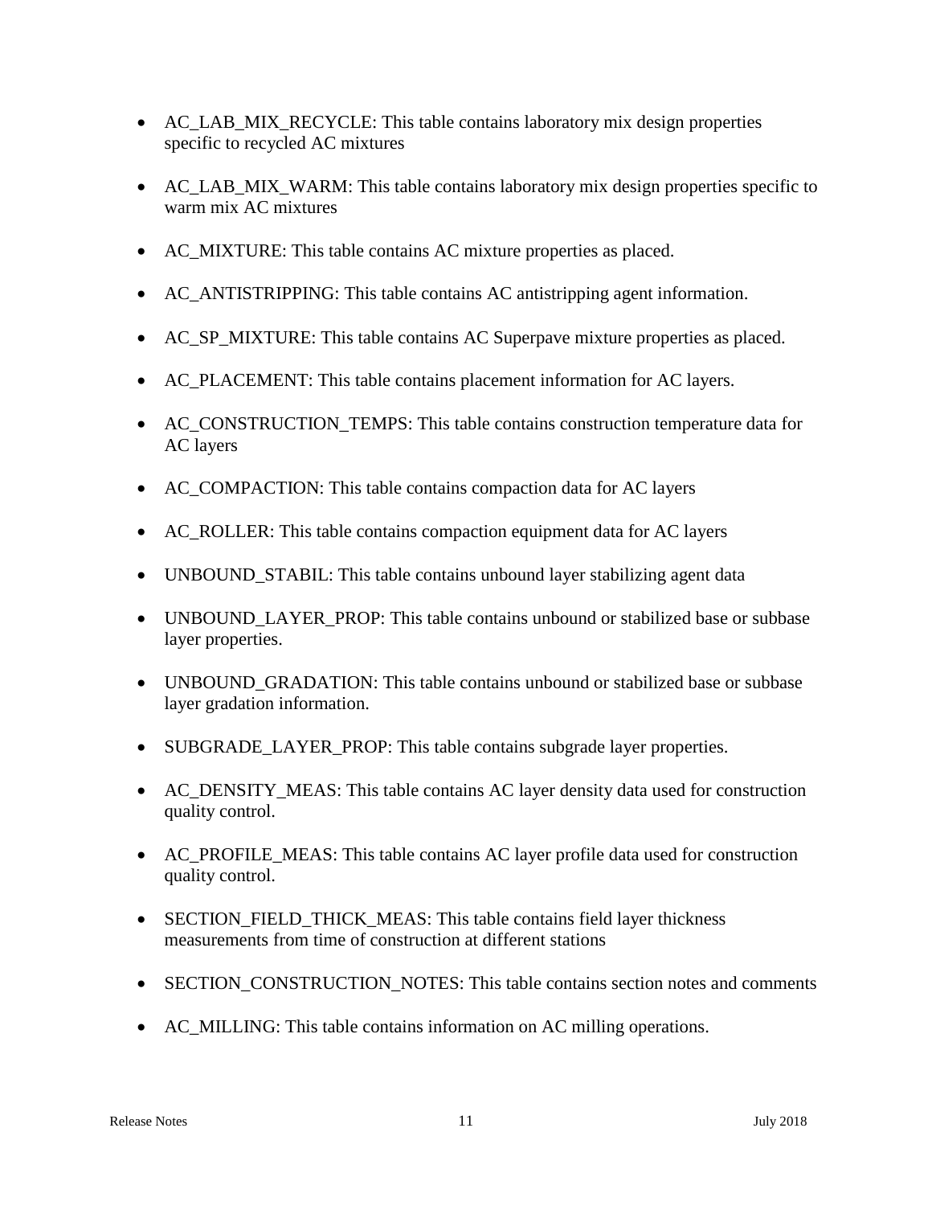- AC_LAB_MIX_RECYCLE: This table contains laboratory mix design properties specific to recycled AC mixtures

- AC_LAB_MIX_WARM: This table contains laboratory mix design properties specific to warm mix AC mixtures

- AC_MIXTURE: This table contains AC mixture properties as placed.

- AC_ANTISTRIPPING: This table contains AC antistripping agent information.

- AC_SP_MIXTURE: This table contains AC Superpave mixture properties as placed.

- AC_PLACEMENT: This table contains placement information for AC layers.

- AC_CONSTRUCTION_TEMPS: This table contains construction temperature data for AC layers

- AC_COMPACTION: This table contains compaction data for AC layers

- AC_ROLLER: This table contains compaction equipment data for AC layers

- UNBOUND_STABIL: This table contains unbound layer stabilizing agent data

- UNBOUND_LAYER_PROP: This table contains unbound or stabilized base or subbase layer properties.

- UNBOUND_GRADATION: This table contains unbound or stabilized base or subbase layer gradation information.

- SUBGRADE_LAYER_PROP: This table contains subgrade layer properties.

- AC_DENSITY_MEAS: This table contains AC layer density data used for construction quality control.

- AC_PROFILE_MEAS: This table contains AC layer profile data used for construction quality control.

- SECTION_FIELD_THICK_MEAS: This table contains field layer thickness measurements from time of construction at different stations

- SECTION_CONSTRUCTION_NOTES: This table contains section notes and comments

- AC_MILLING: This table contains information on AC milling operations.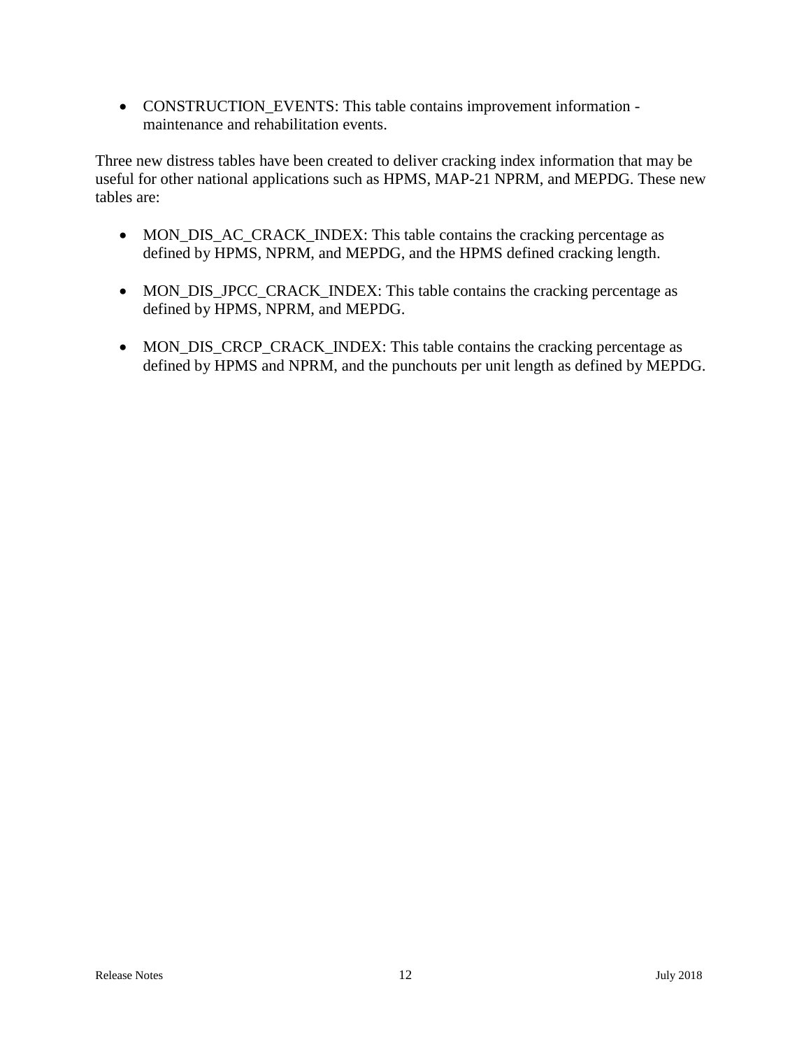- CONSTRUCTION_EVENTS: This table contains improvement information - maintenance and rehabilitation events.

Three new distress tables have been created to deliver cracking index information that may be useful for other national applications such as HPMS, MAP-21 NPRM, and MEPDG. These new tables are:

- MON_DIS_AC_CRACK_INDEX: This table contains the cracking percentage as defined by HPMS, NPRM, and MEPDG, and the HPMS defined cracking length.

- MON_DIS_JPCC_CRACK_INDEX: This table contains the cracking percentage as defined by HPMS, NPRM, and MEPDG.

- MON_DIS_CRCP_CRACK_INDEX: This table contains the cracking percentage as defined by HPMS and NPRM, and the punchouts per unit length as defined by MEPDG.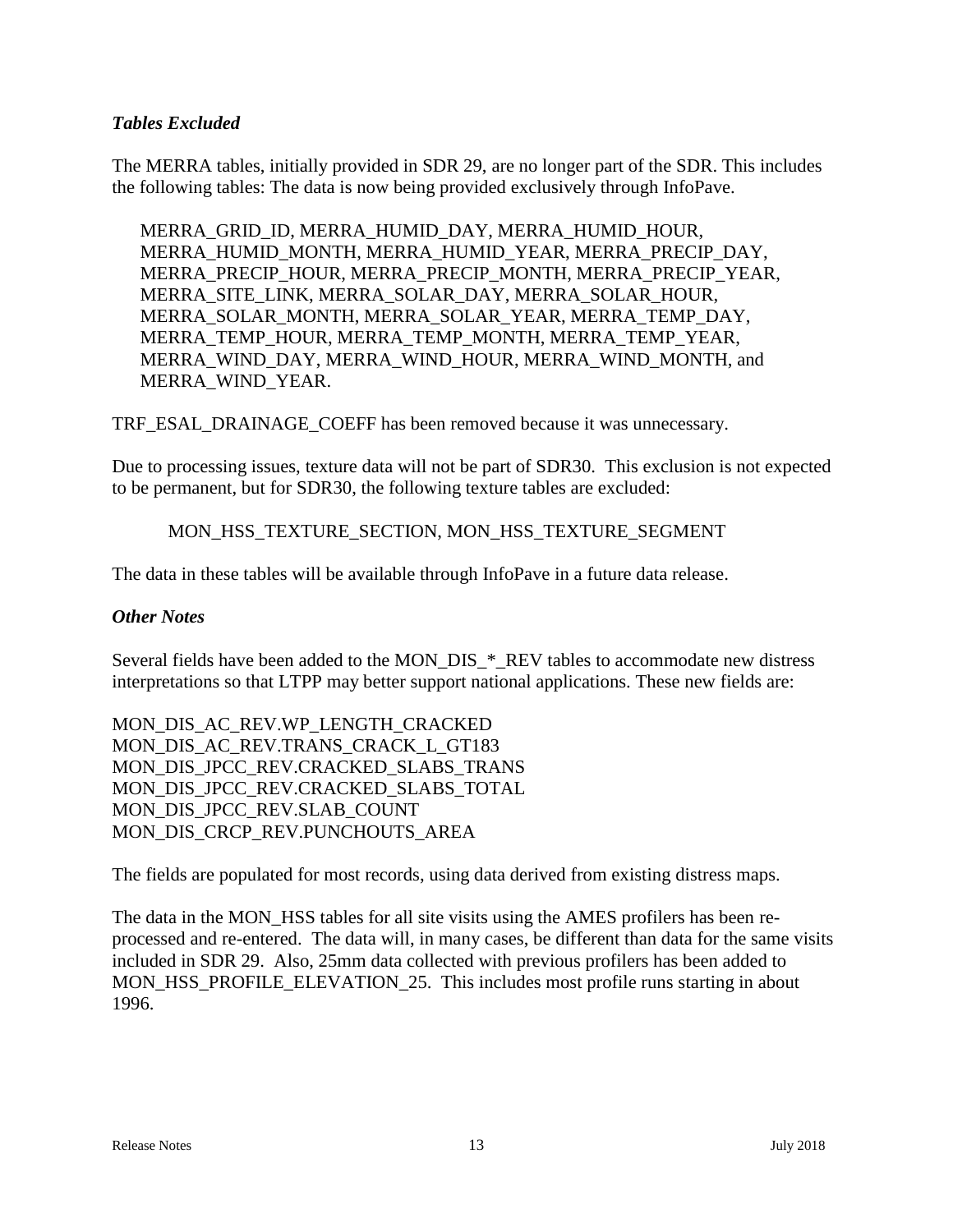### *Tables Excluded*

The MERRA tables, initially provided in SDR 29, are no longer part of the SDR. This includes the following tables: The data is now being provided exclusively through InfoPave.

MERRA_GRID_ID, MERRA_HUMID_DAY, MERRA_HUMID_HOUR, MERRA_HUMID_MONTH, MERRA_HUMID_YEAR, MERRA_PRECIP_DAY, MERRA_PRECIP_HOUR, MERRA_PRECIP_MONTH, MERRA_PRECIP_YEAR, MERRA_SITE_LINK, MERRA_SOLAR_DAY, MERRA_SOLAR_HOUR, MERRA_SOLAR_MONTH, MERRA_SOLAR_YEAR, MERRA_TEMP_DAY, MERRA_TEMP_HOUR, MERRA_TEMP_MONTH, MERRA_TEMP_YEAR, MERRA_WIND_DAY, MERRA_WIND_HOUR, MERRA_WIND_MONTH, and MERRA_WIND_YEAR.

TRF_ESAL_DRAINAGE_COEFF has been removed because it was unnecessary.

Due to processing issues, texture data will not be part of SDR30. This exclusion is not expected to be permanent, but for SDR30, the following texture tables are excluded:

MON_HSS_TEXTURE_SECTION, MON_HSS_TEXTURE_SEGMENT

The data in these tables will be available through InfoPave in a future data release.

### *Other Notes*

Several fields have been added to the MON_DIS_*_REV tables to accommodate new distress interpretations so that LTPP may better support national applications. These new fields are:

MON_DIS_AC_REV.WP_LENGTH_CRACKED
MON_DIS_AC_REV.TRANS_CRACK_L_GT183
MON_DIS_JPCC_REV.CRACKED_SLABS_TRANS
MON_DIS_JPCC_REV.CRACKED_SLABS_TOTAL
MON_DIS_JPCC_REV.SLAB_COUNT
MON_DIS_CRCP_REV.PUNCHOUTS_AREA

The fields are populated for most records, using data derived from existing distress maps.

The data in the MON_HSS tables for all site visits using the AMES profilers has been re-processed and re-entered. The data will, in many cases, be different than data for the same visits included in SDR 29. Also, 25mm data collected with previous profilers has been added to MON_HSS_PROFILE_ELEVATION_25. This includes most profile runs starting in about 1996.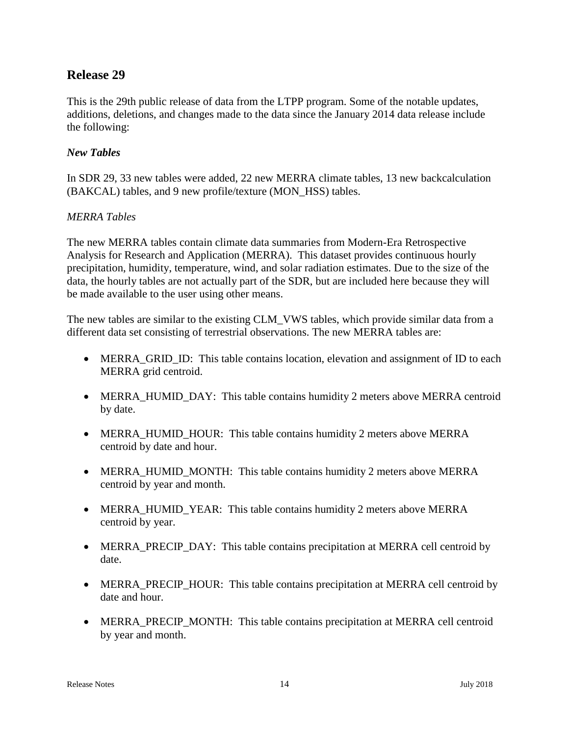## Release 29

This is the 29th public release of data from the LTPP program. Some of the notable updates, additions, deletions, and changes made to the data since the January 2014 data release include the following:

### *New Tables*

In SDR 29, 33 new tables were added, 22 new MERRA climate tables, 13 new backcalculation (BAKCAL) tables, and 9 new profile/texture (MON_HSS) tables.

#### *MERRA Tables*

The new MERRA tables contain climate data summaries from Modern-Era Retrospective Analysis for Research and Application (MERRA). This dataset provides continuous hourly precipitation, humidity, temperature, wind, and solar radiation estimates. Due to the size of the data, the hourly tables are not actually part of the SDR, but are included here because they will be made available to the user using other means.

The new tables are similar to the existing CLM_VWS tables, which provide similar data from a different data set consisting of terrestrial observations. The new MERRA tables are:

- MERRA_GRID_ID: This table contains location, elevation and assignment of ID to each MERRA grid centroid.
- MERRA_HUMID_DAY: This table contains humidity 2 meters above MERRA centroid by date.
- MERRA_HUMID_HOUR: This table contains humidity 2 meters above MERRA centroid by date and hour.
- MERRA_HUMID_MONTH: This table contains humidity 2 meters above MERRA centroid by year and month.
- MERRA_HUMID_YEAR: This table contains humidity 2 meters above MERRA centroid by year.
- MERRA_PRECIP_DAY: This table contains precipitation at MERRA cell centroid by date.
- MERRA_PRECIP_HOUR: This table contains precipitation at MERRA cell centroid by date and hour.
- MERRA_PRECIP_MONTH: This table contains precipitation at MERRA cell centroid by year and month.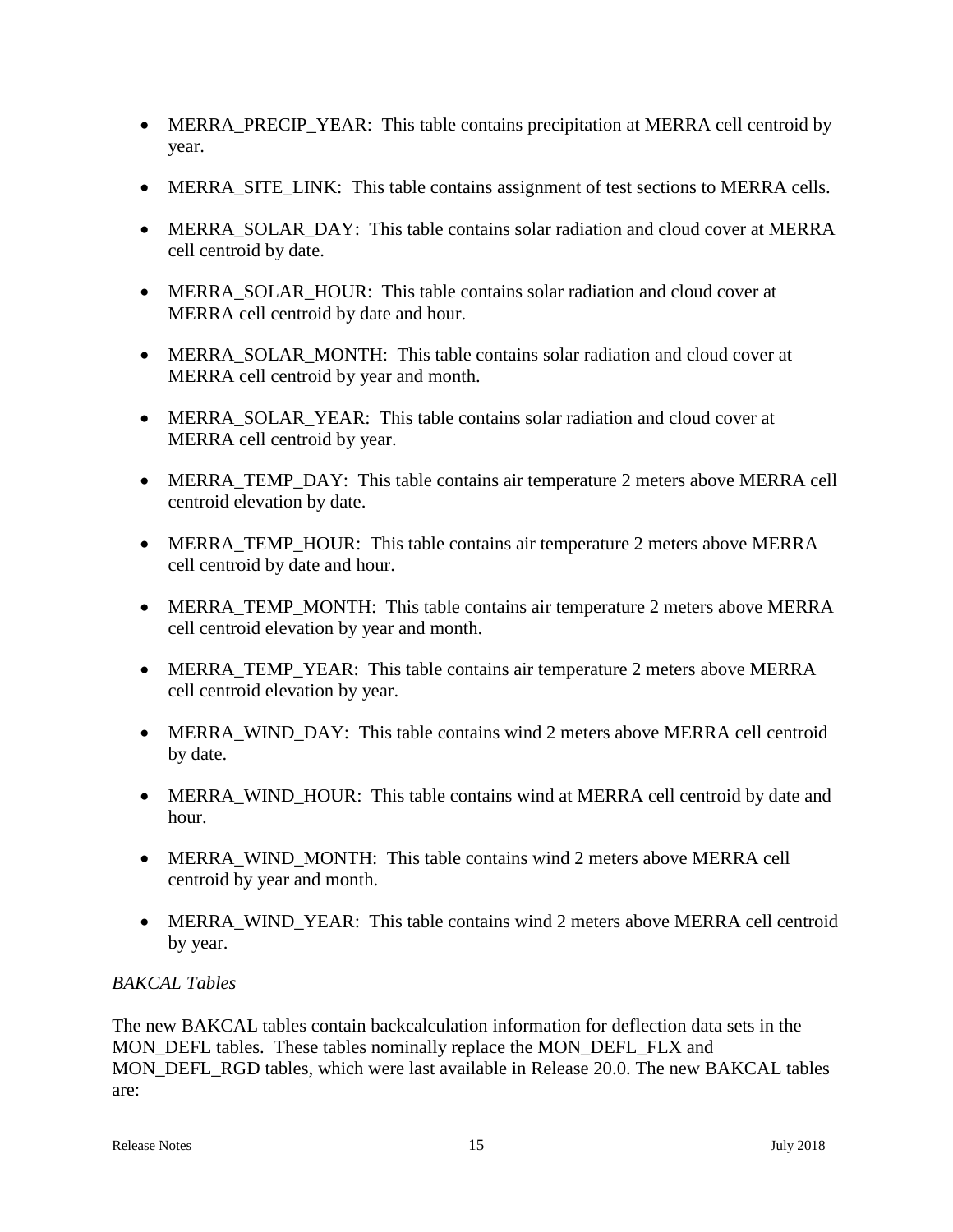- MERRA_PRECIP_YEAR: This table contains precipitation at MERRA cell centroid by year.
- MERRA_SITE_LINK: This table contains assignment of test sections to MERRA cells.
- MERRA_SOLAR_DAY: This table contains solar radiation and cloud cover at MERRA cell centroid by date.
- MERRA_SOLAR_HOUR: This table contains solar radiation and cloud cover at MERRA cell centroid by date and hour.
- MERRA_SOLAR_MONTH: This table contains solar radiation and cloud cover at MERRA cell centroid by year and month.
- MERRA_SOLAR_YEAR: This table contains solar radiation and cloud cover at MERRA cell centroid by year.
- MERRA_TEMP_DAY: This table contains air temperature 2 meters above MERRA cell centroid elevation by date.
- MERRA_TEMP_HOUR: This table contains air temperature 2 meters above MERRA cell centroid by date and hour.
- MERRA_TEMP_MONTH: This table contains air temperature 2 meters above MERRA cell centroid elevation by year and month.
- MERRA_TEMP_YEAR: This table contains air temperature 2 meters above MERRA cell centroid elevation by year.
- MERRA_WIND_DAY: This table contains wind 2 meters above MERRA cell centroid by date.
- MERRA_WIND_HOUR: This table contains wind at MERRA cell centroid by date and hour.
- MERRA_WIND_MONTH: This table contains wind 2 meters above MERRA cell centroid by year and month.
- MERRA_WIND_YEAR: This table contains wind 2 meters above MERRA cell centroid by year.

*BAKCAL Tables*

The new BAKCAL tables contain backcalculation information for deflection data sets in the MON_DEFL tables. These tables nominally replace the MON_DEFL_FLX and MON_DEFL_RGD tables, which were last available in Release 20.0. The new BAKCAL tables are: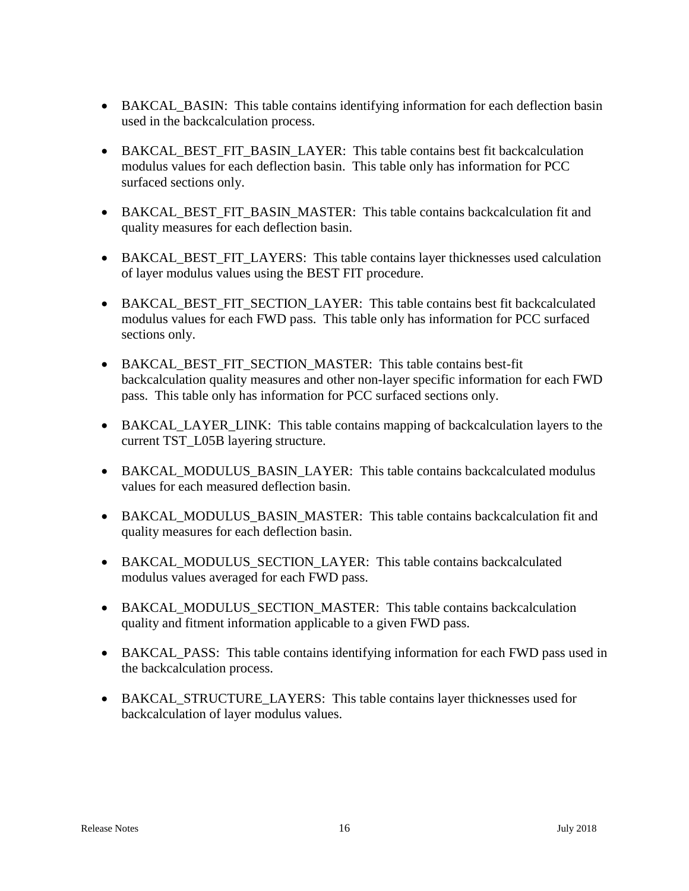- BAKCAL_BASIN:  This table contains identifying information for each deflection basin used in the backcalculation process.

- BAKCAL_BEST_FIT_BASIN_LAYER:  This table contains best fit backcalculation modulus values for each deflection basin.  This table only has information for PCC surfaced sections only.

- BAKCAL_BEST_FIT_BASIN_MASTER:  This table contains backcalculation fit and quality measures for each deflection basin.

- BAKCAL_BEST_FIT_LAYERS:  This table contains layer thicknesses used calculation of layer modulus values using the BEST FIT procedure.

- BAKCAL_BEST_FIT_SECTION_LAYER:  This table contains best fit backcalculated modulus values for each FWD pass.  This table only has information for PCC surfaced sections only.

- BAKCAL_BEST_FIT_SECTION_MASTER:  This table contains best-fit backcalculation quality measures and other non-layer specific information for each FWD pass.  This table only has information for PCC surfaced sections only.

- BAKCAL_LAYER_LINK:  This table contains mapping of backcalculation layers to the current TST_L05B layering structure.

- BAKCAL_MODULUS_BASIN_LAYER:  This table contains backcalculated modulus values for each measured deflection basin.

- BAKCAL_MODULUS_BASIN_MASTER:  This table contains backcalculation fit and quality measures for each deflection basin.

- BAKCAL_MODULUS_SECTION_LAYER:  This table contains backcalculated modulus values averaged for each FWD pass.

- BAKCAL_MODULUS_SECTION_MASTER:  This table contains backcalculation quality and fitment information applicable to a given FWD pass.

- BAKCAL_PASS:  This table contains identifying information for each FWD pass used in the backcalculation process.

- BAKCAL_STRUCTURE_LAYERS:  This table contains layer thicknesses used for backcalculation of layer modulus values.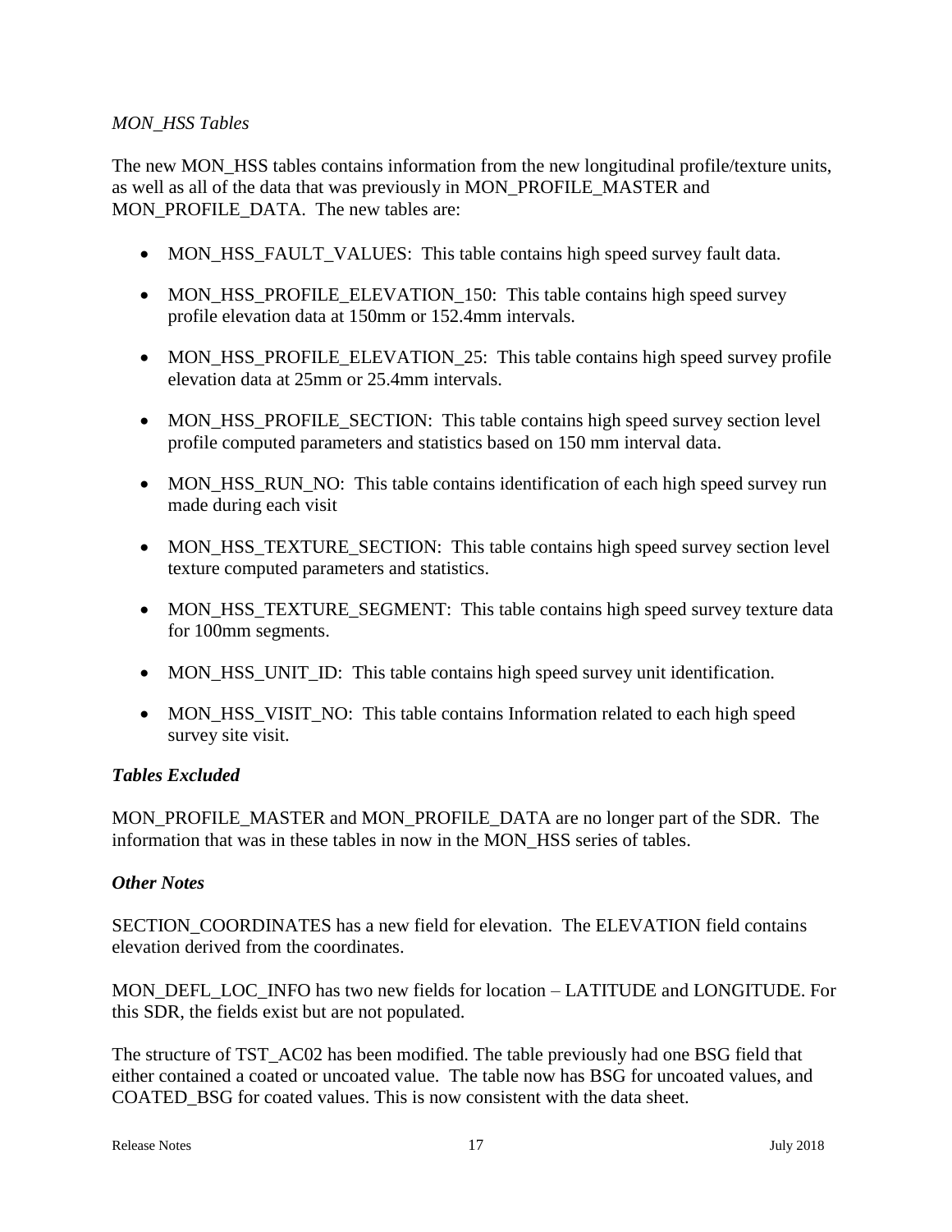### *MON_HSS Tables*

The new MON_HSS tables contains information from the new longitudinal profile/texture units, as well as all of the data that was previously in MON_PROFILE_MASTER and MON_PROFILE_DATA. The new tables are:

- MON_HSS_FAULT_VALUES: This table contains high speed survey fault data.
- MON_HSS_PROFILE_ELEVATION_150: This table contains high speed survey profile elevation data at 150mm or 152.4mm intervals.
- MON_HSS_PROFILE_ELEVATION_25: This table contains high speed survey profile elevation data at 25mm or 25.4mm intervals.
- MON_HSS_PROFILE_SECTION: This table contains high speed survey section level profile computed parameters and statistics based on 150 mm interval data.
- MON_HSS_RUN_NO: This table contains identification of each high speed survey run made during each visit
- MON_HSS_TEXTURE_SECTION: This table contains high speed survey section level texture computed parameters and statistics.
- MON_HSS_TEXTURE_SEGMENT: This table contains high speed survey texture data for 100mm segments.
- MON_HSS_UNIT_ID: This table contains high speed survey unit identification.
- MON_HSS_VISIT_NO: This table contains Information related to each high speed survey site visit.

### ***Tables Excluded***

MON_PROFILE_MASTER and MON_PROFILE_DATA are no longer part of the SDR. The information that was in these tables in now in the MON_HSS series of tables.

### ***Other Notes***

SECTION_COORDINATES has a new field for elevation. The ELEVATION field contains elevation derived from the coordinates.

MON_DEFL_LOC_INFO has two new fields for location – LATITUDE and LONGITUDE. For this SDR, the fields exist but are not populated.

The structure of TST_AC02 has been modified. The table previously had one BSG field that either contained a coated or uncoated value. The table now has BSG for uncoated values, and COATED_BSG for coated values. This is now consistent with the data sheet.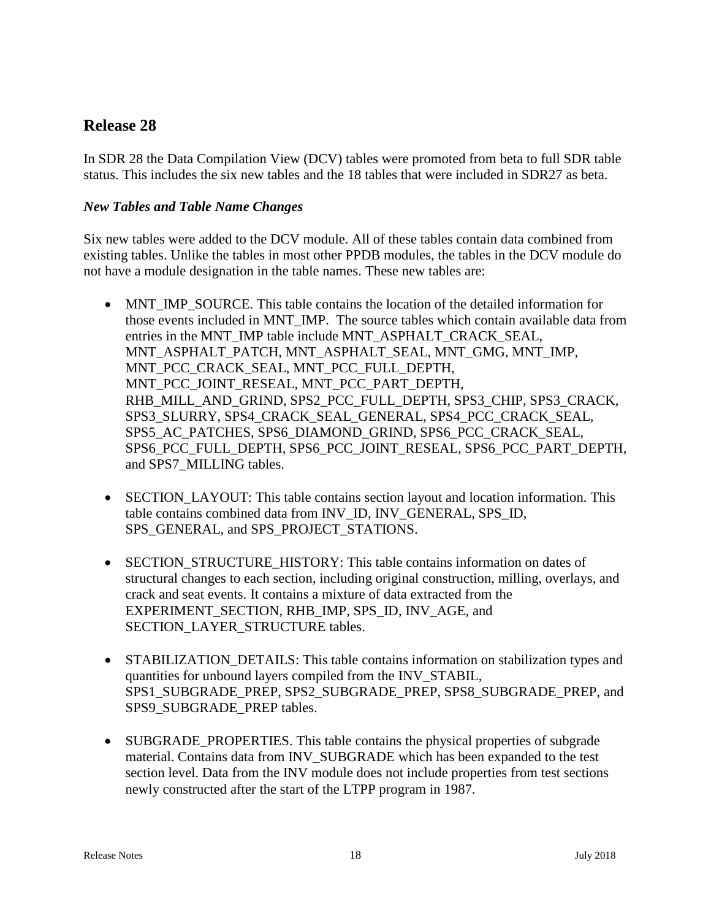## Release 28

In SDR 28 the Data Compilation View (DCV) tables were promoted from beta to full SDR table status. This includes the six new tables and the 18 tables that were included in SDR27 as beta.

### *New Tables and Table Name Changes*

Six new tables were added to the DCV module. All of these tables contain data combined from existing tables. Unlike the tables in most other PPDB modules, the tables in the DCV module do not have a module designation in the table names. These new tables are:

- MNT_IMP_SOURCE. This table contains the location of the detailed information for those events included in MNT_IMP. The source tables which contain available data from entries in the MNT_IMP table include MNT_ASPHALT_CRACK_SEAL, MNT_ASPHALT_PATCH, MNT_ASPHALT_SEAL, MNT_GMG, MNT_IMP, MNT_PCC_CRACK_SEAL, MNT_PCC_FULL_DEPTH, MNT_PCC_JOINT_RESEAL, MNT_PCC_PART_DEPTH, RHB_MILL_AND_GRIND, SPS2_PCC_FULL_DEPTH, SPS3_CHIP, SPS3_CRACK, SPS3_SLURRY, SPS4_CRACK_SEAL_GENERAL, SPS4_PCC_CRACK_SEAL, SPS5_AC_PATCHES, SPS6_DIAMOND_GRIND, SPS6_PCC_CRACK_SEAL, SPS6_PCC_FULL_DEPTH, SPS6_PCC_JOINT_RESEAL, SPS6_PCC_PART_DEPTH, and SPS7_MILLING tables.

- SECTION_LAYOUT: This table contains section layout and location information. This table contains combined data from INV_ID, INV_GENERAL, SPS_ID, SPS_GENERAL, and SPS_PROJECT_STATIONS.

- SECTION_STRUCTURE_HISTORY: This table contains information on dates of structural changes to each section, including original construction, milling, overlays, and crack and seat events. It contains a mixture of data extracted from the EXPERIMENT_SECTION, RHB_IMP, SPS_ID, INV_AGE, and SECTION_LAYER_STRUCTURE tables.

- STABILIZATION_DETAILS: This table contains information on stabilization types and quantities for unbound layers compiled from the INV_STABIL, SPS1_SUBGRADE_PREP, SPS2_SUBGRADE_PREP, SPS8_SUBGRADE_PREP, and SPS9_SUBGRADE_PREP tables.

- SUBGRADE_PROPERTIES. This table contains the physical properties of subgrade material. Contains data from INV_SUBGRADE which has been expanded to the test section level. Data from the INV module does not include properties from test sections newly constructed after the start of the LTPP program in 1987.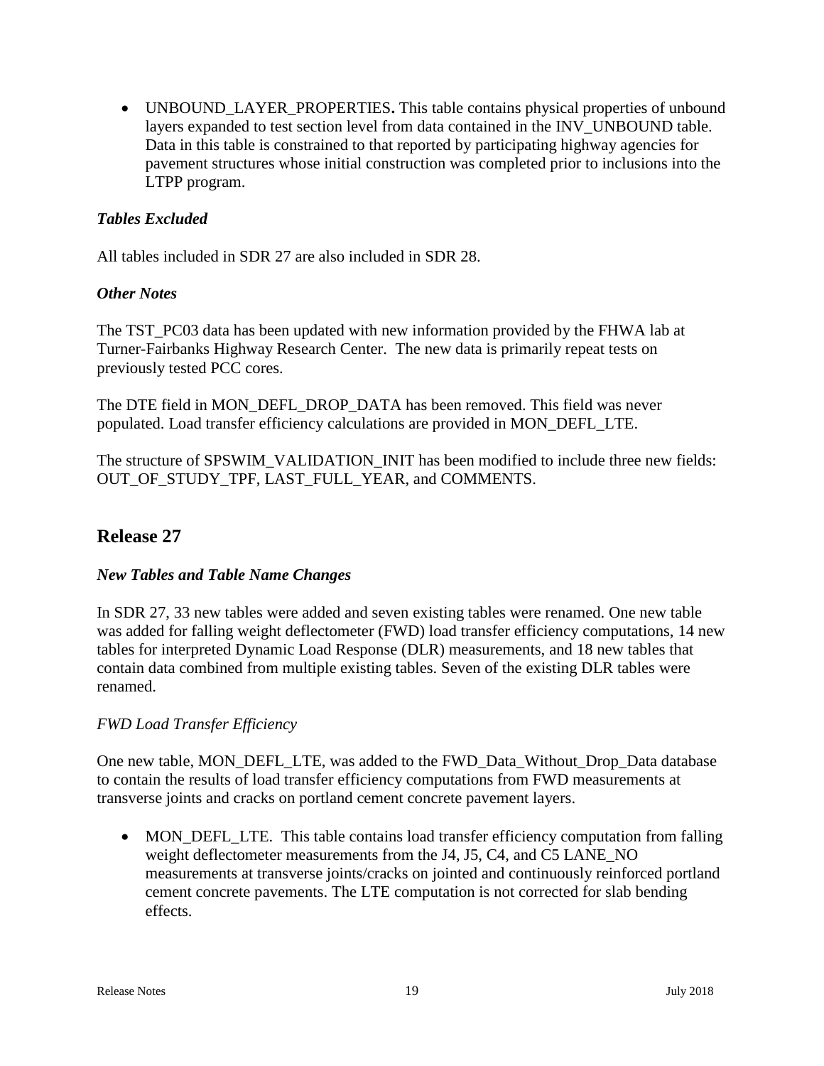- UNBOUND_LAYER_PROPERTIES**.** This table contains physical properties of unbound layers expanded to test section level from data contained in the INV_UNBOUND table. Data in this table is constrained to that reported by participating highway agencies for pavement structures whose initial construction was completed prior to inclusions into the LTPP program.

### *Tables Excluded*

All tables included in SDR 27 are also included in SDR 28.

### *Other Notes*

The TST_PC03 data has been updated with new information provided by the FHWA lab at Turner-Fairbanks Highway Research Center. The new data is primarily repeat tests on previously tested PCC cores.

The DTE field in MON_DEFL_DROP_DATA has been removed. This field was never populated. Load transfer efficiency calculations are provided in MON_DEFL_LTE.

The structure of SPSWIM_VALIDATION_INIT has been modified to include three new fields: OUT_OF_STUDY_TPF, LAST_FULL_YEAR, and COMMENTS.

## Release 27

### *New Tables and Table Name Changes*

In SDR 27, 33 new tables were added and seven existing tables were renamed. One new table was added for falling weight deflectometer (FWD) load transfer efficiency computations, 14 new tables for interpreted Dynamic Load Response (DLR) measurements, and 18 new tables that contain data combined from multiple existing tables. Seven of the existing DLR tables were renamed.

#### *FWD Load Transfer Efficiency*

One new table, MON_DEFL_LTE, was added to the FWD_Data_Without_Drop_Data database to contain the results of load transfer efficiency computations from FWD measurements at transverse joints and cracks on portland cement concrete pavement layers.

- MON_DEFL_LTE. This table contains load transfer efficiency computation from falling weight deflectometer measurements from the J4, J5, C4, and C5 LANE_NO measurements at transverse joints/cracks on jointed and continuously reinforced portland cement concrete pavements. The LTE computation is not corrected for slab bending effects.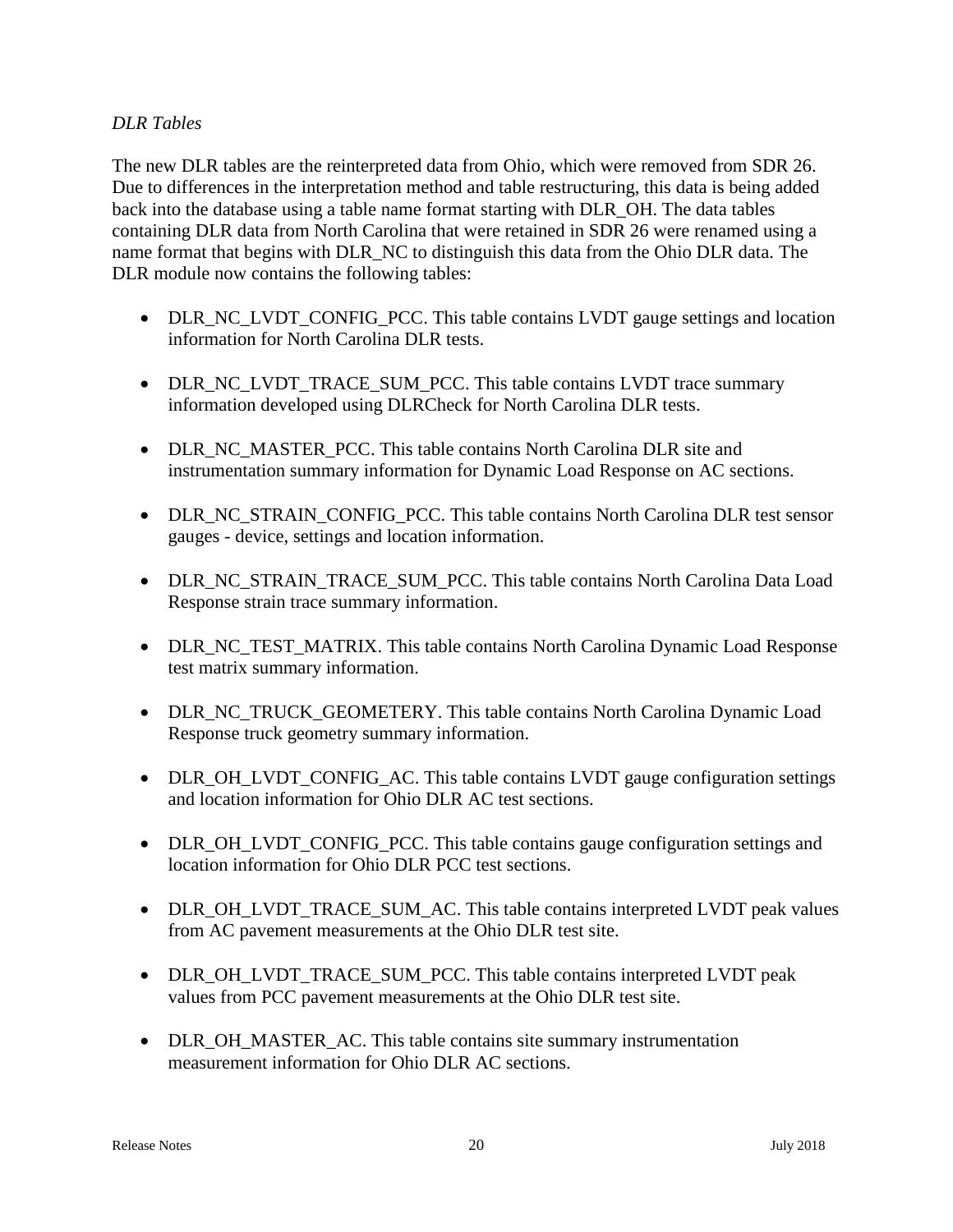*DLR Tables*

The new DLR tables are the reinterpreted data from Ohio, which were removed from SDR 26. Due to differences in the interpretation method and table restructuring, this data is being added back into the database using a table name format starting with DLR_OH. The data tables containing DLR data from North Carolina that were retained in SDR 26 were renamed using a name format that begins with DLR_NC to distinguish this data from the Ohio DLR data. The DLR module now contains the following tables:

- DLR_NC_LVDT_CONFIG_PCC. This table contains LVDT gauge settings and location information for North Carolina DLR tests.
- DLR_NC_LVDT_TRACE_SUM_PCC. This table contains LVDT trace summary information developed using DLRCheck for North Carolina DLR tests.
- DLR_NC_MASTER_PCC. This table contains North Carolina DLR site and instrumentation summary information for Dynamic Load Response on AC sections.
- DLR_NC_STRAIN_CONFIG_PCC. This table contains North Carolina DLR test sensor gauges - device, settings and location information.
- DLR_NC_STRAIN_TRACE_SUM_PCC. This table contains North Carolina Data Load Response strain trace summary information.
- DLR_NC_TEST_MATRIX. This table contains North Carolina Dynamic Load Response test matrix summary information.
- DLR_NC_TRUCK_GEOMETERY. This table contains North Carolina Dynamic Load Response truck geometry summary information.
- DLR_OH_LVDT_CONFIG_AC. This table contains LVDT gauge configuration settings and location information for Ohio DLR AC test sections.
- DLR_OH_LVDT_CONFIG_PCC. This table contains gauge configuration settings and location information for Ohio DLR PCC test sections.
- DLR_OH_LVDT_TRACE_SUM_AC. This table contains interpreted LVDT peak values from AC pavement measurements at the Ohio DLR test site.
- DLR_OH_LVDT_TRACE_SUM_PCC. This table contains interpreted LVDT peak values from PCC pavement measurements at the Ohio DLR test site.
- DLR_OH_MASTER_AC. This table contains site summary instrumentation measurement information for Ohio DLR AC sections.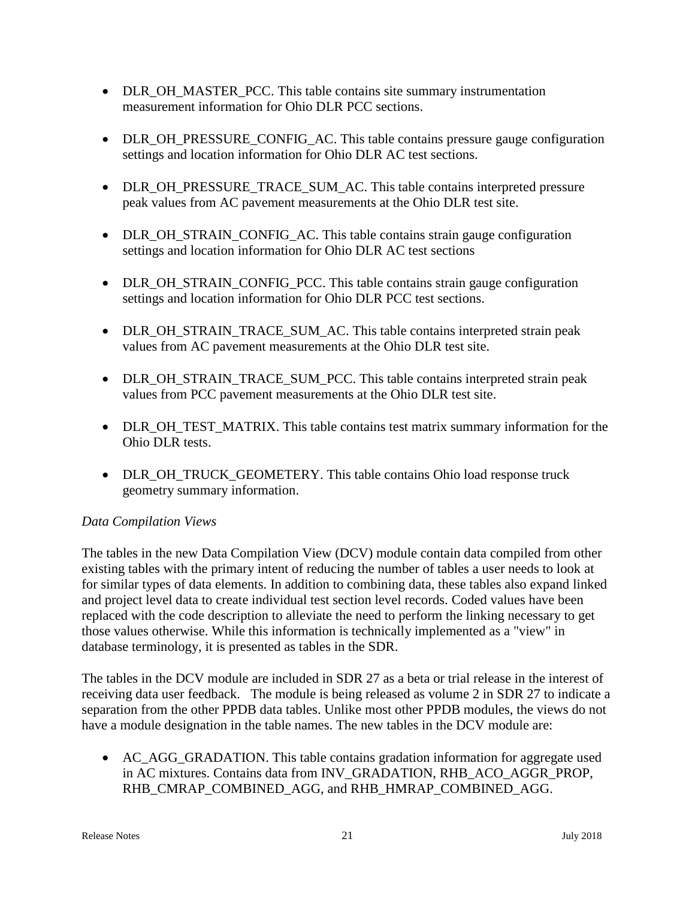- DLR_OH_MASTER_PCC. This table contains site summary instrumentation measurement information for Ohio DLR PCC sections.

- DLR_OH_PRESSURE_CONFIG_AC. This table contains pressure gauge configuration settings and location information for Ohio DLR AC test sections.

- DLR_OH_PRESSURE_TRACE_SUM_AC. This table contains interpreted pressure peak values from AC pavement measurements at the Ohio DLR test site.

- DLR_OH_STRAIN_CONFIG_AC. This table contains strain gauge configuration settings and location information for Ohio DLR AC test sections

- DLR_OH_STRAIN_CONFIG_PCC. This table contains strain gauge configuration settings and location information for Ohio DLR PCC test sections.

- DLR_OH_STRAIN_TRACE_SUM_AC. This table contains interpreted strain peak values from AC pavement measurements at the Ohio DLR test site.

- DLR_OH_STRAIN_TRACE_SUM_PCC. This table contains interpreted strain peak values from PCC pavement measurements at the Ohio DLR test site.

- DLR_OH_TEST_MATRIX. This table contains test matrix summary information for the Ohio DLR tests.

- DLR_OH_TRUCK_GEOMETERY. This table contains Ohio load response truck geometry summary information.

*Data Compilation Views*

The tables in the new Data Compilation View (DCV) module contain data compiled from other existing tables with the primary intent of reducing the number of tables a user needs to look at for similar types of data elements. In addition to combining data, these tables also expand linked and project level data to create individual test section level records. Coded values have been replaced with the code description to alleviate the need to perform the linking necessary to get those values otherwise. While this information is technically implemented as a "view" in database terminology, it is presented as tables in the SDR.

The tables in the DCV module are included in SDR 27 as a beta or trial release in the interest of receiving data user feedback. The module is being released as volume 2 in SDR 27 to indicate a separation from the other PPDB data tables. Unlike most other PPDB modules, the views do not have a module designation in the table names. The new tables in the DCV module are:

- AC_AGG_GRADATION. This table contains gradation information for aggregate used in AC mixtures. Contains data from INV_GRADATION, RHB_ACO_AGGR_PROP, RHB_CMRAP_COMBINED_AGG, and RHB_HMRAP_COMBINED_AGG.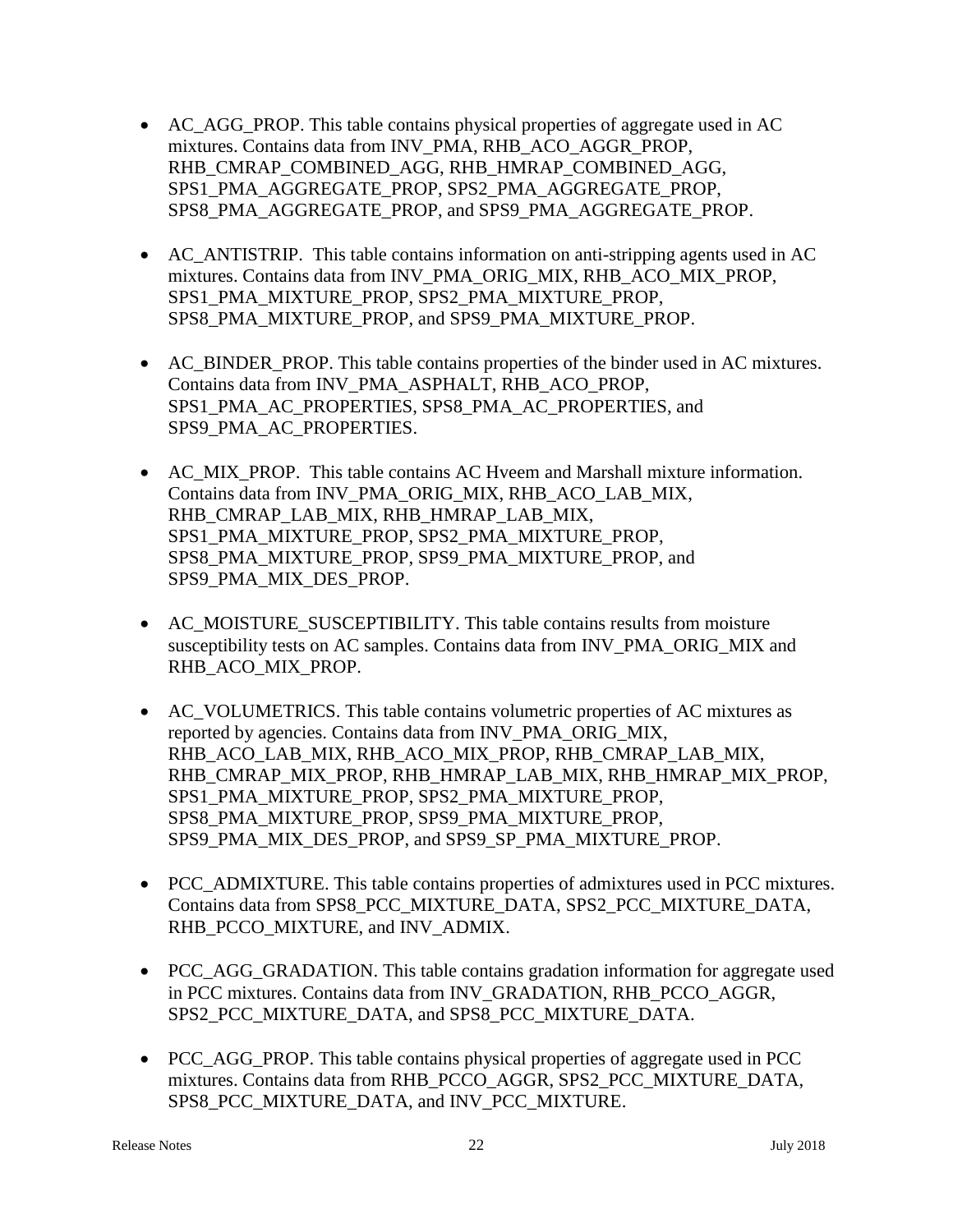- AC_AGG_PROP. This table contains physical properties of aggregate used in AC mixtures. Contains data from INV_PMA, RHB_ACO_AGGR_PROP, RHB_CMRAP_COMBINED_AGG, RHB_HMRAP_COMBINED_AGG, SPS1_PMA_AGGREGATE_PROP, SPS2_PMA_AGGREGATE_PROP, SPS8_PMA_AGGREGATE_PROP, and SPS9_PMA_AGGREGATE_PROP.

- AC_ANTISTRIP. This table contains information on anti-stripping agents used in AC mixtures. Contains data from INV_PMA_ORIG_MIX, RHB_ACO_MIX_PROP, SPS1_PMA_MIXTURE_PROP, SPS2_PMA_MIXTURE_PROP, SPS8_PMA_MIXTURE_PROP, and SPS9_PMA_MIXTURE_PROP.

- AC_BINDER_PROP. This table contains properties of the binder used in AC mixtures. Contains data from INV_PMA_ASPHALT, RHB_ACO_PROP, SPS1_PMA_AC_PROPERTIES, SPS8_PMA_AC_PROPERTIES, and SPS9_PMA_AC_PROPERTIES.

- AC_MIX_PROP. This table contains AC Hveem and Marshall mixture information. Contains data from INV_PMA_ORIG_MIX, RHB_ACO_LAB_MIX, RHB_CMRAP_LAB_MIX, RHB_HMRAP_LAB_MIX, SPS1_PMA_MIXTURE_PROP, SPS2_PMA_MIXTURE_PROP, SPS8_PMA_MIXTURE_PROP, SPS9_PMA_MIXTURE_PROP, and SPS9_PMA_MIX_DES_PROP.

- AC_MOISTURE_SUSCEPTIBILITY. This table contains results from moisture susceptibility tests on AC samples. Contains data from INV_PMA_ORIG_MIX and RHB_ACO_MIX_PROP.

- AC_VOLUMETRICS. This table contains volumetric properties of AC mixtures as reported by agencies. Contains data from INV_PMA_ORIG_MIX, RHB_ACO_LAB_MIX, RHB_ACO_MIX_PROP, RHB_CMRAP_LAB_MIX, RHB_CMRAP_MIX_PROP, RHB_HMRAP_LAB_MIX, RHB_HMRAP_MIX_PROP, SPS1_PMA_MIXTURE_PROP, SPS2_PMA_MIXTURE_PROP, SPS8_PMA_MIXTURE_PROP, SPS9_PMA_MIXTURE_PROP, SPS9_PMA_MIX_DES_PROP, and SPS9_SP_PMA_MIXTURE_PROP.

- PCC_ADMIXTURE. This table contains properties of admixtures used in PCC mixtures. Contains data from SPS8_PCC_MIXTURE_DATA, SPS2_PCC_MIXTURE_DATA, RHB_PCCO_MIXTURE, and INV_ADMIX.

- PCC_AGG_GRADATION. This table contains gradation information for aggregate used in PCC mixtures. Contains data from INV_GRADATION, RHB_PCCO_AGGR, SPS2_PCC_MIXTURE_DATA, and SPS8_PCC_MIXTURE_DATA.

- PCC_AGG_PROP. This table contains physical properties of aggregate used in PCC mixtures. Contains data from RHB_PCCO_AGGR, SPS2_PCC_MIXTURE_DATA, SPS8_PCC_MIXTURE_DATA, and INV_PCC_MIXTURE.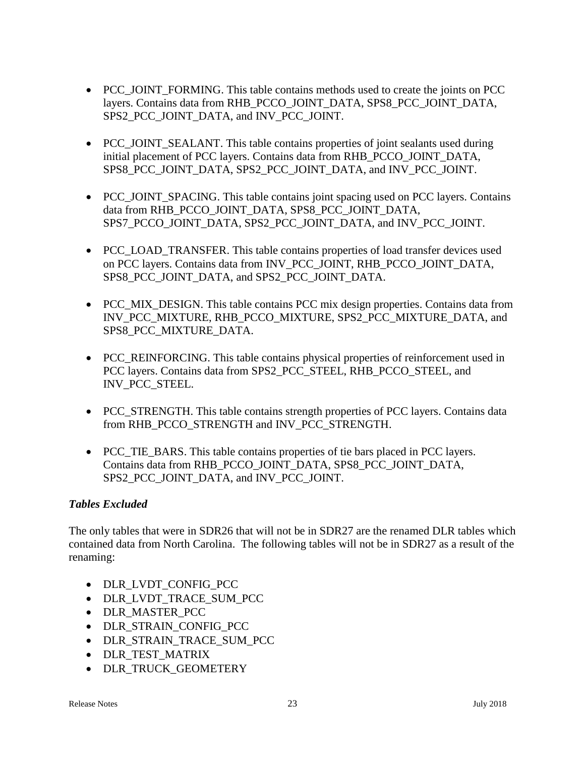- PCC_JOINT_FORMING. This table contains methods used to create the joints on PCC layers. Contains data from RHB_PCCO_JOINT_DATA, SPS8_PCC_JOINT_DATA, SPS2_PCC_JOINT_DATA, and INV_PCC_JOINT.

- PCC_JOINT_SEALANT. This table contains properties of joint sealants used during initial placement of PCC layers. Contains data from RHB_PCCO_JOINT_DATA, SPS8_PCC_JOINT_DATA, SPS2_PCC_JOINT_DATA, and INV_PCC_JOINT.

- PCC_JOINT_SPACING. This table contains joint spacing used on PCC layers. Contains data from RHB_PCCO_JOINT_DATA, SPS8_PCC_JOINT_DATA, SPS7_PCCO_JOINT_DATA, SPS2_PCC_JOINT_DATA, and INV_PCC_JOINT.

- PCC_LOAD_TRANSFER. This table contains properties of load transfer devices used on PCC layers. Contains data from INV_PCC_JOINT, RHB_PCCO_JOINT_DATA, SPS8_PCC_JOINT_DATA, and SPS2_PCC_JOINT_DATA.

- PCC_MIX_DESIGN. This table contains PCC mix design properties. Contains data from INV_PCC_MIXTURE, RHB_PCCO_MIXTURE, SPS2_PCC_MIXTURE_DATA, and SPS8_PCC_MIXTURE_DATA.

- PCC_REINFORCING. This table contains physical properties of reinforcement used in PCC layers. Contains data from SPS2_PCC_STEEL, RHB_PCCO_STEEL, and INV_PCC_STEEL.

- PCC_STRENGTH. This table contains strength properties of PCC layers. Contains data from RHB_PCCO_STRENGTH and INV_PCC_STRENGTH.

- PCC_TIE_BARS. This table contains properties of tie bars placed in PCC layers. Contains data from RHB_PCCO_JOINT_DATA, SPS8_PCC_JOINT_DATA, SPS2_PCC_JOINT_DATA, and INV_PCC_JOINT.

### *Tables Excluded*

The only tables that were in SDR26 that will not be in SDR27 are the renamed DLR tables which contained data from North Carolina. The following tables will not be in SDR27 as a result of the renaming:

- DLR_LVDT_CONFIG_PCC
- DLR_LVDT_TRACE_SUM_PCC
- DLR_MASTER_PCC
- DLR_STRAIN_CONFIG_PCC
- DLR_STRAIN_TRACE_SUM_PCC
- DLR_TEST_MATRIX
- DLR_TRUCK_GEOMETERY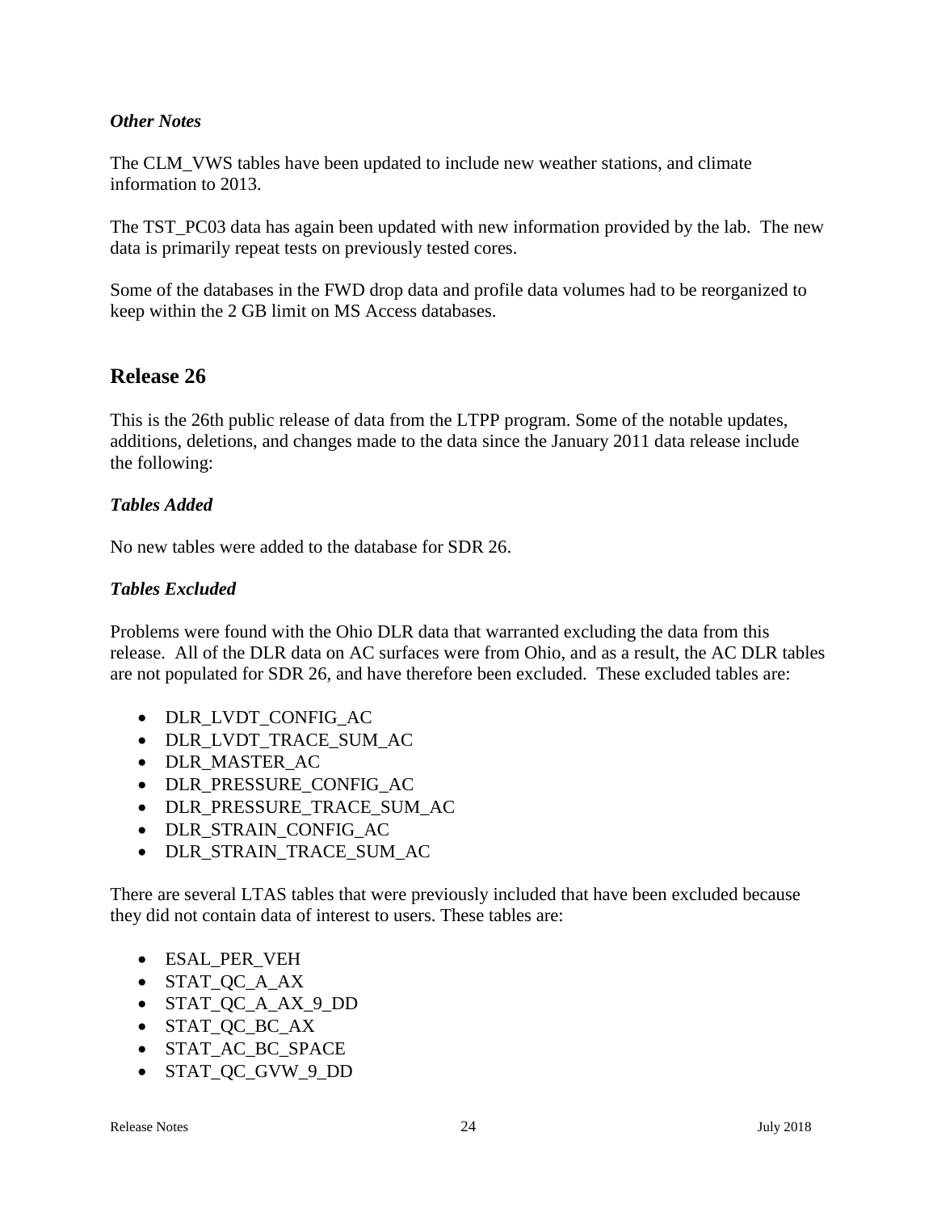### *Other Notes*

The CLM_VWS tables have been updated to include new weather stations, and climate information to 2013.

The TST_PC03 data has again been updated with new information provided by the lab. The new data is primarily repeat tests on previously tested cores.

Some of the databases in the FWD drop data and profile data volumes had to be reorganized to keep within the 2 GB limit on MS Access databases.

## Release 26

This is the 26th public release of data from the LTPP program. Some of the notable updates, additions, deletions, and changes made to the data since the January 2011 data release include the following:

### *Tables Added*

No new tables were added to the database for SDR 26.

### *Tables Excluded*

Problems were found with the Ohio DLR data that warranted excluding the data from this release. All of the DLR data on AC surfaces were from Ohio, and as a result, the AC DLR tables are not populated for SDR 26, and have therefore been excluded. These excluded tables are:

- DLR_LVDT_CONFIG_AC
- DLR_LVDT_TRACE_SUM_AC
- DLR_MASTER_AC
- DLR_PRESSURE_CONFIG_AC
- DLR_PRESSURE_TRACE_SUM_AC
- DLR_STRAIN_CONFIG_AC
- DLR_STRAIN_TRACE_SUM_AC

There are several LTAS tables that were previously included that have been excluded because they did not contain data of interest to users. These tables are:

- ESAL_PER_VEH
- STAT_QC_A_AX
- STAT_QC_A_AX_9_DD
- STAT_QC_BC_AX
- STAT_AC_BC_SPACE
- STAT_QC_GVW_9_DD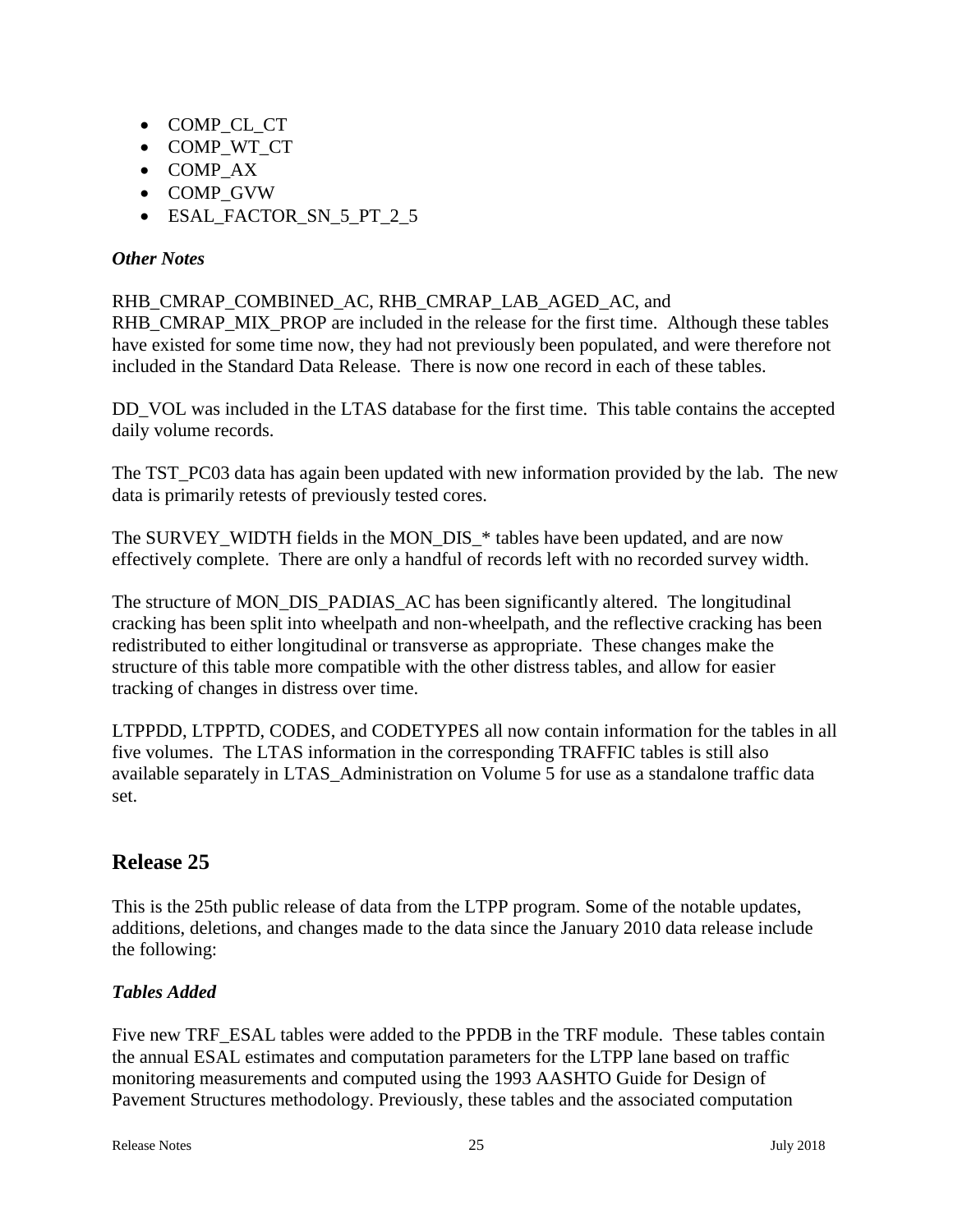- COMP_CL_CT
- COMP_WT_CT
- COMP_AX
- COMP_GVW
- ESAL_FACTOR_SN_5_PT_2_5

### *Other Notes*

RHB_CMRAP_COMBINED_AC, RHB_CMRAP_LAB_AGED_AC, and RHB_CMRAP_MIX_PROP are included in the release for the first time. Although these tables have existed for some time now, they had not previously been populated, and were therefore not included in the Standard Data Release. There is now one record in each of these tables.

DD_VOL was included in the LTAS database for the first time. This table contains the accepted daily volume records.

The TST_PC03 data has again been updated with new information provided by the lab. The new data is primarily retests of previously tested cores.

The SURVEY_WIDTH fields in the MON_DIS_* tables have been updated, and are now effectively complete. There are only a handful of records left with no recorded survey width.

The structure of MON_DIS_PADIAS_AC has been significantly altered. The longitudinal cracking has been split into wheelpath and non-wheelpath, and the reflective cracking has been redistributed to either longitudinal or transverse as appropriate. These changes make the structure of this table more compatible with the other distress tables, and allow for easier tracking of changes in distress over time.

LTPPDD, LTPPTD, CODES, and CODETYPES all now contain information for the tables in all five volumes. The LTAS information in the corresponding TRAFFIC tables is still also available separately in LTAS_Administration on Volume 5 for use as a standalone traffic data set.

## Release 25

This is the 25th public release of data from the LTPP program. Some of the notable updates, additions, deletions, and changes made to the data since the January 2010 data release include the following:

### *Tables Added*

Five new TRF_ESAL tables were added to the PPDB in the TRF module. These tables contain the annual ESAL estimates and computation parameters for the LTPP lane based on traffic monitoring measurements and computed using the 1993 AASHTO Guide for Design of Pavement Structures methodology. Previously, these tables and the associated computation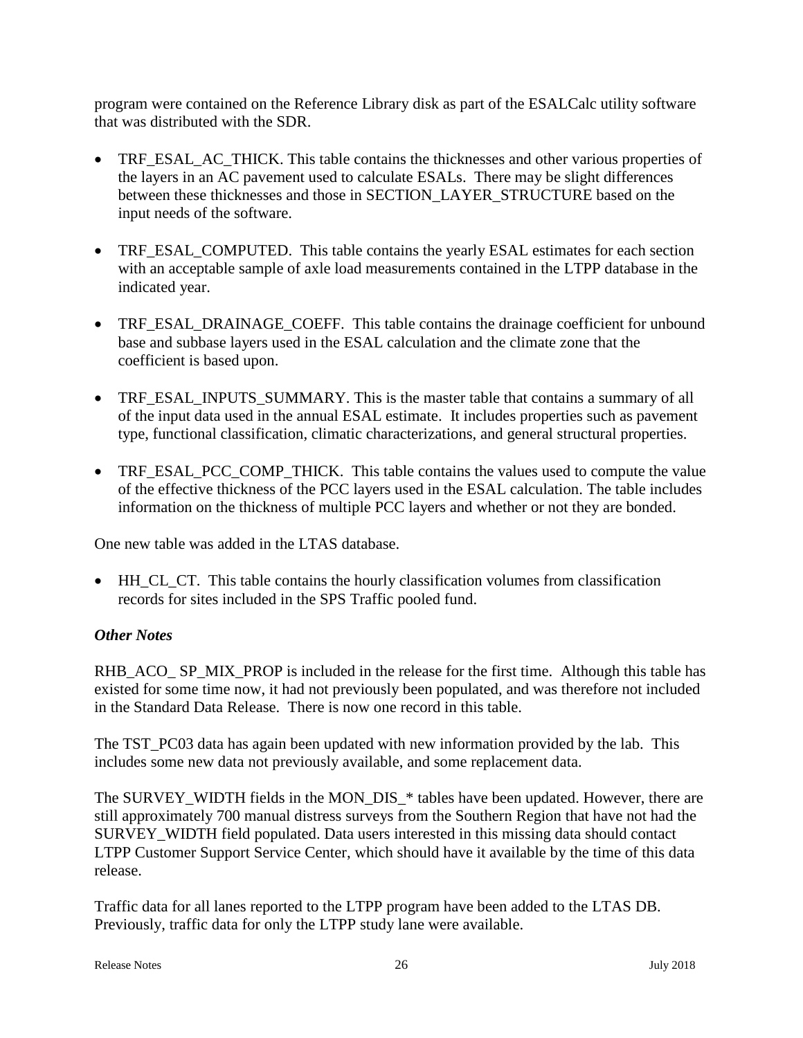program were contained on the Reference Library disk as part of the ESALCalc utility software that was distributed with the SDR.

- TRF_ESAL_AC_THICK. This table contains the thicknesses and other various properties of the layers in an AC pavement used to calculate ESALs. There may be slight differences between these thicknesses and those in SECTION_LAYER_STRUCTURE based on the input needs of the software.
- TRF_ESAL_COMPUTED. This table contains the yearly ESAL estimates for each section with an acceptable sample of axle load measurements contained in the LTPP database in the indicated year.
- TRF_ESAL_DRAINAGE_COEFF. This table contains the drainage coefficient for unbound base and subbase layers used in the ESAL calculation and the climate zone that the coefficient is based upon.
- TRF_ESAL_INPUTS_SUMMARY. This is the master table that contains a summary of all of the input data used in the annual ESAL estimate. It includes properties such as pavement type, functional classification, climatic characterizations, and general structural properties.
- TRF_ESAL_PCC_COMP_THICK. This table contains the values used to compute the value of the effective thickness of the PCC layers used in the ESAL calculation. The table includes information on the thickness of multiple PCC layers and whether or not they are bonded.

One new table was added in the LTAS database.

- HH_CL_CT. This table contains the hourly classification volumes from classification records for sites included in the SPS Traffic pooled fund.

### *Other Notes*

RHB_ACO_ SP_MIX_PROP is included in the release for the first time. Although this table has existed for some time now, it had not previously been populated, and was therefore not included in the Standard Data Release. There is now one record in this table.

The TST_PC03 data has again been updated with new information provided by the lab. This includes some new data not previously available, and some replacement data.

The SURVEY_WIDTH fields in the MON_DIS_* tables have been updated. However, there are still approximately 700 manual distress surveys from the Southern Region that have not had the SURVEY_WIDTH field populated. Data users interested in this missing data should contact LTPP Customer Support Service Center, which should have it available by the time of this data release.

Traffic data for all lanes reported to the LTPP program have been added to the LTAS DB. Previously, traffic data for only the LTPP study lane were available.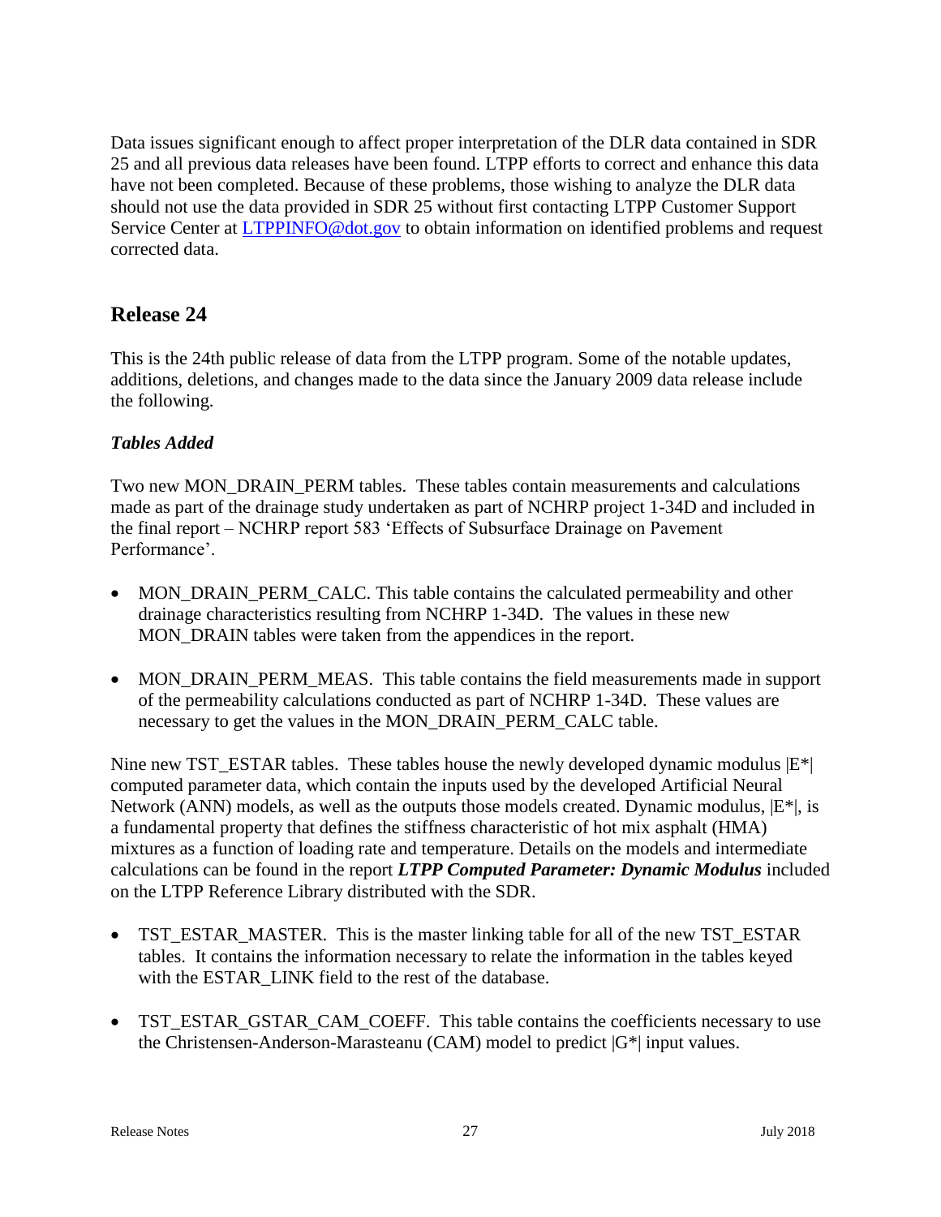Data issues significant enough to affect proper interpretation of the DLR data contained in SDR 25 and all previous data releases have been found. LTPP efforts to correct and enhance this data have not been completed. Because of these problems, those wishing to analyze the DLR data should not use the data provided in SDR 25 without first contacting LTPP Customer Support Service Center at LTPPINFO@dot.gov to obtain information on identified problems and request corrected data.

## Release 24

This is the 24th public release of data from the LTPP program. Some of the notable updates, additions, deletions, and changes made to the data since the January 2009 data release include the following.

### *Tables Added*

Two new MON_DRAIN_PERM tables. These tables contain measurements and calculations made as part of the drainage study undertaken as part of NCHRP project 1-34D and included in the final report – NCHRP report 583 'Effects of Subsurface Drainage on Pavement Performance'.

- MON_DRAIN_PERM_CALC. This table contains the calculated permeability and other drainage characteristics resulting from NCHRP 1-34D. The values in these new MON_DRAIN tables were taken from the appendices in the report.
- MON_DRAIN_PERM_MEAS. This table contains the field measurements made in support of the permeability calculations conducted as part of NCHRP 1-34D. These values are necessary to get the values in the MON_DRAIN_PERM_CALC table.

Nine new TST_ESTAR tables. These tables house the newly developed dynamic modulus |E*| computed parameter data, which contain the inputs used by the developed Artificial Neural Network (ANN) models, as well as the outputs those models created. Dynamic modulus, |E*|, is a fundamental property that defines the stiffness characteristic of hot mix asphalt (HMA) mixtures as a function of loading rate and temperature. Details on the models and intermediate calculations can be found in the report ***LTPP Computed Parameter: Dynamic Modulus*** included on the LTPP Reference Library distributed with the SDR.

- TST_ESTAR_MASTER. This is the master linking table for all of the new TST_ESTAR tables. It contains the information necessary to relate the information in the tables keyed with the ESTAR_LINK field to the rest of the database.
- TST_ESTAR_GSTAR_CAM_COEFF. This table contains the coefficients necessary to use the Christensen-Anderson-Marasteanu (CAM) model to predict |G*| input values.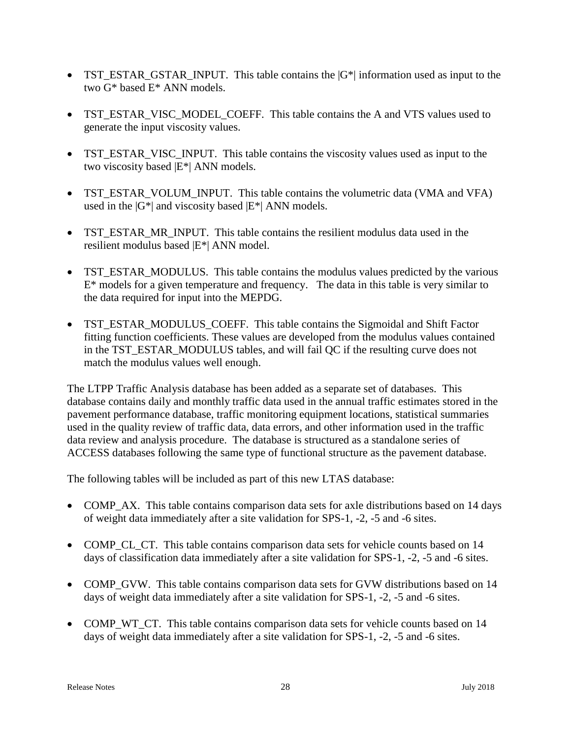- TST_ESTAR_GSTAR_INPUT. This table contains the |G*| information used as input to the two G* based E* ANN models.

- TST_ESTAR_VISC_MODEL_COEFF. This table contains the A and VTS values used to generate the input viscosity values.

- TST_ESTAR_VISC_INPUT. This table contains the viscosity values used as input to the two viscosity based |E*| ANN models.

- TST_ESTAR_VOLUM_INPUT. This table contains the volumetric data (VMA and VFA) used in the |G*| and viscosity based |E*| ANN models.

- TST_ESTAR_MR_INPUT. This table contains the resilient modulus data used in the resilient modulus based |E*| ANN model.

- TST_ESTAR_MODULUS. This table contains the modulus values predicted by the various E* models for a given temperature and frequency. The data in this table is very similar to the data required for input into the MEPDG.

- TST_ESTAR_MODULUS_COEFF. This table contains the Sigmoidal and Shift Factor fitting function coefficients. These values are developed from the modulus values contained in the TST_ESTAR_MODULUS tables, and will fail QC if the resulting curve does not match the modulus values well enough.

The LTPP Traffic Analysis database has been added as a separate set of databases. This database contains daily and monthly traffic data used in the annual traffic estimates stored in the pavement performance database, traffic monitoring equipment locations, statistical summaries used in the quality review of traffic data, data errors, and other information used in the traffic data review and analysis procedure. The database is structured as a standalone series of ACCESS databases following the same type of functional structure as the pavement database.

The following tables will be included as part of this new LTAS database:

- COMP_AX. This table contains comparison data sets for axle distributions based on 14 days of weight data immediately after a site validation for SPS-1, -2, -5 and -6 sites.

- COMP_CL_CT. This table contains comparison data sets for vehicle counts based on 14 days of classification data immediately after a site validation for SPS-1, -2, -5 and -6 sites.

- COMP_GVW. This table contains comparison data sets for GVW distributions based on 14 days of weight data immediately after a site validation for SPS-1, -2, -5 and -6 sites.

- COMP_WT_CT. This table contains comparison data sets for vehicle counts based on 14 days of weight data immediately after a site validation for SPS-1, -2, -5 and -6 sites.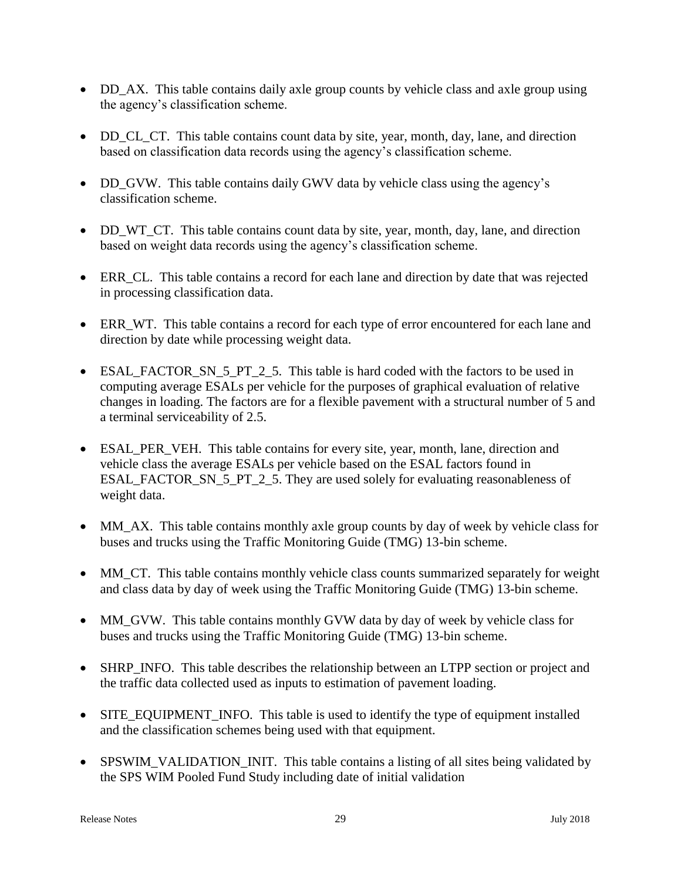- DD_AX. This table contains daily axle group counts by vehicle class and axle group using the agency's classification scheme.

- DD_CL_CT. This table contains count data by site, year, month, day, lane, and direction based on classification data records using the agency's classification scheme.

- DD_GVW. This table contains daily GWV data by vehicle class using the agency's classification scheme.

- DD_WT_CT. This table contains count data by site, year, month, day, lane, and direction based on weight data records using the agency's classification scheme.

- ERR_CL. This table contains a record for each lane and direction by date that was rejected in processing classification data.

- ERR_WT. This table contains a record for each type of error encountered for each lane and direction by date while processing weight data.

- ESAL_FACTOR_SN_5_PT_2_5. This table is hard coded with the factors to be used in computing average ESALs per vehicle for the purposes of graphical evaluation of relative changes in loading. The factors are for a flexible pavement with a structural number of 5 and a terminal serviceability of 2.5.

- ESAL_PER_VEH. This table contains for every site, year, month, lane, direction and vehicle class the average ESALs per vehicle based on the ESAL factors found in ESAL_FACTOR_SN_5_PT_2_5. They are used solely for evaluating reasonableness of weight data.

- MM_AX. This table contains monthly axle group counts by day of week by vehicle class for buses and trucks using the Traffic Monitoring Guide (TMG) 13-bin scheme.

- MM_CT. This table contains monthly vehicle class counts summarized separately for weight and class data by day of week using the Traffic Monitoring Guide (TMG) 13-bin scheme.

- MM_GVW. This table contains monthly GVW data by day of week by vehicle class for buses and trucks using the Traffic Monitoring Guide (TMG) 13-bin scheme.

- SHRP_INFO. This table describes the relationship between an LTPP section or project and the traffic data collected used as inputs to estimation of pavement loading.

- SITE_EQUIPMENT_INFO. This table is used to identify the type of equipment installed and the classification schemes being used with that equipment.

- SPSWIM_VALIDATION_INIT. This table contains a listing of all sites being validated by the SPS WIM Pooled Fund Study including date of initial validation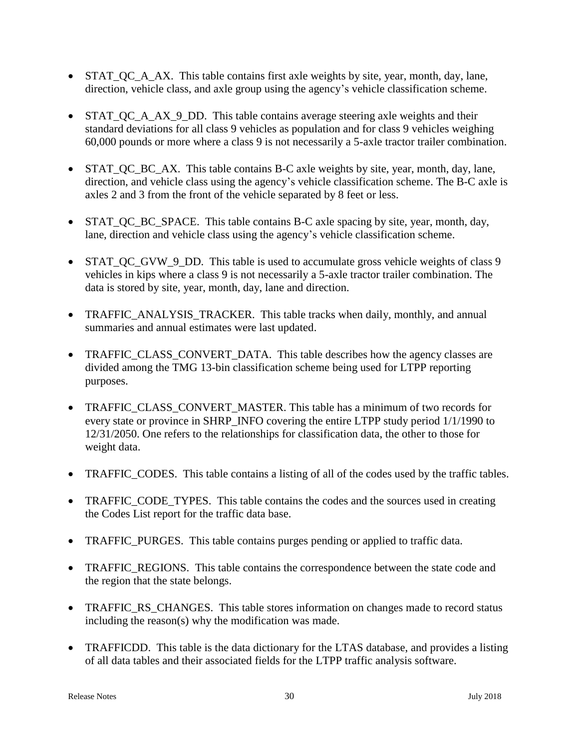- STAT_QC_A_AX. This table contains first axle weights by site, year, month, day, lane, direction, vehicle class, and axle group using the agency's vehicle classification scheme.

- STAT_QC_A_AX_9_DD. This table contains average steering axle weights and their standard deviations for all class 9 vehicles as population and for class 9 vehicles weighing 60,000 pounds or more where a class 9 is not necessarily a 5-axle tractor trailer combination.

- STAT_QC_BC_AX. This table contains B-C axle weights by site, year, month, day, lane, direction, and vehicle class using the agency's vehicle classification scheme. The B-C axle is axles 2 and 3 from the front of the vehicle separated by 8 feet or less.

- STAT_QC_BC_SPACE. This table contains B-C axle spacing by site, year, month, day, lane, direction and vehicle class using the agency's vehicle classification scheme.

- STAT_QC_GVW_9_DD. This table is used to accumulate gross vehicle weights of class 9 vehicles in kips where a class 9 is not necessarily a 5-axle tractor trailer combination. The data is stored by site, year, month, day, lane and direction.

- TRAFFIC_ANALYSIS_TRACKER. This table tracks when daily, monthly, and annual summaries and annual estimates were last updated.

- TRAFFIC_CLASS_CONVERT_DATA. This table describes how the agency classes are divided among the TMG 13-bin classification scheme being used for LTPP reporting purposes.

- TRAFFIC_CLASS_CONVERT_MASTER. This table has a minimum of two records for every state or province in SHRP_INFO covering the entire LTPP study period 1/1/1990 to 12/31/2050. One refers to the relationships for classification data, the other to those for weight data.

- TRAFFIC_CODES. This table contains a listing of all of the codes used by the traffic tables.

- TRAFFIC_CODE_TYPES. This table contains the codes and the sources used in creating the Codes List report for the traffic data base.

- TRAFFIC_PURGES. This table contains purges pending or applied to traffic data.

- TRAFFIC_REGIONS. This table contains the correspondence between the state code and the region that the state belongs.

- TRAFFIC_RS_CHANGES. This table stores information on changes made to record status including the reason(s) why the modification was made.

- TRAFFICDD. This table is the data dictionary for the LTAS database, and provides a listing of all data tables and their associated fields for the LTPP traffic analysis software.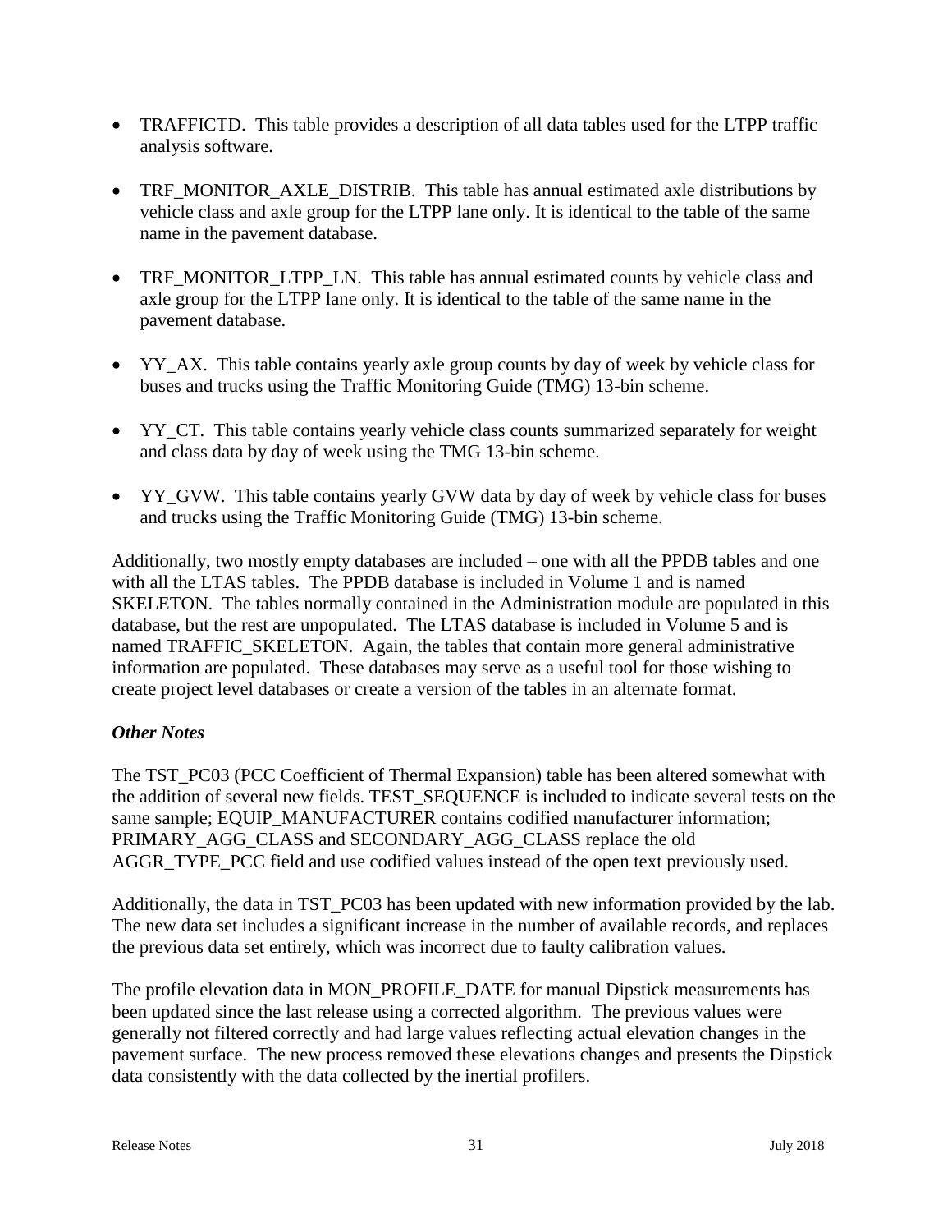- TRAFFICTD. This table provides a description of all data tables used for the LTPP traffic analysis software.

- TRF_MONITOR_AXLE_DISTRIB. This table has annual estimated axle distributions by vehicle class and axle group for the LTPP lane only. It is identical to the table of the same name in the pavement database.

- TRF_MONITOR_LTPP_LN. This table has annual estimated counts by vehicle class and axle group for the LTPP lane only. It is identical to the table of the same name in the pavement database.

- YY_AX. This table contains yearly axle group counts by day of week by vehicle class for buses and trucks using the Traffic Monitoring Guide (TMG) 13-bin scheme.

- YY_CT. This table contains yearly vehicle class counts summarized separately for weight and class data by day of week using the TMG 13-bin scheme.

- YY_GVW. This table contains yearly GVW data by day of week by vehicle class for buses and trucks using the Traffic Monitoring Guide (TMG) 13-bin scheme.

Additionally, two mostly empty databases are included – one with all the PPDB tables and one with all the LTAS tables. The PPDB database is included in Volume 1 and is named SKELETON. The tables normally contained in the Administration module are populated in this database, but the rest are unpopulated. The LTAS database is included in Volume 5 and is named TRAFFIC_SKELETON. Again, the tables that contain more general administrative information are populated. These databases may serve as a useful tool for those wishing to create project level databases or create a version of the tables in an alternate format.

### *Other Notes*

The TST_PC03 (PCC Coefficient of Thermal Expansion) table has been altered somewhat with the addition of several new fields. TEST_SEQUENCE is included to indicate several tests on the same sample; EQUIP_MANUFACTURER contains codified manufacturer information; PRIMARY_AGG_CLASS and SECONDARY_AGG_CLASS replace the old AGGR_TYPE_PCC field and use codified values instead of the open text previously used.

Additionally, the data in TST_PC03 has been updated with new information provided by the lab. The new data set includes a significant increase in the number of available records, and replaces the previous data set entirely, which was incorrect due to faulty calibration values.

The profile elevation data in MON_PROFILE_DATE for manual Dipstick measurements has been updated since the last release using a corrected algorithm. The previous values were generally not filtered correctly and had large values reflecting actual elevation changes in the pavement surface. The new process removed these elevations changes and presents the Dipstick data consistently with the data collected by the inertial profilers.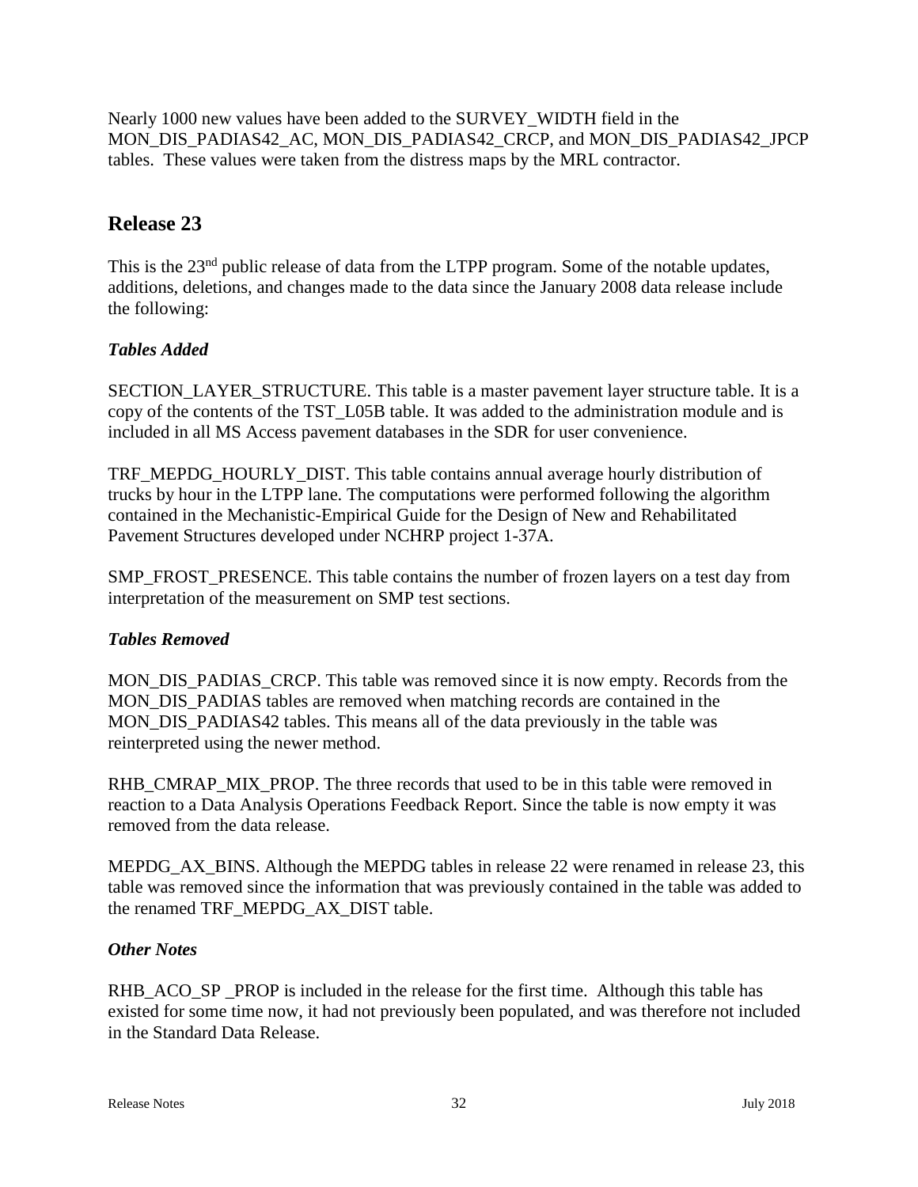Nearly 1000 new values have been added to the SURVEY_WIDTH field in the MON_DIS_PADIAS42_AC, MON_DIS_PADIAS42_CRCP, and MON_DIS_PADIAS42_JPCP tables. These values were taken from the distress maps by the MRL contractor.

## Release 23

This is the 23rd public release of data from the LTPP program. Some of the notable updates, additions, deletions, and changes made to the data since the January 2008 data release include the following:

### *Tables Added*

SECTION_LAYER_STRUCTURE. This table is a master pavement layer structure table. It is a copy of the contents of the TST_L05B table. It was added to the administration module and is included in all MS Access pavement databases in the SDR for user convenience.

TRF_MEPDG_HOURLY_DIST. This table contains annual average hourly distribution of trucks by hour in the LTPP lane. The computations were performed following the algorithm contained in the Mechanistic-Empirical Guide for the Design of New and Rehabilitated Pavement Structures developed under NCHRP project 1-37A.

SMP_FROST_PRESENCE. This table contains the number of frozen layers on a test day from interpretation of the measurement on SMP test sections.

### *Tables Removed*

MON_DIS_PADIAS_CRCP. This table was removed since it is now empty. Records from the MON_DIS_PADIAS tables are removed when matching records are contained in the MON_DIS_PADIAS42 tables. This means all of the data previously in the table was reinterpreted using the newer method.

RHB_CMRAP_MIX_PROP. The three records that used to be in this table were removed in reaction to a Data Analysis Operations Feedback Report. Since the table is now empty it was removed from the data release.

MEPDG_AX_BINS. Although the MEPDG tables in release 22 were renamed in release 23, this table was removed since the information that was previously contained in the table was added to the renamed TRF_MEPDG_AX_DIST table.

### *Other Notes*

RHB_ACO_SP _PROP is included in the release for the first time. Although this table has existed for some time now, it had not previously been populated, and was therefore not included in the Standard Data Release.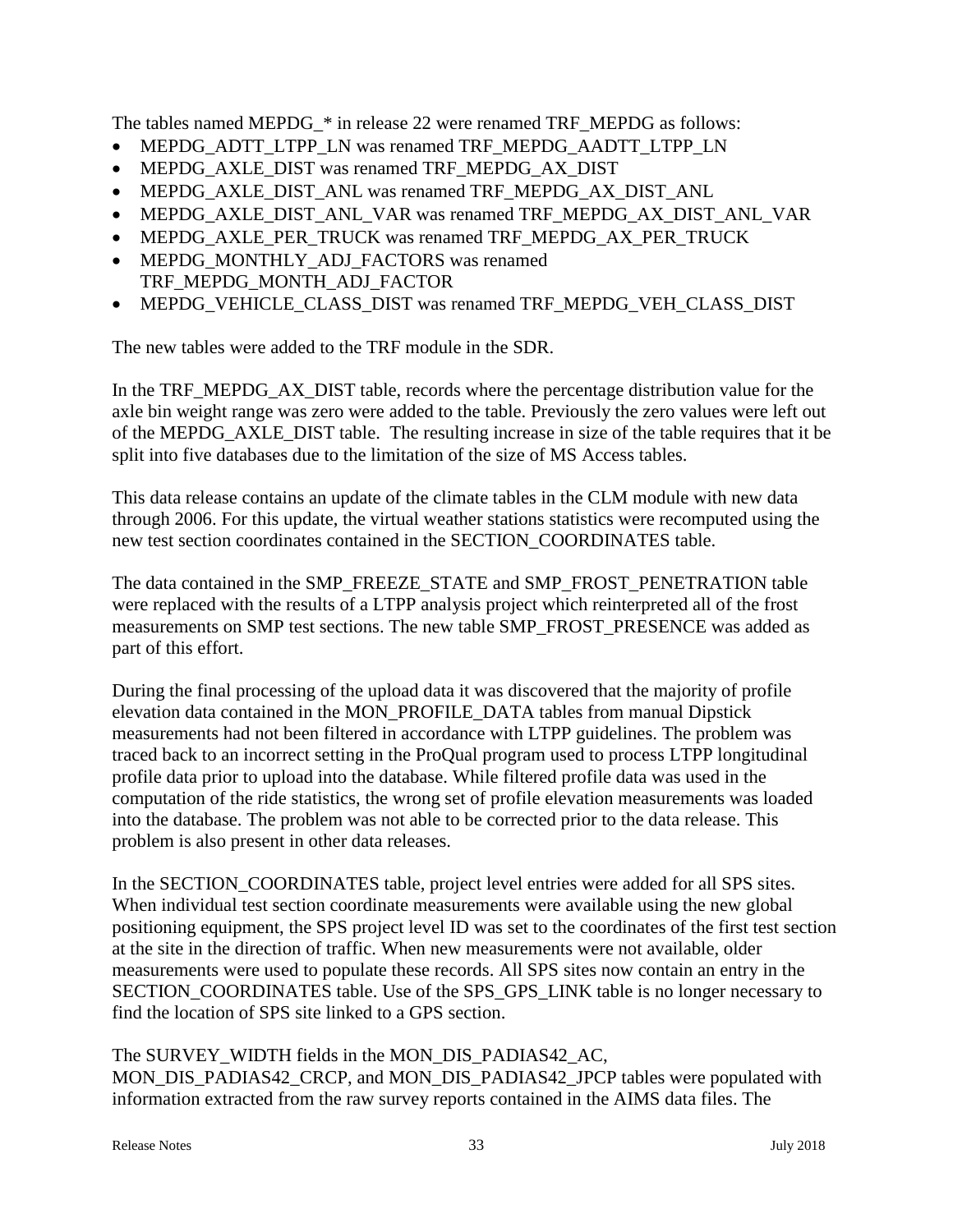The tables named MEPDG_* in release 22 were renamed TRF_MEPDG as follows:

- MEPDG_ADTT_LTPP_LN was renamed TRF_MEPDG_AADTT_LTPP_LN
- MEPDG_AXLE_DIST was renamed TRF_MEPDG_AX_DIST
- MEPDG_AXLE_DIST_ANL was renamed TRF_MEPDG_AX_DIST_ANL
- MEPDG_AXLE_DIST_ANL_VAR was renamed TRF_MEPDG_AX_DIST_ANL_VAR
- MEPDG_AXLE_PER_TRUCK was renamed TRF_MEPDG_AX_PER_TRUCK
- MEPDG_MONTHLY_ADJ_FACTORS was renamed TRF_MEPDG_MONTH_ADJ_FACTOR
- MEPDG_VEHICLE_CLASS_DIST was renamed TRF_MEPDG_VEH_CLASS_DIST

The new tables were added to the TRF module in the SDR.

In the TRF_MEPDG_AX_DIST table, records where the percentage distribution value for the axle bin weight range was zero were added to the table. Previously the zero values were left out of the MEPDG_AXLE_DIST table. The resulting increase in size of the table requires that it be split into five databases due to the limitation of the size of MS Access tables.

This data release contains an update of the climate tables in the CLM module with new data through 2006. For this update, the virtual weather stations statistics were recomputed using the new test section coordinates contained in the SECTION_COORDINATES table.

The data contained in the SMP_FREEZE_STATE and SMP_FROST_PENETRATION table were replaced with the results of a LTPP analysis project which reinterpreted all of the frost measurements on SMP test sections. The new table SMP_FROST_PRESENCE was added as part of this effort.

During the final processing of the upload data it was discovered that the majority of profile elevation data contained in the MON_PROFILE_DATA tables from manual Dipstick measurements had not been filtered in accordance with LTPP guidelines. The problem was traced back to an incorrect setting in the ProQual program used to process LTPP longitudinal profile data prior to upload into the database. While filtered profile data was used in the computation of the ride statistics, the wrong set of profile elevation measurements was loaded into the database. The problem was not able to be corrected prior to the data release. This problem is also present in other data releases.

In the SECTION_COORDINATES table, project level entries were added for all SPS sites. When individual test section coordinate measurements were available using the new global positioning equipment, the SPS project level ID was set to the coordinates of the first test section at the site in the direction of traffic. When new measurements were not available, older measurements were used to populate these records. All SPS sites now contain an entry in the SECTION_COORDINATES table. Use of the SPS_GPS_LINK table is no longer necessary to find the location of SPS site linked to a GPS section.

The SURVEY_WIDTH fields in the MON_DIS_PADIAS42_AC, MON_DIS_PADIAS42_CRCP, and MON_DIS_PADIAS42_JPCP tables were populated with information extracted from the raw survey reports contained in the AIMS data files. The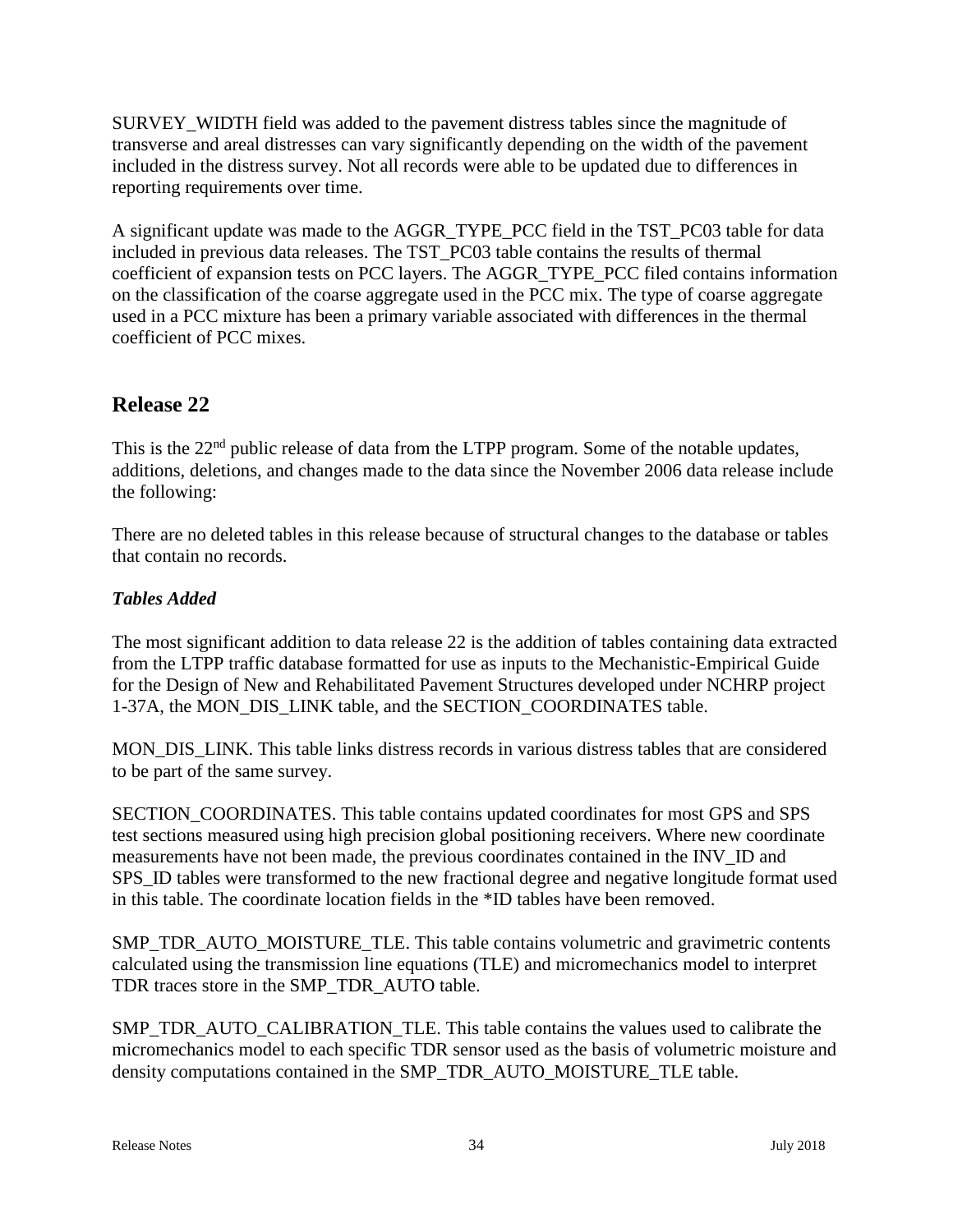SURVEY_WIDTH field was added to the pavement distress tables since the magnitude of transverse and areal distresses can vary significantly depending on the width of the pavement included in the distress survey. Not all records were able to be updated due to differences in reporting requirements over time.

A significant update was made to the AGGR_TYPE_PCC field in the TST_PC03 table for data included in previous data releases. The TST_PC03 table contains the results of thermal coefficient of expansion tests on PCC layers. The AGGR_TYPE_PCC filed contains information on the classification of the coarse aggregate used in the PCC mix. The type of coarse aggregate used in a PCC mixture has been a primary variable associated with differences in the thermal coefficient of PCC mixes.

## Release 22

This is the 22nd public release of data from the LTPP program. Some of the notable updates, additions, deletions, and changes made to the data since the November 2006 data release include the following:

There are no deleted tables in this release because of structural changes to the database or tables that contain no records.

### *Tables Added*

The most significant addition to data release 22 is the addition of tables containing data extracted from the LTPP traffic database formatted for use as inputs to the Mechanistic-Empirical Guide for the Design of New and Rehabilitated Pavement Structures developed under NCHRP project 1-37A, the MON_DIS_LINK table, and the SECTION_COORDINATES table.

MON_DIS_LINK. This table links distress records in various distress tables that are considered to be part of the same survey.

SECTION_COORDINATES. This table contains updated coordinates for most GPS and SPS test sections measured using high precision global positioning receivers. Where new coordinate measurements have not been made, the previous coordinates contained in the INV_ID and SPS_ID tables were transformed to the new fractional degree and negative longitude format used in this table. The coordinate location fields in the *ID tables have been removed.

SMP_TDR_AUTO_MOISTURE_TLE. This table contains volumetric and gravimetric contents calculated using the transmission line equations (TLE) and micromechanics model to interpret TDR traces store in the SMP_TDR_AUTO table.

SMP_TDR_AUTO_CALIBRATION_TLE. This table contains the values used to calibrate the micromechanics model to each specific TDR sensor used as the basis of volumetric moisture and density computations contained in the SMP_TDR_AUTO_MOISTURE_TLE table.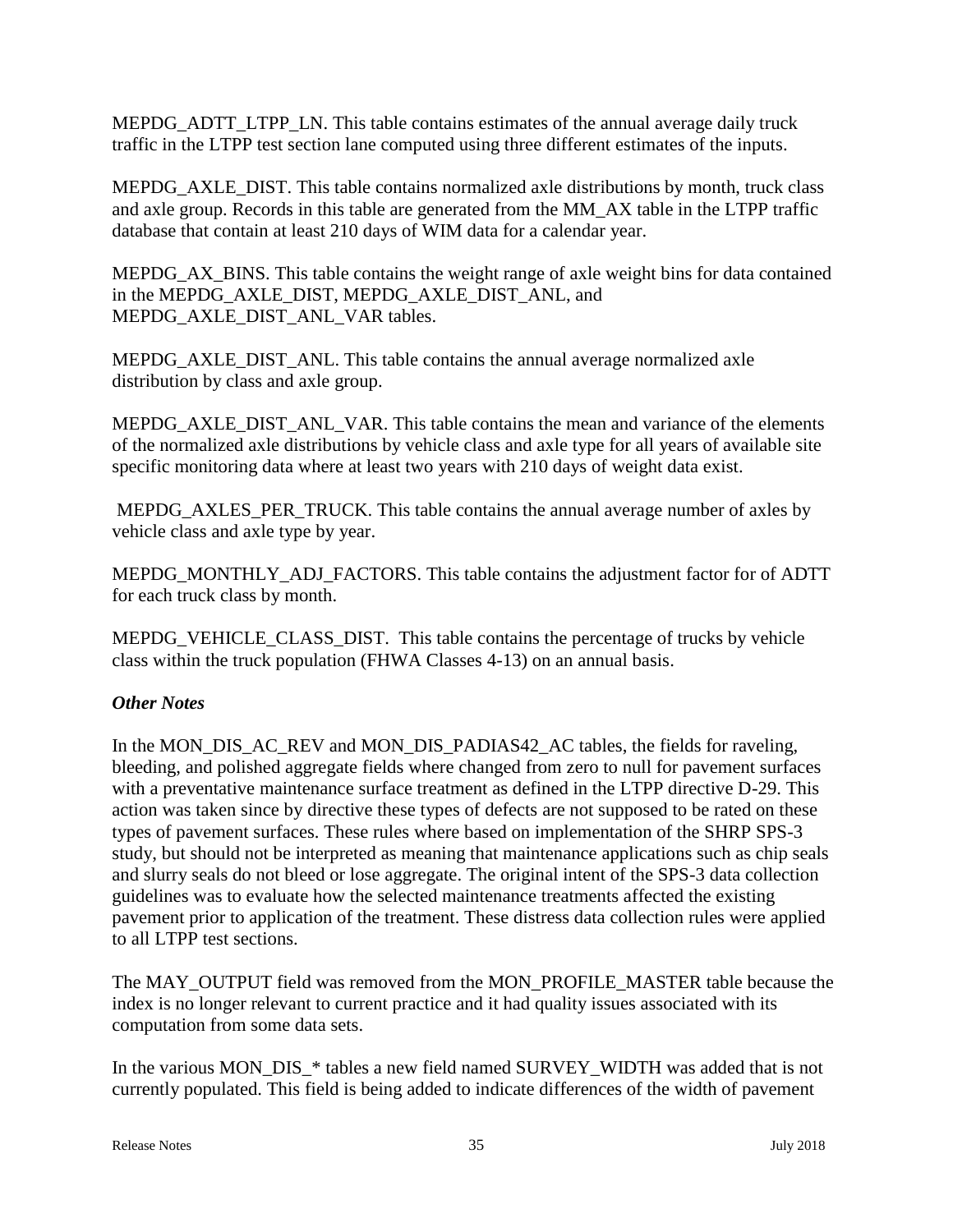MEPDG_ADTT_LTPP_LN. This table contains estimates of the annual average daily truck traffic in the LTPP test section lane computed using three different estimates of the inputs.

MEPDG_AXLE_DIST. This table contains normalized axle distributions by month, truck class and axle group. Records in this table are generated from the MM_AX table in the LTPP traffic database that contain at least 210 days of WIM data for a calendar year.

MEPDG_AX_BINS. This table contains the weight range of axle weight bins for data contained in the MEPDG_AXLE_DIST, MEPDG_AXLE_DIST_ANL, and MEPDG_AXLE_DIST_ANL_VAR tables.

MEPDG_AXLE_DIST_ANL. This table contains the annual average normalized axle distribution by class and axle group.

MEPDG_AXLE_DIST_ANL_VAR. This table contains the mean and variance of the elements of the normalized axle distributions by vehicle class and axle type for all years of available site specific monitoring data where at least two years with 210 days of weight data exist.

MEPDG_AXLES_PER_TRUCK. This table contains the annual average number of axles by vehicle class and axle type by year.

MEPDG_MONTHLY_ADJ_FACTORS. This table contains the adjustment factor for of ADTT for each truck class by month.

MEPDG_VEHICLE_CLASS_DIST. This table contains the percentage of trucks by vehicle class within the truck population (FHWA Classes 4-13) on an annual basis.

***Other Notes***

In the MON_DIS_AC_REV and MON_DIS_PADIAS42_AC tables, the fields for raveling, bleeding, and polished aggregate fields where changed from zero to null for pavement surfaces with a preventative maintenance surface treatment as defined in the LTPP directive D-29. This action was taken since by directive these types of defects are not supposed to be rated on these types of pavement surfaces. These rules where based on implementation of the SHRP SPS-3 study, but should not be interpreted as meaning that maintenance applications such as chip seals and slurry seals do not bleed or lose aggregate. The original intent of the SPS-3 data collection guidelines was to evaluate how the selected maintenance treatments affected the existing pavement prior to application of the treatment. These distress data collection rules were applied to all LTPP test sections.

The MAY_OUTPUT field was removed from the MON_PROFILE_MASTER table because the index is no longer relevant to current practice and it had quality issues associated with its computation from some data sets.

In the various MON_DIS_* tables a new field named SURVEY_WIDTH was added that is not currently populated. This field is being added to indicate differences of the width of pavement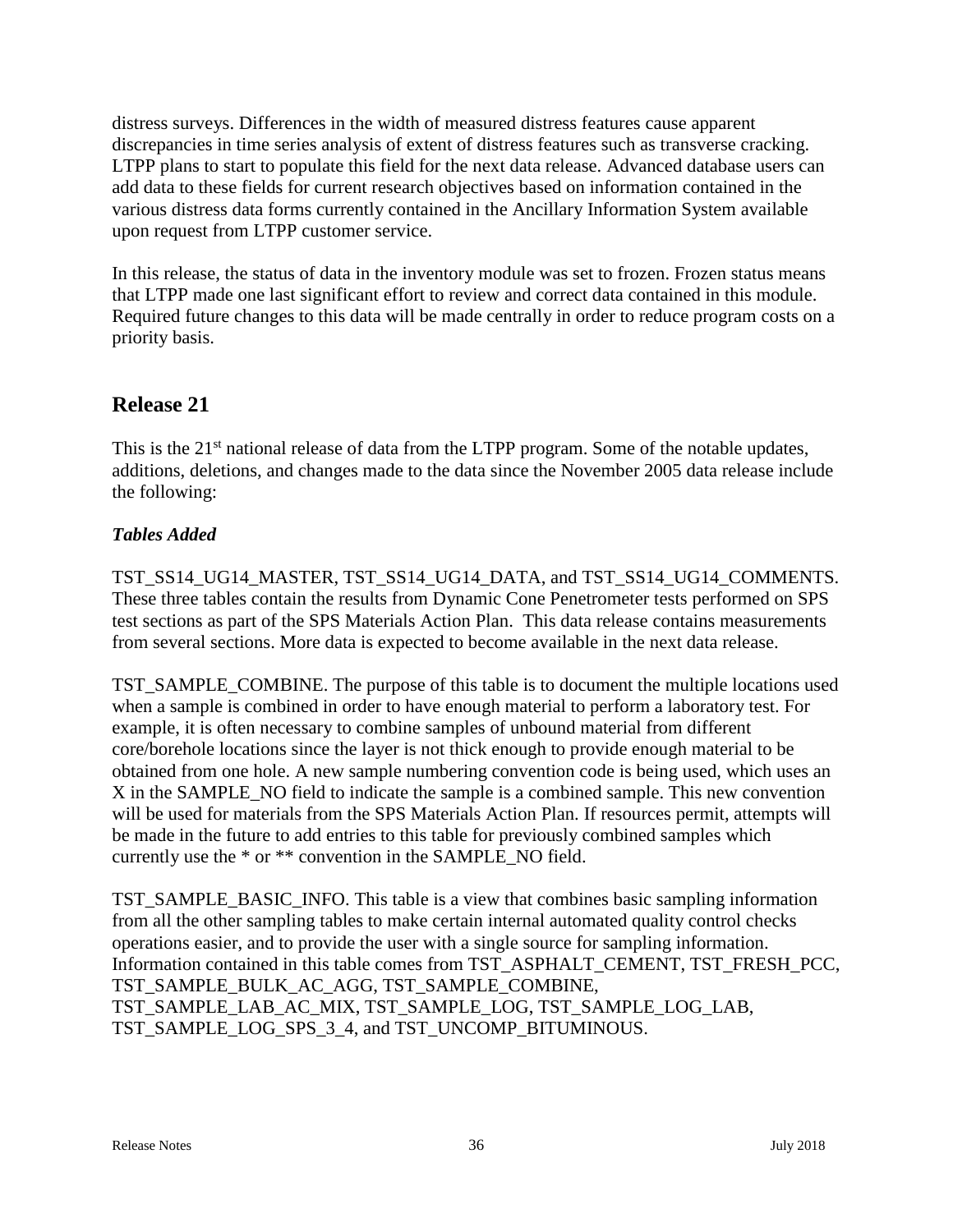distress surveys. Differences in the width of measured distress features cause apparent discrepancies in time series analysis of extent of distress features such as transverse cracking. LTPP plans to start to populate this field for the next data release. Advanced database users can add data to these fields for current research objectives based on information contained in the various distress data forms currently contained in the Ancillary Information System available upon request from LTPP customer service.

In this release, the status of data in the inventory module was set to frozen. Frozen status means that LTPP made one last significant effort to review and correct data contained in this module. Required future changes to this data will be made centrally in order to reduce program costs on a priority basis.

## Release 21

This is the 21st national release of data from the LTPP program. Some of the notable updates, additions, deletions, and changes made to the data since the November 2005 data release include the following:

### *Tables Added*

TST_SS14_UG14_MASTER, TST_SS14_UG14_DATA, and TST_SS14_UG14_COMMENTS. These three tables contain the results from Dynamic Cone Penetrometer tests performed on SPS test sections as part of the SPS Materials Action Plan. This data release contains measurements from several sections. More data is expected to become available in the next data release.

TST_SAMPLE_COMBINE. The purpose of this table is to document the multiple locations used when a sample is combined in order to have enough material to perform a laboratory test. For example, it is often necessary to combine samples of unbound material from different core/borehole locations since the layer is not thick enough to provide enough material to be obtained from one hole. A new sample numbering convention code is being used, which uses an X in the SAMPLE_NO field to indicate the sample is a combined sample. This new convention will be used for materials from the SPS Materials Action Plan. If resources permit, attempts will be made in the future to add entries to this table for previously combined samples which currently use the * or ** convention in the SAMPLE_NO field.

TST_SAMPLE_BASIC_INFO. This table is a view that combines basic sampling information from all the other sampling tables to make certain internal automated quality control checks operations easier, and to provide the user with a single source for sampling information. Information contained in this table comes from TST_ASPHALT_CEMENT, TST_FRESH_PCC, TST_SAMPLE_BULK_AC_AGG, TST_SAMPLE_COMBINE, TST_SAMPLE_LAB_AC_MIX, TST_SAMPLE_LOG, TST_SAMPLE_LOG_LAB, TST_SAMPLE_LOG_SPS_3_4, and TST_UNCOMP_BITUMINOUS.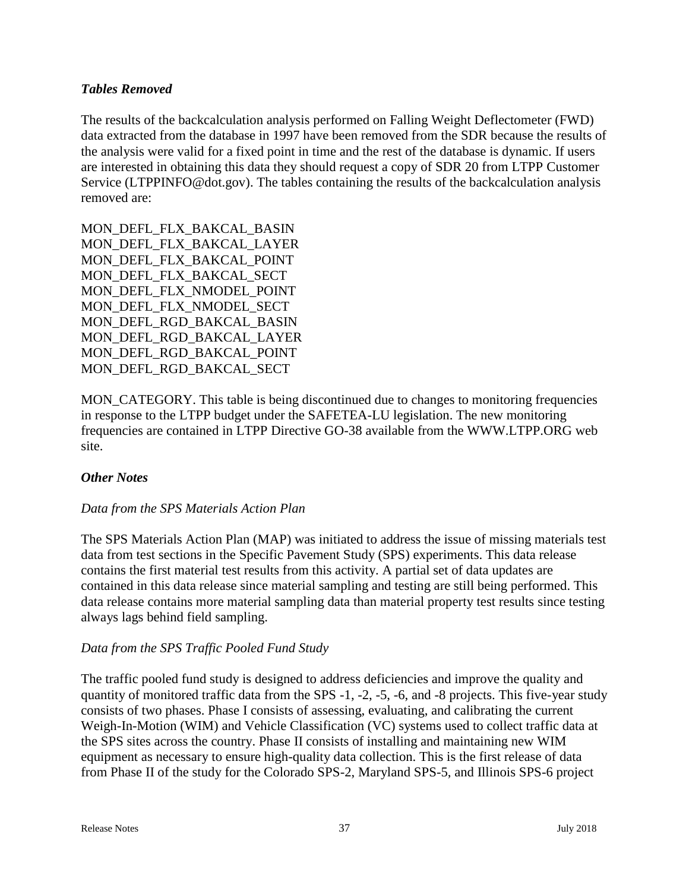### *Tables Removed*

The results of the backcalculation analysis performed on Falling Weight Deflectometer (FWD) data extracted from the database in 1997 have been removed from the SDR because the results of the analysis were valid for a fixed point in time and the rest of the database is dynamic. If users are interested in obtaining this data they should request a copy of SDR 20 from LTPP Customer Service (LTPPINFO@dot.gov). The tables containing the results of the backcalculation analysis removed are:

MON_DEFL_FLX_BAKCAL_BASIN
MON_DEFL_FLX_BAKCAL_LAYER
MON_DEFL_FLX_BAKCAL_POINT
MON_DEFL_FLX_BAKCAL_SECT
MON_DEFL_FLX_NMODEL_POINT
MON_DEFL_FLX_NMODEL_SECT
MON_DEFL_RGD_BAKCAL_BASIN
MON_DEFL_RGD_BAKCAL_LAYER
MON_DEFL_RGD_BAKCAL_POINT
MON_DEFL_RGD_BAKCAL_SECT

MON_CATEGORY. This table is being discontinued due to changes to monitoring frequencies in response to the LTPP budget under the SAFETEA-LU legislation. The new monitoring frequencies are contained in LTPP Directive GO-38 available from the WWW.LTPP.ORG web site.

### *Other Notes*

#### *Data from the SPS Materials Action Plan*

The SPS Materials Action Plan (MAP) was initiated to address the issue of missing materials test data from test sections in the Specific Pavement Study (SPS) experiments. This data release contains the first material test results from this activity. A partial set of data updates are contained in this data release since material sampling and testing are still being performed. This data release contains more material sampling data than material property test results since testing always lags behind field sampling.

#### *Data from the SPS Traffic Pooled Fund Study*

The traffic pooled fund study is designed to address deficiencies and improve the quality and quantity of monitored traffic data from the SPS -1, -2, -5, -6, and -8 projects. This five-year study consists of two phases. Phase I consists of assessing, evaluating, and calibrating the current Weigh-In-Motion (WIM) and Vehicle Classification (VC) systems used to collect traffic data at the SPS sites across the country. Phase II consists of installing and maintaining new WIM equipment as necessary to ensure high-quality data collection. This is the first release of data from Phase II of the study for the Colorado SPS-2, Maryland SPS-5, and Illinois SPS-6 project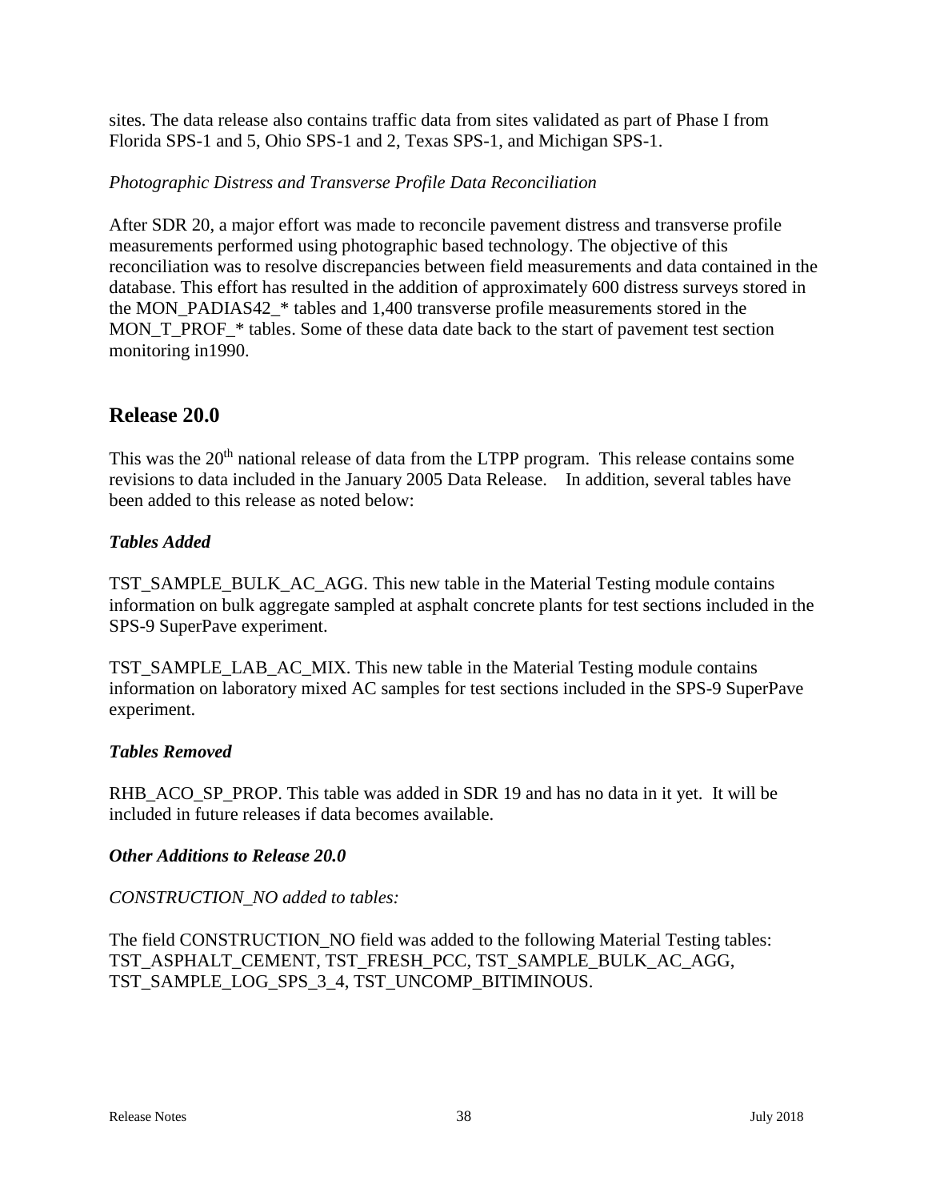sites. The data release also contains traffic data from sites validated as part of Phase I from Florida SPS-1 and 5, Ohio SPS-1 and 2, Texas SPS-1, and Michigan SPS-1.

*Photographic Distress and Transverse Profile Data Reconciliation*

After SDR 20, a major effort was made to reconcile pavement distress and transverse profile measurements performed using photographic based technology. The objective of this reconciliation was to resolve discrepancies between field measurements and data contained in the database. This effort has resulted in the addition of approximately 600 distress surveys stored in the MON_PADIAS42_* tables and 1,400 transverse profile measurements stored in the MON_T_PROF_* tables. Some of these data date back to the start of pavement test section monitoring in1990.

## Release 20.0

This was the 20th national release of data from the LTPP program. This release contains some revisions to data included in the January 2005 Data Release. In addition, several tables have been added to this release as noted below:

***Tables Added***

TST_SAMPLE_BULK_AC_AGG. This new table in the Material Testing module contains information on bulk aggregate sampled at asphalt concrete plants for test sections included in the SPS-9 SuperPave experiment.

TST_SAMPLE_LAB_AC_MIX. This new table in the Material Testing module contains information on laboratory mixed AC samples for test sections included in the SPS-9 SuperPave experiment.

***Tables Removed***

RHB_ACO_SP_PROP. This table was added in SDR 19 and has no data in it yet. It will be included in future releases if data becomes available.

***Other Additions to Release 20.0***

*CONSTRUCTION_NO added to tables:*

The field CONSTRUCTION_NO field was added to the following Material Testing tables: TST_ASPHALT_CEMENT, TST_FRESH_PCC, TST_SAMPLE_BULK_AC_AGG, TST_SAMPLE_LOG_SPS_3_4, TST_UNCOMP_BITIMINOUS.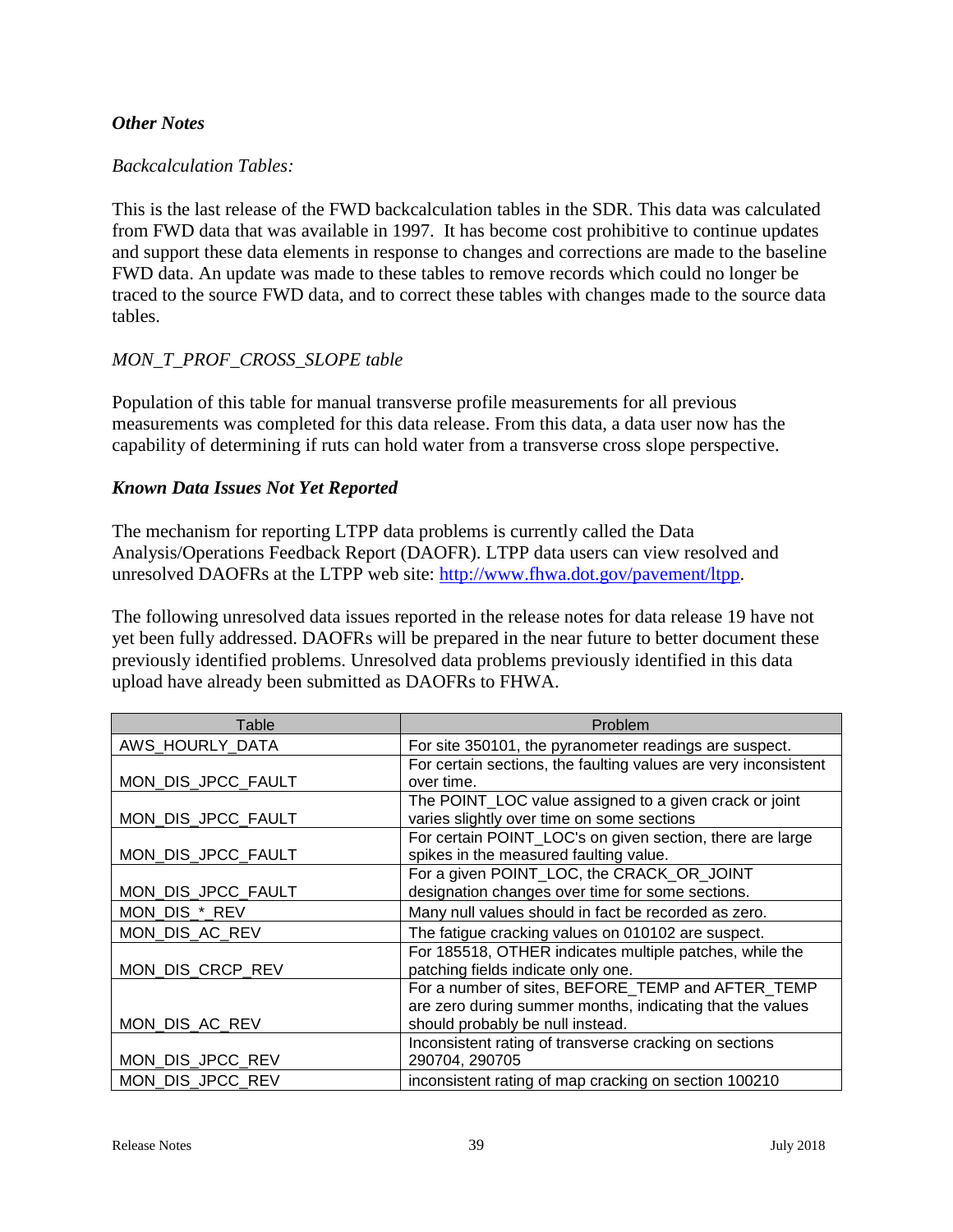### ***Other Notes***

*Backcalculation Tables:*

This is the last release of the FWD backcalculation tables in the SDR. This data was calculated from FWD data that was available in 1997. It has become cost prohibitive to continue updates and support these data elements in response to changes and corrections are made to the baseline FWD data. An update was made to these tables to remove records which could no longer be traced to the source FWD data, and to correct these tables with changes made to the source data tables.

*MON_T_PROF_CROSS_SLOPE table*

Population of this table for manual transverse profile measurements for all previous measurements was completed for this data release. From this data, a data user now has the capability of determining if ruts can hold water from a transverse cross slope perspective.

### ***Known Data Issues Not Yet Reported***

The mechanism for reporting LTPP data problems is currently called the Data Analysis/Operations Feedback Report (DAOFR). LTPP data users can view resolved and unresolved DAOFRs at the LTPP web site: http://www.fhwa.dot.gov/pavement/ltpp.

The following unresolved data issues reported in the release notes for data release 19 have not yet been fully addressed. DAOFRs will be prepared in the near future to better document these previously identified problems. Unresolved data problems previously identified in this data upload have already been submitted as DAOFRs to FHWA.

| Table | Problem |
|---|---|
| AWS_HOURLY_DATA | For site 350101, the pyranometer readings are suspect. |
| MON_DIS_JPCC_FAULT | For certain sections, the faulting values are very inconsistent over time. |
| MON_DIS_JPCC_FAULT | The POINT_LOC value assigned to a given crack or joint varies slightly over time on some sections |
| MON_DIS_JPCC_FAULT | For certain POINT_LOC's on given section, there are large spikes in the measured faulting value. |
| MON_DIS_JPCC_FAULT | For a given POINT_LOC, the CRACK_OR_JOINT designation changes over time for some sections. |
| MON_DIS_*_REV | Many null values should in fact be recorded as zero. |
| MON_DIS_AC_REV | The fatigue cracking values on 010102 are suspect. |
| MON_DIS_CRCP_REV | For 185518, OTHER indicates multiple patches, while the patching fields indicate only one. |
| MON_DIS_AC_REV | For a number of sites, BEFORE_TEMP and AFTER_TEMP are zero during summer months, indicating that the values should probably be null instead. |
| MON_DIS_JPCC_REV | Inconsistent rating of transverse cracking on sections 290704, 290705 |
| MON_DIS_JPCC_REV | inconsistent rating of map cracking on section 100210 |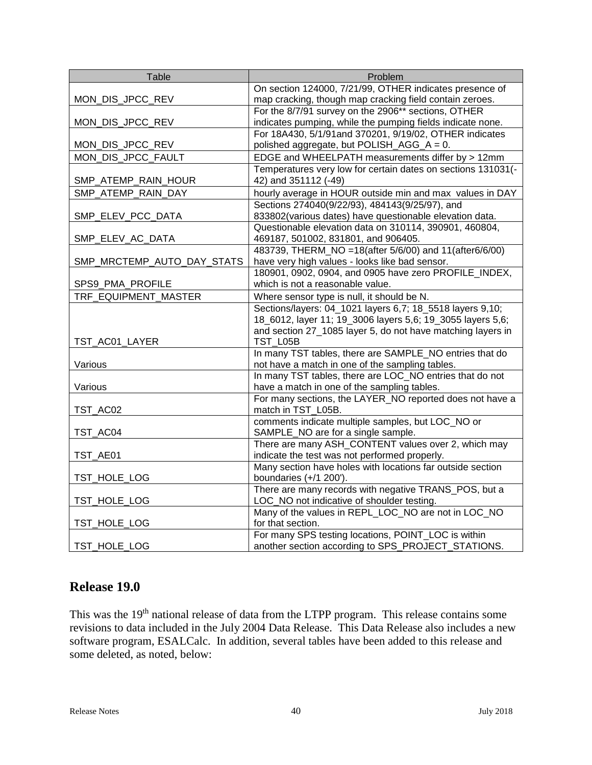| Table | Problem |
|---|---|
| MON_DIS_JPCC_REV | On section 124000, 7/21/99, OTHER indicates presence of map cracking, though map cracking field contain zeroes. |
| MON_DIS_JPCC_REV | For the 8/7/91 survey on the 2906** sections, OTHER indicates pumping, while the pumping fields indicate none. |
| MON_DIS_JPCC_REV | For 18A430, 5/1/91and 370201, 9/19/02, OTHER indicates polished aggregate, but POLISH_AGG_A = 0. |
| MON_DIS_JPCC_FAULT | EDGE and WHEELPATH measurements differ by > 12mm |
| SMP_ATEMP_RAIN_HOUR | Temperatures very low for certain dates on sections 131031(-42) and 351112 (-49) |
| SMP_ATEMP_RAIN_DAY | hourly average in HOUR outside min and max values in DAY |
| SMP_ELEV_PCC_DATA | Sections 274040(9/22/93), 484143(9/25/97), and 833802(various dates) have questionable elevation data. |
| SMP_ELEV_AC_DATA | Questionable elevation data on 310114, 390901, 460804, 469187, 501002, 831801, and 906405. |
| SMP_MRCTEMP_AUTO_DAY_STATS | 483739, THERM_NO =18(after 5/6/00) and 11(after6/6/00) have very high values - looks like bad sensor. |
| SPS9_PMA_PROFILE | 180901, 0902, 0904, and 0905 have zero PROFILE_INDEX, which is not a reasonable value. |
| TRF_EQUIPMENT_MASTER | Where sensor type is null, it should be N. |
| TST_AC01_LAYER | Sections/layers: 04_1021 layers 6,7; 18_5518 layers 9,10; 18_6012, layer 11; 19_3006 layers 5,6; 19_3055 layers 5,6; and section 27_1085 layer 5, do not have matching layers in TST_L05B |
| Various | In many TST tables, there are SAMPLE_NO entries that do not have a match in one of the sampling tables. |
| Various | In many TST tables, there are LOC_NO entries that do not have a match in one of the sampling tables. |
| TST_AC02 | For many sections, the LAYER_NO reported does not have a match in TST_L05B. |
| TST_AC04 | comments indicate multiple samples, but LOC_NO or SAMPLE_NO are for a single sample. |
| TST_AE01 | There are many ASH_CONTENT values over 2, which may indicate the test was not performed properly. |
| TST_HOLE_LOG | Many section have holes with locations far outside section boundaries (+/1 200'). |
| TST_HOLE_LOG | There are many records with negative TRANS_POS, but a LOC_NO not indicative of shoulder testing. |
| TST_HOLE_LOG | Many of the values in REPL_LOC_NO are not in LOC_NO for that section. |
| TST_HOLE_LOG | For many SPS testing locations, POINT_LOC is within another section according to SPS_PROJECT_STATIONS. |

## Release 19.0

This was the 19th national release of data from the LTPP program. This release contains some revisions to data included in the July 2004 Data Release. This Data Release also includes a new software program, ESALCalc. In addition, several tables have been added to this release and some deleted, as noted, below: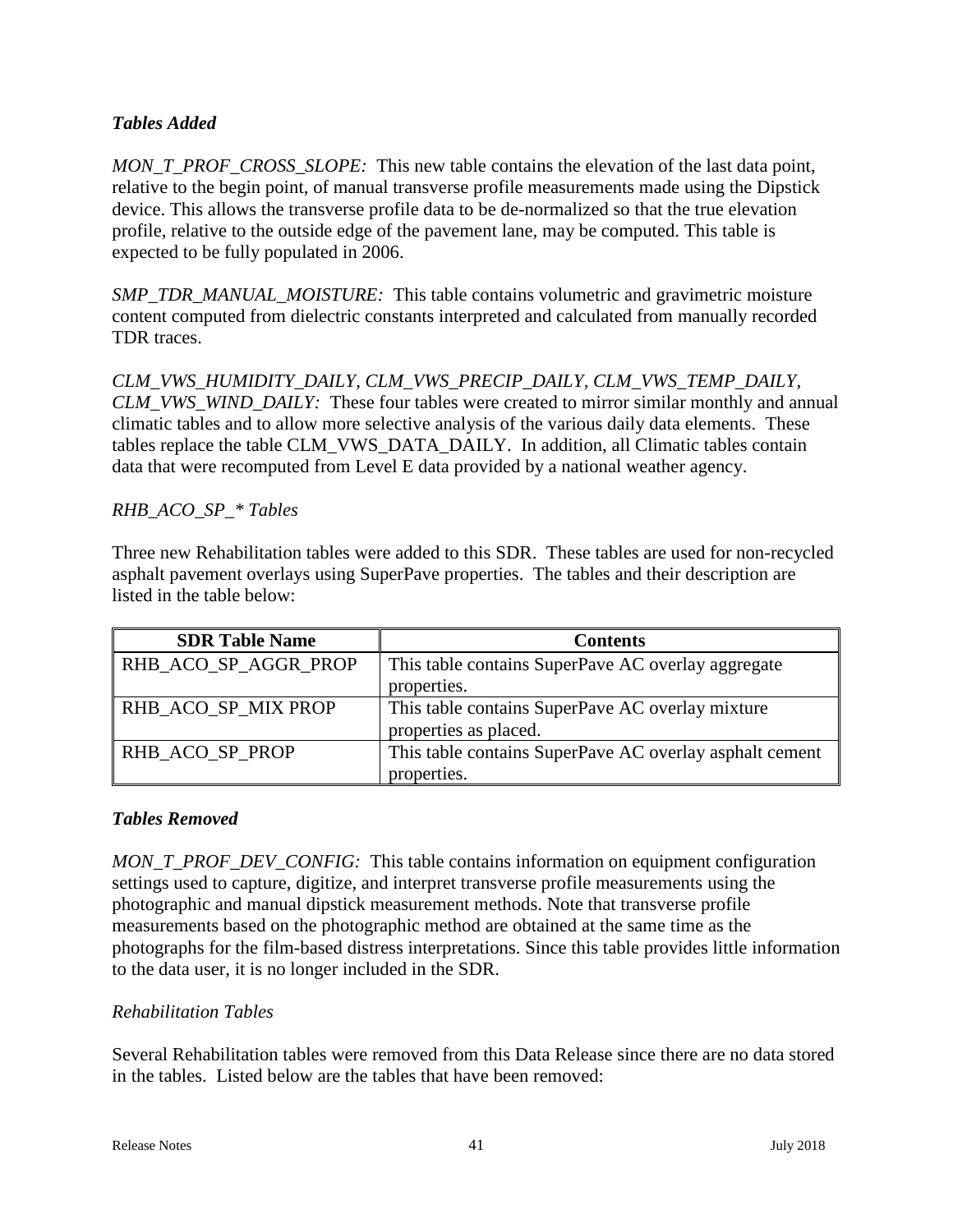### *Tables Added*

*MON_T_PROF_CROSS_SLOPE:* This new table contains the elevation of the last data point, relative to the begin point, of manual transverse profile measurements made using the Dipstick device. This allows the transverse profile data to be de-normalized so that the true elevation profile, relative to the outside edge of the pavement lane, may be computed. This table is expected to be fully populated in 2006.

*SMP_TDR_MANUAL_MOISTURE:* This table contains volumetric and gravimetric moisture content computed from dielectric constants interpreted and calculated from manually recorded TDR traces.

*CLM_VWS_HUMIDITY_DAILY, CLM_VWS_PRECIP_DAILY, CLM_VWS_TEMP_DAILY, CLM_VWS_WIND_DAILY:* These four tables were created to mirror similar monthly and annual climatic tables and to allow more selective analysis of the various daily data elements. These tables replace the table CLM_VWS_DATA_DAILY. In addition, all Climatic tables contain data that were recomputed from Level E data provided by a national weather agency.

*RHB_ACO_SP_* Tables*

Three new Rehabilitation tables were added to this SDR. These tables are used for non-recycled asphalt pavement overlays using SuperPave properties. The tables and their description are listed in the table below:

| SDR Table Name | Contents |
|---|---|
| RHB_ACO_SP_AGGR_PROP | This table contains SuperPave AC overlay aggregate properties. |
| RHB_ACO_SP_MIX PROP | This table contains SuperPave AC overlay mixture properties as placed. |
| RHB_ACO_SP_PROP | This table contains SuperPave AC overlay asphalt cement properties. |

### *Tables Removed*

*MON_T_PROF_DEV_CONFIG:* This table contains information on equipment configuration settings used to capture, digitize, and interpret transverse profile measurements using the photographic and manual dipstick measurement methods. Note that transverse profile measurements based on the photographic method are obtained at the same time as the photographs for the film-based distress interpretations. Since this table provides little information to the data user, it is no longer included in the SDR.

*Rehabilitation Tables*

Several Rehabilitation tables were removed from this Data Release since there are no data stored in the tables. Listed below are the tables that have been removed: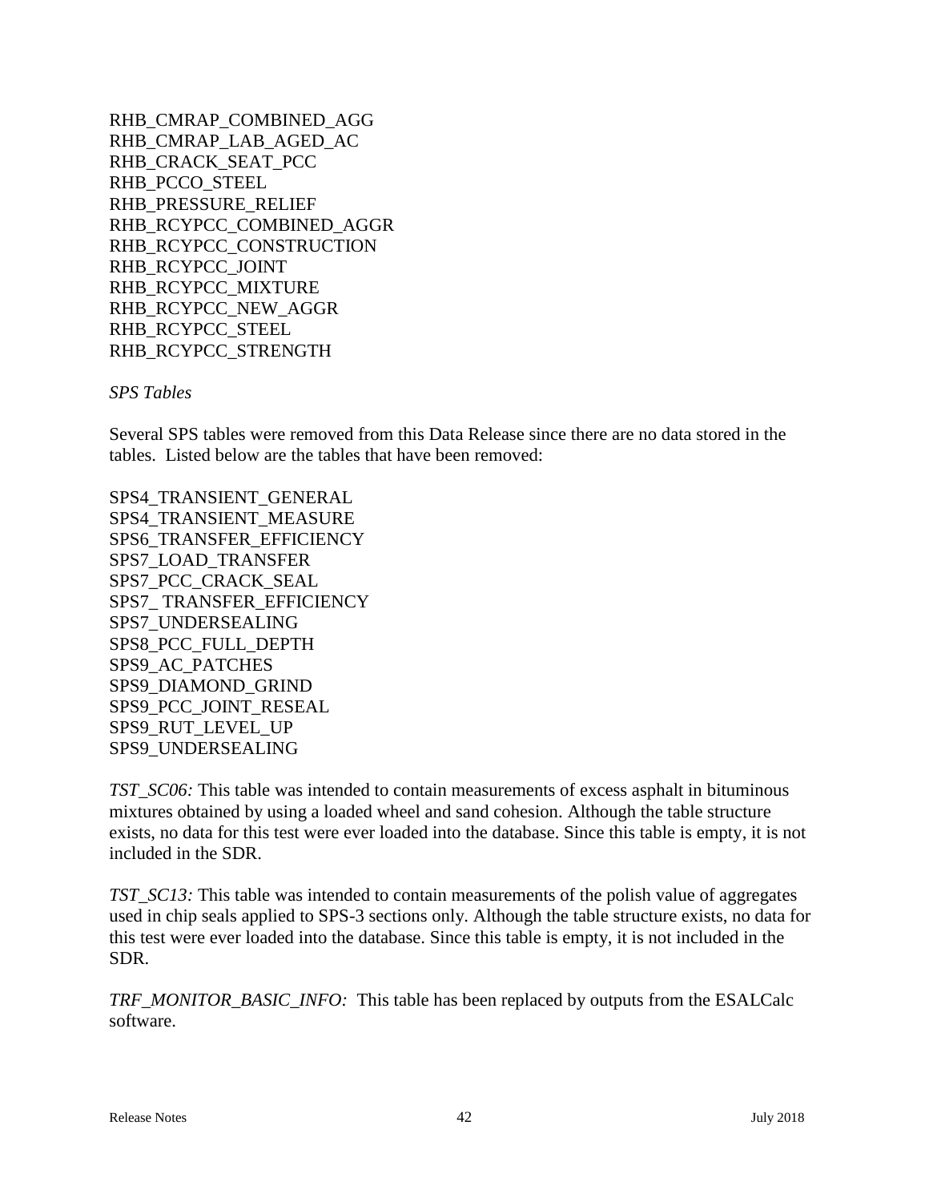RHB_CMRAP_COMBINED_AGG
RHB_CMRAP_LAB_AGED_AC
RHB_CRACK_SEAT_PCC
RHB_PCCO_STEEL
RHB_PRESSURE_RELIEF
RHB_RCYPCC_COMBINED_AGGR
RHB_RCYPCC_CONSTRUCTION
RHB_RCYPCC_JOINT
RHB_RCYPCC_MIXTURE
RHB_RCYPCC_NEW_AGGR
RHB_RCYPCC_STEEL
RHB_RCYPCC_STRENGTH

*SPS Tables*

Several SPS tables were removed from this Data Release since there are no data stored in the tables. Listed below are the tables that have been removed:

SPS4_TRANSIENT_GENERAL
SPS4_TRANSIENT_MEASURE
SPS6_TRANSFER_EFFICIENCY
SPS7_LOAD_TRANSFER
SPS7_PCC_CRACK_SEAL
SPS7_ TRANSFER_EFFICIENCY
SPS7_UNDERSEALING
SPS8_PCC_FULL_DEPTH
SPS9_AC_PATCHES
SPS9_DIAMOND_GRIND
SPS9_PCC_JOINT_RESEAL
SPS9_RUT_LEVEL_UP
SPS9_UNDERSEALING

*TST_SC06:* This table was intended to contain measurements of excess asphalt in bituminous mixtures obtained by using a loaded wheel and sand cohesion. Although the table structure exists, no data for this test were ever loaded into the database. Since this table is empty, it is not included in the SDR.

*TST_SC13:* This table was intended to contain measurements of the polish value of aggregates used in chip seals applied to SPS-3 sections only. Although the table structure exists, no data for this test were ever loaded into the database. Since this table is empty, it is not included in the SDR.

*TRF_MONITOR_BASIC_INFO:* This table has been replaced by outputs from the ESALCalc software.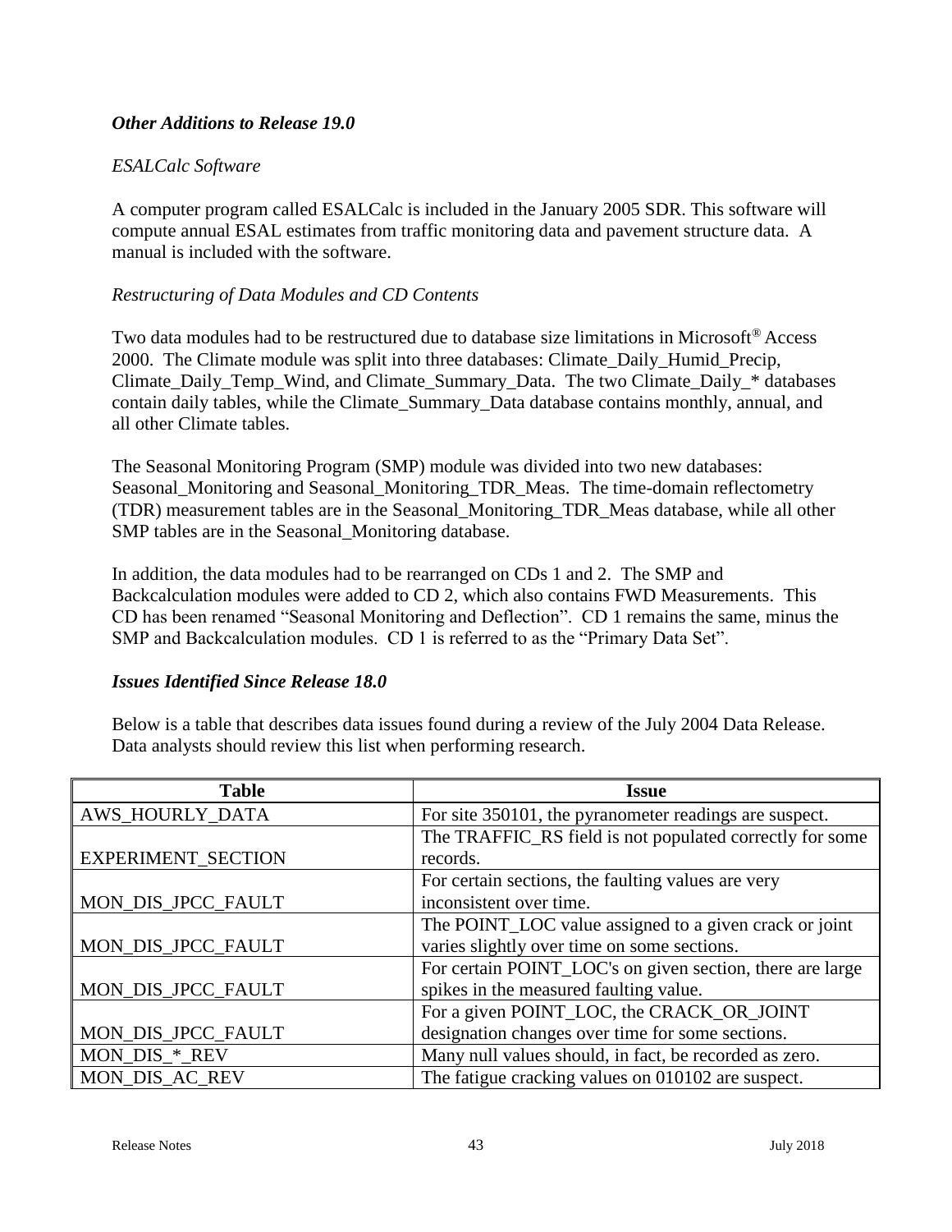### *Other Additions to Release 19.0*

*ESALCalc Software*

A computer program called ESALCalc is included in the January 2005 SDR. This software will compute annual ESAL estimates from traffic monitoring data and pavement structure data. A manual is included with the software.

*Restructuring of Data Modules and CD Contents*

Two data modules had to be restructured due to database size limitations in Microsoft® Access 2000. The Climate module was split into three databases: Climate_Daily_Humid_Precip, Climate_Daily_Temp_Wind, and Climate_Summary_Data. The two Climate_Daily_* databases contain daily tables, while the Climate_Summary_Data database contains monthly, annual, and all other Climate tables.

The Seasonal Monitoring Program (SMP) module was divided into two new databases: Seasonal_Monitoring and Seasonal_Monitoring_TDR_Meas. The time-domain reflectometry (TDR) measurement tables are in the Seasonal_Monitoring_TDR_Meas database, while all other SMP tables are in the Seasonal_Monitoring database.

In addition, the data modules had to be rearranged on CDs 1 and 2. The SMP and Backcalculation modules were added to CD 2, which also contains FWD Measurements. This CD has been renamed "Seasonal Monitoring and Deflection". CD 1 remains the same, minus the SMP and Backcalculation modules. CD 1 is referred to as the "Primary Data Set".

### *Issues Identified Since Release 18.0*

Below is a table that describes data issues found during a review of the July 2004 Data Release. Data analysts should review this list when performing research.

| Table | Issue |
|---|---|
| AWS_HOURLY_DATA | For site 350101, the pyranometer readings are suspect. |
| EXPERIMENT_SECTION | The TRAFFIC_RS field is not populated correctly for some records. |
| MON_DIS_JPCC_FAULT | For certain sections, the faulting values are very inconsistent over time. |
| MON_DIS_JPCC_FAULT | The POINT_LOC value assigned to a given crack or joint varies slightly over time on some sections. |
| MON_DIS_JPCC_FAULT | For certain POINT_LOC's on given section, there are large spikes in the measured faulting value. |
| MON_DIS_JPCC_FAULT | For a given POINT_LOC, the CRACK_OR_JOINT designation changes over time for some sections. |
| MON_DIS_*_REV | Many null values should, in fact, be recorded as zero. |
| MON_DIS_AC_REV | The fatigue cracking values on 010102 are suspect. |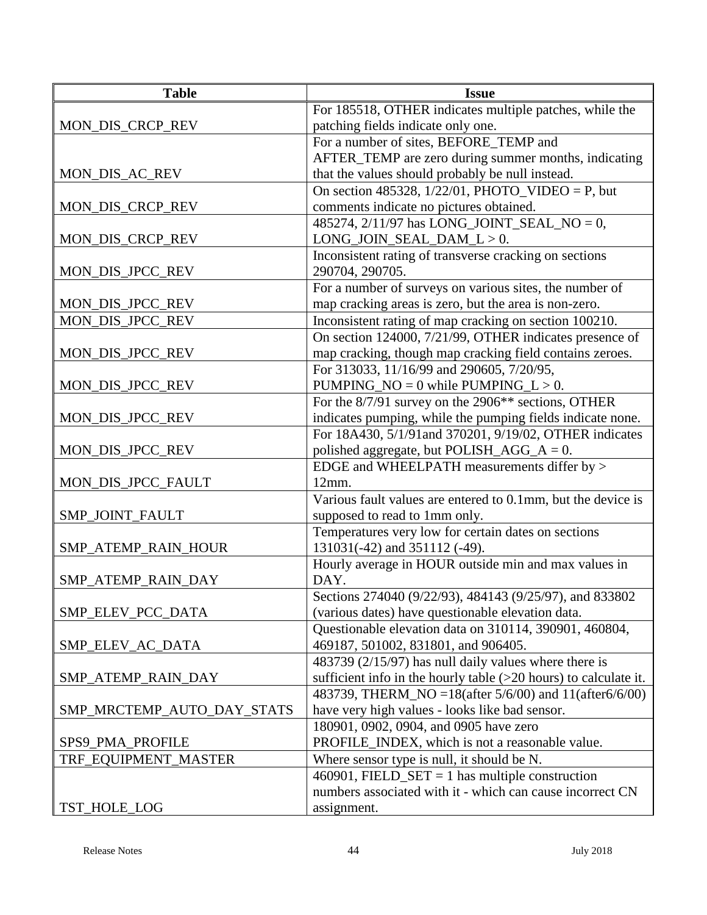| Table | Issue |
| --- | --- |
| MON_DIS_CRCP_REV | For 185518, OTHER indicates multiple patches, while the patching fields indicate only one. |
| MON_DIS_AC_REV | For a number of sites, BEFORE_TEMP and AFTER_TEMP are zero during summer months, indicating that the values should probably be null instead. |
| MON_DIS_CRCP_REV | On section 485328, 1/22/01, PHOTO_VIDEO = P, but comments indicate no pictures obtained. |
| MON_DIS_CRCP_REV | 485274, 2/11/97 has LONG_JOINT_SEAL_NO = 0, LONG_JOIN_SEAL_DAM_L > 0. |
| MON_DIS_JPCC_REV | Inconsistent rating of transverse cracking on sections 290704, 290705. |
| MON_DIS_JPCC_REV | For a number of surveys on various sites, the number of map cracking areas is zero, but the area is non-zero. |
| MON_DIS_JPCC_REV | Inconsistent rating of map cracking on section 100210. |
| MON_DIS_JPCC_REV | On section 124000, 7/21/99, OTHER indicates presence of map cracking, though map cracking field contains zeroes. |
| MON_DIS_JPCC_REV | For 313033, 11/16/99 and 290605, 7/20/95, PUMPING_NO = 0 while PUMPING_L > 0. |
| MON_DIS_JPCC_REV | For the 8/7/91 survey on the 2906** sections, OTHER indicates pumping, while the pumping fields indicate none. |
| MON_DIS_JPCC_REV | For 18A430, 5/1/91and 370201, 9/19/02, OTHER indicates polished aggregate, but POLISH_AGG_A = 0. |
| MON_DIS_JPCC_FAULT | EDGE and WHEELPATH measurements differ by > 12mm. |
| SMP_JOINT_FAULT | Various fault values are entered to 0.1mm, but the device is supposed to read to 1mm only. |
| SMP_ATEMP_RAIN_HOUR | Temperatures very low for certain dates on sections 131031(-42) and 351112 (-49). |
| SMP_ATEMP_RAIN_DAY | Hourly average in HOUR outside min and max values in DAY. |
| SMP_ELEV_PCC_DATA | Sections 274040 (9/22/93), 484143 (9/25/97), and 833802 (various dates) have questionable elevation data. |
| SMP_ELEV_AC_DATA | Questionable elevation data on 310114, 390901, 460804, 469187, 501002, 831801, and 906405. |
| SMP_ATEMP_RAIN_DAY | 483739 (2/15/97) has null daily values where there is sufficient info in the hourly table (>20 hours) to calculate it. |
| SMP_MRCTEMP_AUTO_DAY_STATS | 483739, THERM_NO =18(after 5/6/00) and 11(after6/6/00) have very high values - looks like bad sensor. |
| SPS9_PMA_PROFILE | 180901, 0902, 0904, and 0905 have zero PROFILE_INDEX, which is not a reasonable value. |
| TRF_EQUIPMENT_MASTER | Where sensor type is null, it should be N. |
| TST_HOLE_LOG | 460901, FIELD_SET = 1 has multiple construction numbers associated with it - which can cause incorrect CN assignment. |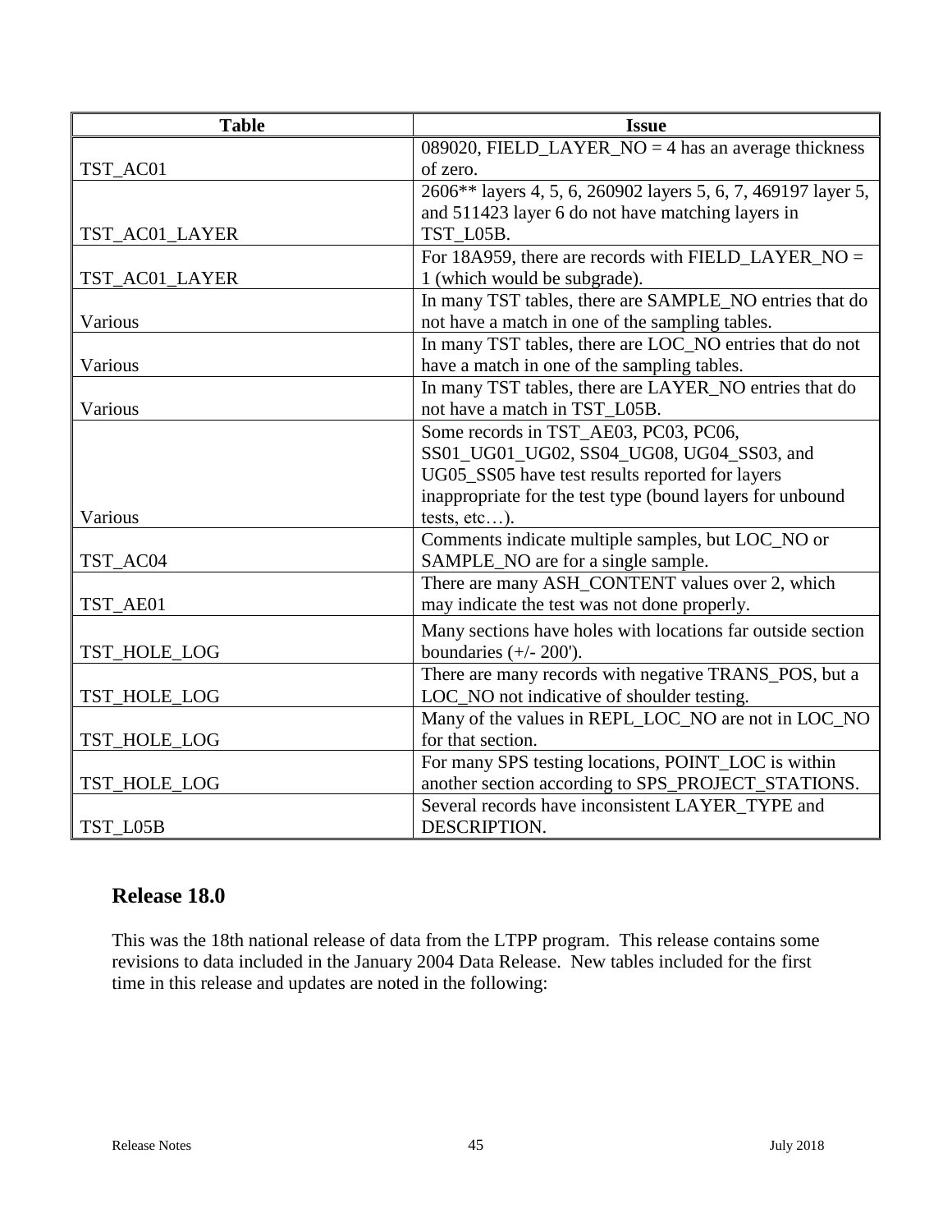| Table | Issue |
| --- | --- |
| TST_AC01 | 089020, FIELD_LAYER_NO = 4 has an average thickness of zero. |
| TST_AC01_LAYER | 2606** layers 4, 5, 6, 260902 layers 5, 6, 7, 469197 layer 5, and 511423 layer 6 do not have matching layers in TST_L05B. |
| TST_AC01_LAYER | For 18A959, there are records with FIELD_LAYER_NO = 1 (which would be subgrade). |
| Various | In many TST tables, there are SAMPLE_NO entries that do not have a match in one of the sampling tables. |
| Various | In many TST tables, there are LOC_NO entries that do not have a match in one of the sampling tables. |
| Various | In many TST tables, there are LAYER_NO entries that do not have a match in TST_L05B. |
| Various | Some records in TST_AE03, PC03, PC06, SS01_UG01_UG02, SS04_UG08, UG04_SS03, and UG05_SS05 have test results reported for layers inappropriate for the test type (bound layers for unbound tests, etc…). |
| TST_AC04 | Comments indicate multiple samples, but LOC_NO or SAMPLE_NO are for a single sample. |
| TST_AE01 | There are many ASH_CONTENT values over 2, which may indicate the test was not done properly. |
| TST_HOLE_LOG | Many sections have holes with locations far outside section boundaries (+/- 200'). |
| TST_HOLE_LOG | There are many records with negative TRANS_POS, but a LOC_NO not indicative of shoulder testing. |
| TST_HOLE_LOG | Many of the values in REPL_LOC_NO are not in LOC_NO for that section. |
| TST_HOLE_LOG | For many SPS testing locations, POINT_LOC is within another section according to SPS_PROJECT_STATIONS. |
| TST_L05B | Several records have inconsistent LAYER_TYPE and DESCRIPTION. |

## Release 18.0

This was the 18th national release of data from the LTPP program. This release contains some revisions to data included in the January 2004 Data Release. New tables included for the first time in this release and updates are noted in the following: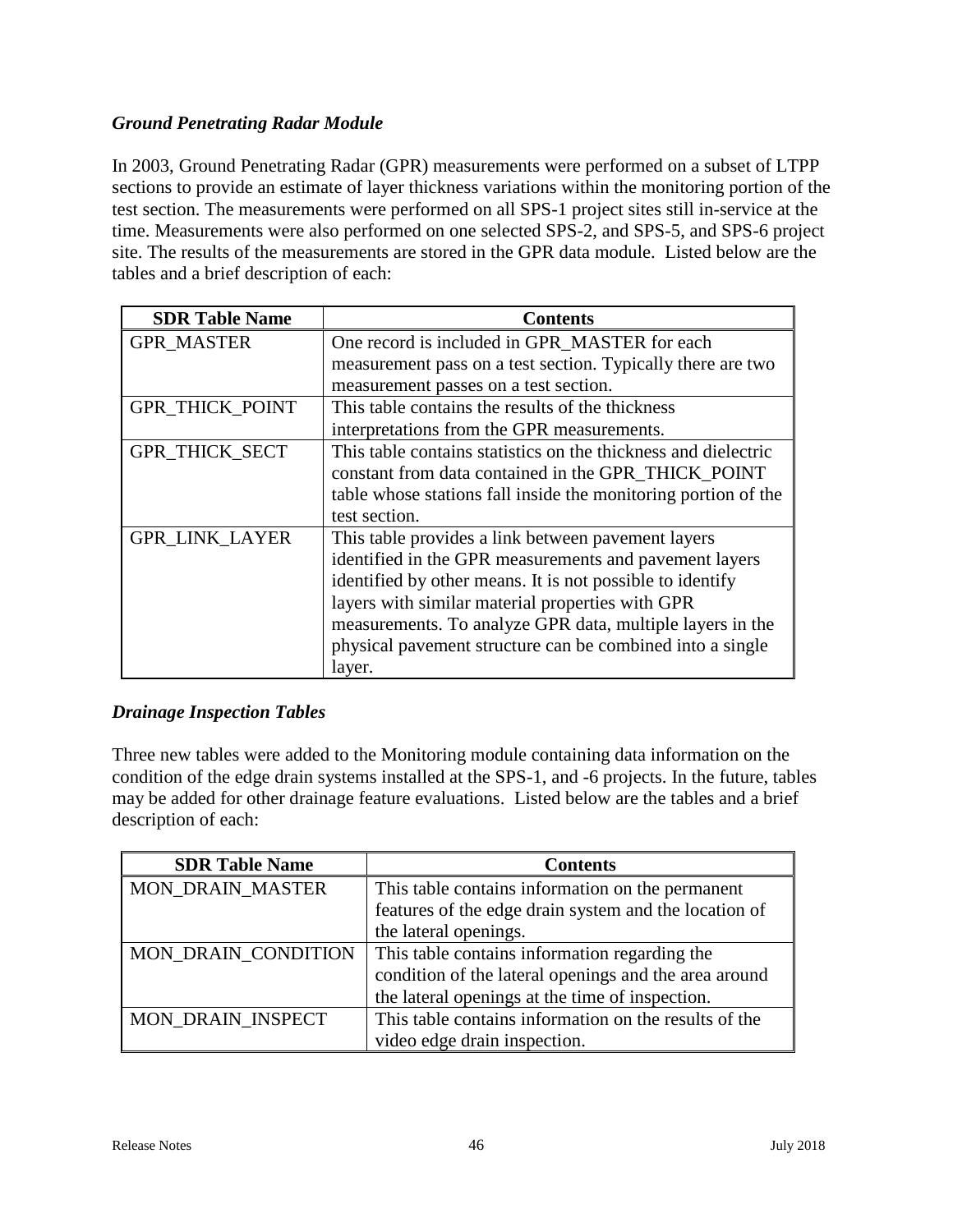### *Ground Penetrating Radar Module*

In 2003, Ground Penetrating Radar (GPR) measurements were performed on a subset of LTPP sections to provide an estimate of layer thickness variations within the monitoring portion of the test section. The measurements were performed on all SPS-1 project sites still in-service at the time. Measurements were also performed on one selected SPS-2, and SPS-5, and SPS-6 project site. The results of the measurements are stored in the GPR data module. Listed below are the tables and a brief description of each:

| SDR Table Name | Contents |
|---|---|
| GPR_MASTER | One record is included in GPR_MASTER for each measurement pass on a test section. Typically there are two measurement passes on a test section. |
| GPR_THICK_POINT | This table contains the results of the thickness interpretations from the GPR measurements. |
| GPR_THICK_SECT | This table contains statistics on the thickness and dielectric constant from data contained in the GPR_THICK_POINT table whose stations fall inside the monitoring portion of the test section. |
| GPR_LINK_LAYER | This table provides a link between pavement layers identified in the GPR measurements and pavement layers identified by other means. It is not possible to identify layers with similar material properties with GPR measurements. To analyze GPR data, multiple layers in the physical pavement structure can be combined into a single layer. |

### *Drainage Inspection Tables*

Three new tables were added to the Monitoring module containing data information on the condition of the edge drain systems installed at the SPS-1, and -6 projects. In the future, tables may be added for other drainage feature evaluations. Listed below are the tables and a brief description of each:

| SDR Table Name | Contents |
|---|---|
| MON_DRAIN_MASTER | This table contains information on the permanent features of the edge drain system and the location of the lateral openings. |
| MON_DRAIN_CONDITION | This table contains information regarding the condition of the lateral openings and the area around the lateral openings at the time of inspection. |
| MON_DRAIN_INSPECT | This table contains information on the results of the video edge drain inspection. |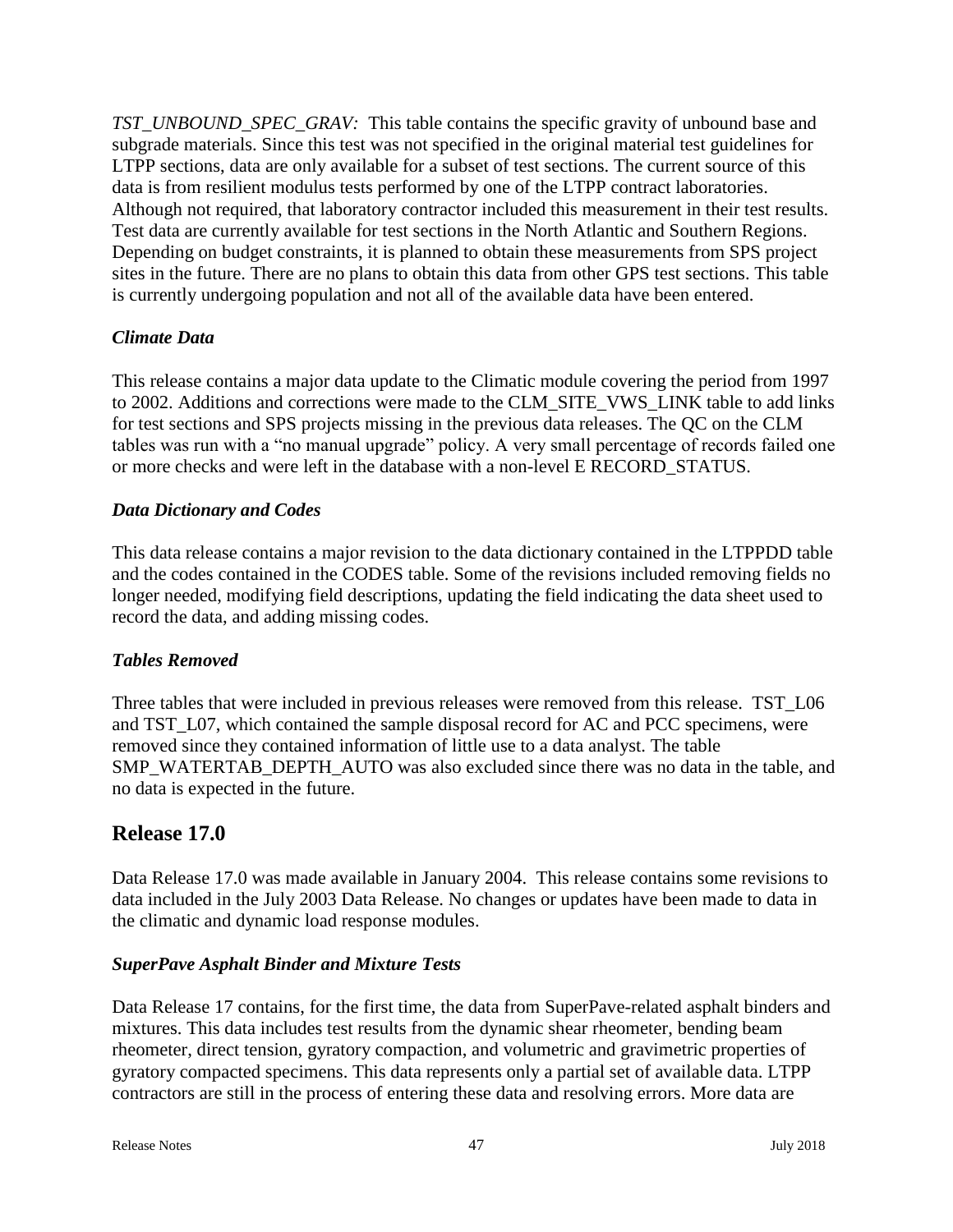*TST_UNBOUND_SPEC_GRAV:* This table contains the specific gravity of unbound base and subgrade materials. Since this test was not specified in the original material test guidelines for LTPP sections, data are only available for a subset of test sections. The current source of this data is from resilient modulus tests performed by one of the LTPP contract laboratories. Although not required, that laboratory contractor included this measurement in their test results. Test data are currently available for test sections in the North Atlantic and Southern Regions. Depending on budget constraints, it is planned to obtain these measurements from SPS project sites in the future. There are no plans to obtain this data from other GPS test sections. This table is currently undergoing population and not all of the available data have been entered.

### *Climate Data*

This release contains a major data update to the Climatic module covering the period from 1997 to 2002. Additions and corrections were made to the CLM_SITE_VWS_LINK table to add links for test sections and SPS projects missing in the previous data releases. The QC on the CLM tables was run with a "no manual upgrade" policy. A very small percentage of records failed one or more checks and were left in the database with a non-level E RECORD_STATUS.

### *Data Dictionary and Codes*

This data release contains a major revision to the data dictionary contained in the LTPPDD table and the codes contained in the CODES table. Some of the revisions included removing fields no longer needed, modifying field descriptions, updating the field indicating the data sheet used to record the data, and adding missing codes.

### *Tables Removed*

Three tables that were included in previous releases were removed from this release. TST_L06 and TST_L07, which contained the sample disposal record for AC and PCC specimens, were removed since they contained information of little use to a data analyst. The table SMP_WATERTAB_DEPTH_AUTO was also excluded since there was no data in the table, and no data is expected in the future.

## Release 17.0

Data Release 17.0 was made available in January 2004. This release contains some revisions to data included in the July 2003 Data Release. No changes or updates have been made to data in the climatic and dynamic load response modules.

### *SuperPave Asphalt Binder and Mixture Tests*

Data Release 17 contains, for the first time, the data from SuperPave-related asphalt binders and mixtures. This data includes test results from the dynamic shear rheometer, bending beam rheometer, direct tension, gyratory compaction, and volumetric and gravimetric properties of gyratory compacted specimens. This data represents only a partial set of available data. LTPP contractors are still in the process of entering these data and resolving errors. More data are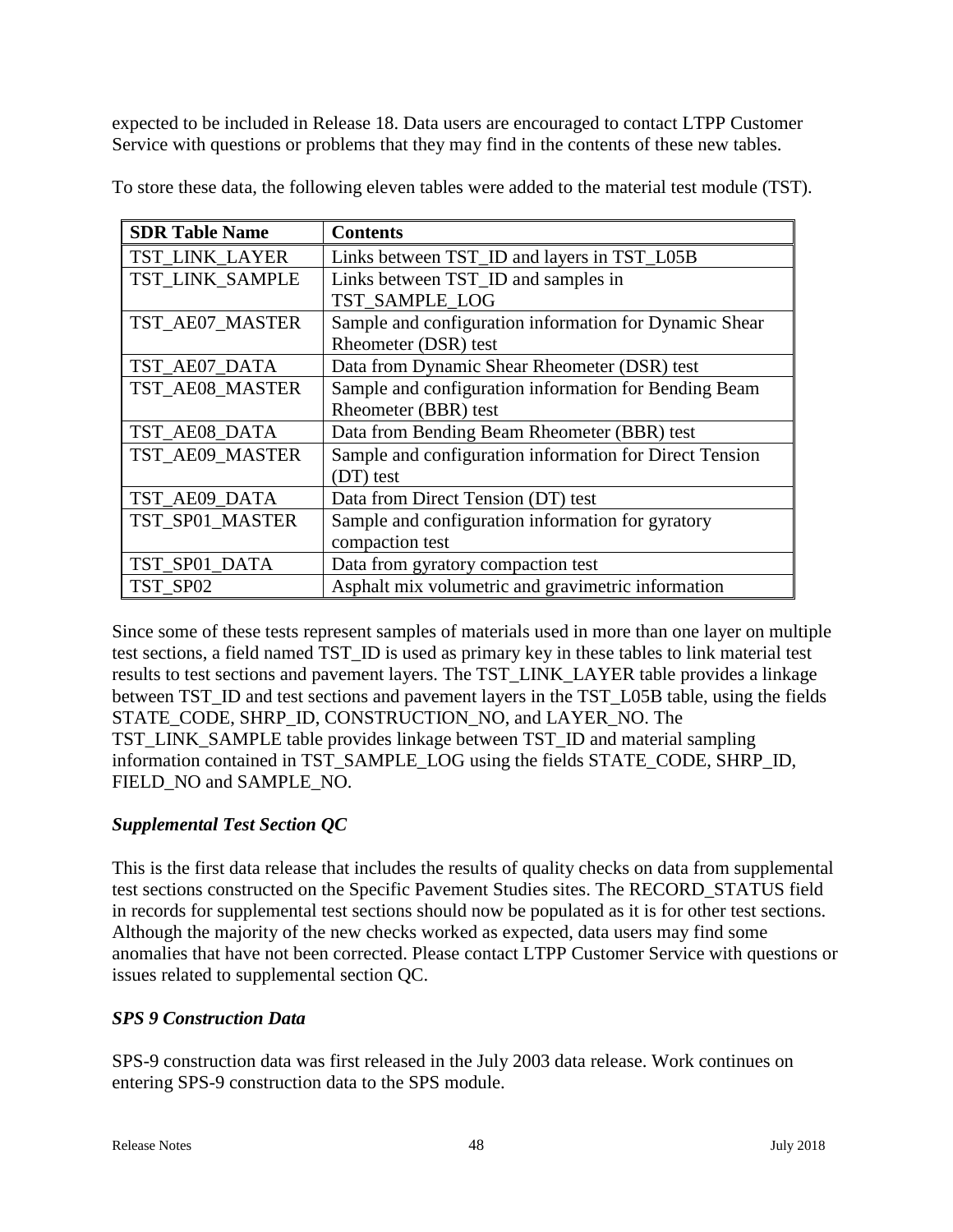expected to be included in Release 18. Data users are encouraged to contact LTPP Customer Service with questions or problems that they may find in the contents of these new tables.

To store these data, the following eleven tables were added to the material test module (TST).

| SDR Table Name | Contents |
|---|---|
| TST_LINK_LAYER | Links between TST_ID and layers in TST_L05B |
| TST_LINK_SAMPLE | Links between TST_ID and samples in TST_SAMPLE_LOG |
| TST_AE07_MASTER | Sample and configuration information for Dynamic Shear Rheometer (DSR) test |
| TST_AE07_DATA | Data from Dynamic Shear Rheometer (DSR) test |
| TST_AE08_MASTER | Sample and configuration information for Bending Beam Rheometer (BBR) test |
| TST_AE08_DATA | Data from Bending Beam Rheometer (BBR) test |
| TST_AE09_MASTER | Sample and configuration information for Direct Tension (DT) test |
| TST_AE09_DATA | Data from Direct Tension (DT) test |
| TST_SP01_MASTER | Sample and configuration information for gyratory compaction test |
| TST_SP01_DATA | Data from gyratory compaction test |
| TST_SP02 | Asphalt mix volumetric and gravimetric information |

Since some of these tests represent samples of materials used in more than one layer on multiple test sections, a field named TST_ID is used as primary key in these tables to link material test results to test sections and pavement layers. The TST_LINK_LAYER table provides a linkage between TST_ID and test sections and pavement layers in the TST_L05B table, using the fields STATE_CODE, SHRP_ID, CONSTRUCTION_NO, and LAYER_NO. The TST_LINK_SAMPLE table provides linkage between TST_ID and material sampling information contained in TST_SAMPLE_LOG using the fields STATE_CODE, SHRP_ID, FIELD_NO and SAMPLE_NO.

### *Supplemental Test Section QC*

This is the first data release that includes the results of quality checks on data from supplemental test sections constructed on the Specific Pavement Studies sites. The RECORD_STATUS field in records for supplemental test sections should now be populated as it is for other test sections. Although the majority of the new checks worked as expected, data users may find some anomalies that have not been corrected. Please contact LTPP Customer Service with questions or issues related to supplemental section QC.

### *SPS 9 Construction Data*

SPS-9 construction data was first released in the July 2003 data release. Work continues on entering SPS-9 construction data to the SPS module.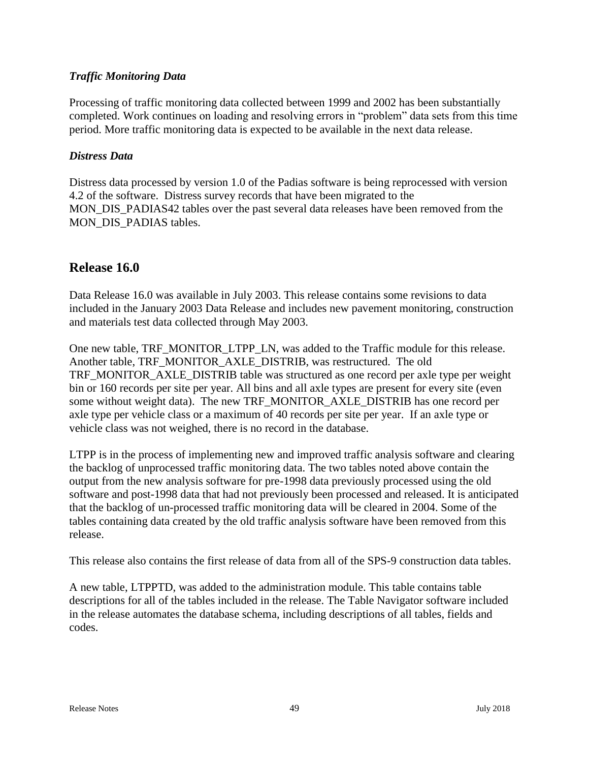### *Traffic Monitoring Data*

Processing of traffic monitoring data collected between 1999 and 2002 has been substantially completed. Work continues on loading and resolving errors in "problem" data sets from this time period. More traffic monitoring data is expected to be available in the next data release.

### *Distress Data*

Distress data processed by version 1.0 of the Padias software is being reprocessed with version 4.2 of the software. Distress survey records that have been migrated to the MON_DIS_PADIAS42 tables over the past several data releases have been removed from the MON_DIS_PADIAS tables.

## Release 16.0

Data Release 16.0 was available in July 2003. This release contains some revisions to data included in the January 2003 Data Release and includes new pavement monitoring, construction and materials test data collected through May 2003.

One new table, TRF_MONITOR_LTPP_LN, was added to the Traffic module for this release. Another table, TRF_MONITOR_AXLE_DISTRIB, was restructured. The old TRF_MONITOR_AXLE_DISTRIB table was structured as one record per axle type per weight bin or 160 records per site per year. All bins and all axle types are present for every site (even some without weight data). The new TRF_MONITOR_AXLE_DISTRIB has one record per axle type per vehicle class or a maximum of 40 records per site per year. If an axle type or vehicle class was not weighed, there is no record in the database.

LTPP is in the process of implementing new and improved traffic analysis software and clearing the backlog of unprocessed traffic monitoring data. The two tables noted above contain the output from the new analysis software for pre-1998 data previously processed using the old software and post-1998 data that had not previously been processed and released. It is anticipated that the backlog of un-processed traffic monitoring data will be cleared in 2004. Some of the tables containing data created by the old traffic analysis software have been removed from this release.

This release also contains the first release of data from all of the SPS-9 construction data tables.

A new table, LTPPTD, was added to the administration module. This table contains table descriptions for all of the tables included in the release. The Table Navigator software included in the release automates the database schema, including descriptions of all tables, fields and codes.